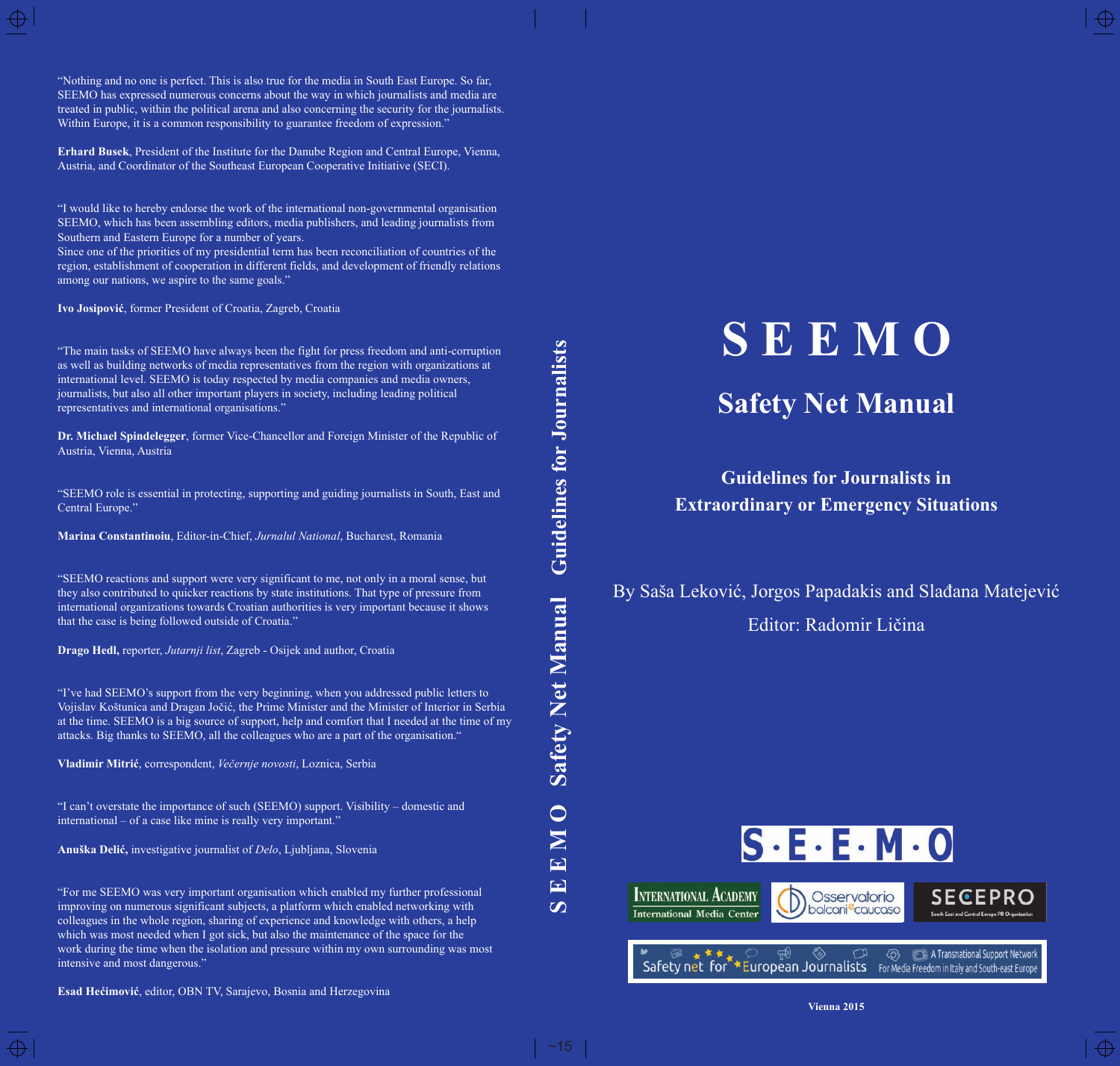“Nothing and no one is perfect. This is also true for the media in South East Europe. So far, SEEMO has expressed numerous concerns about the way in which journalists and media are treated in public, within the political arena and also concerning the security for the journalists. Within Europe, it is a common responsibility to guarantee freedom of expression.”

**Erhard Busek**, President of the Institute for the Danube Region and Central Europe, Vienna, Austria, and Coordinator of the Southeast European Cooperative Initiative (SECI).

“I would like to hereby endorse the work of the international non-governmental organisation SEEMO, which has been assembling editors, media publishers, and leading journalists from Southern and Eastern Europe for a number of years.
Since one of the priorities of my presidential term has been reconciliation of countries of the region, establishment of cooperation in different fields, and development of friendly relations among our nations, we aspire to the same goals.”

**Ivo Josipović**, former President of Croatia, Zagreb, Croatia

“The main tasks of SEEMO have always been the fight for press freedom and anti-corruption as well as building networks of media representatives from the region with organizations at international level. SEEMO is today respected by media companies and media owners, journalists, but also all other important players in society, including leading political representatives and international organisations.”

**Dr. Michael Spindelegger**, former Vice-Chancellor and Foreign Minister of the Republic of Austria, Vienna, Austria

“SEEMO role is essential in protecting, supporting and guiding journalists in South, East and Central Europe.”

**Marina Constantinoiu**, Editor-in-Chief, *Jurnalul National*, Bucharest, Romania

“SEEMO reactions and support were very significant to me, not only in a moral sense, but they also contributed to quicker reactions by state institutions. That type of pressure from international organizations towards Croatian authorities is very important because it shows that the case is being followed outside of Croatia.”

**Drago Hedl,** reporter, *Jutarnji list*, Zagreb - Osijek and author, Croatia

“I’ve had SEEMO’s support from the very beginning, when you addressed public letters to Vojislav Koštunica and Dragan Jočić, the Prime Minister and the Minister of Interior in Serbia at the time. SEEMO is a big source of support, help and comfort that I needed at the time of my attacks. Big thanks to SEEMO, all the colleagues who are a part of the organisation.“

**Vladimir Mitrić**, correspondent, *Večernje novosti*, Loznica, Serbia

“I can’t overstate the importance of such (SEEMO) support. Visibility – domestic and international – of a case like mine is really very important.”

**Anuška Delić,** investigative journalist of *Delo*, Ljubljana, Slovenia

“For me SEEMO was very important organisation which enabled my further professional improving on numerous significant subjects, a platform which enabled networking with colleagues in the whole region, sharing of experience and knowledge with others, a help which was most needed when I got sick, but also the maintenance of the space for the work during the time when the isolation and pressure within my own surrounding was most intensive and most dangerous.”

**Esad Hećimović**, editor, OBN TV, Sarajevo, Bosnia and Herzegovina

SEEMO Safety Net Manual Guidelines for Journalists

# S E E M O

## Safety Net Manual

### Guidelines for Journalists in Extraordinary or Emergency Situations

By Saša Leković, Jorgos Papadakis and Slađana Matejević

Editor: Radomir Ličina

S·E·E·M·O

International Academy – International Media Center | Osservatorio balcani e caucaso | SEECEPRO – South East and Central Europe PR Organisation

Safety net for European Journalists – A Transnational Support Network For Media Freedom in Italy and South-east Europe

**Vienna 2015**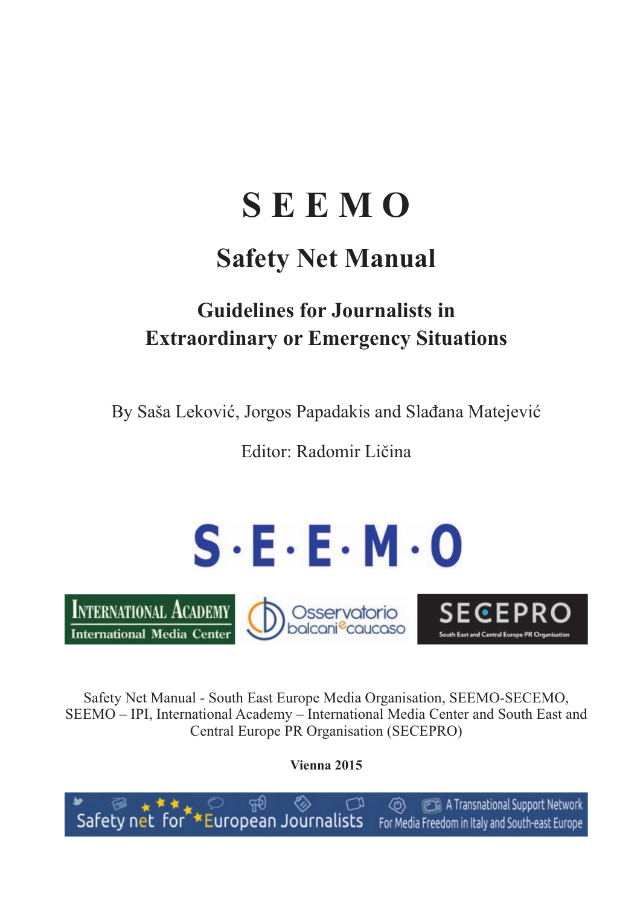# S E E M O

## Safety Net Manual

### Guidelines for Journalists in Extraordinary or Emergency Situations

By Saša Leković, Jorgos Papadakis and Slađana Matejević

Editor: Radomir Ličina

Safety Net Manual - South East Europe Media Organisation, SEEMO-SECEMO, SEEMO – IPI, International Academy – International Media Center and South East and Central Europe PR Organisation (SECEPRO)

**Vienna 2015**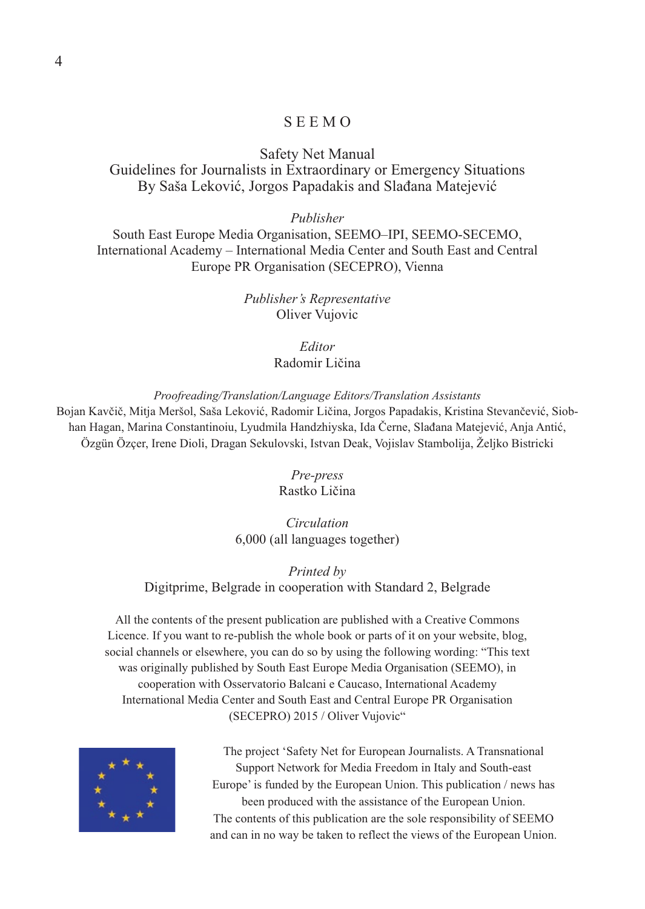SEEMO

Safety Net Manual
Guidelines for Journalists in Extraordinary or Emergency Situations
By Saša Leković, Jorgos Papadakis and Slađana Matejević

*Publisher*
South East Europe Media Organisation, SEEMO–IPI, SEEMO-SECEMO, International Academy – International Media Center and South East and Central Europe PR Organisation (SECEPRO), Vienna

*Publisher's Representative*
Oliver Vujovic

*Editor*
Radomir Ličina

*Proofreading/Translation/Language Editors/Translation Assistants*
Bojan Kavčič, Mitja Meršol, Saša Leković, Radomir Ličina, Jorgos Papadakis, Kristina Stevančević, Siobhan Hagan, Marina Constantinoiu, Lyudmila Handzhiyska, Ida Černe, Slađana Matejević, Anja Antić, Özgün Özçer, Irene Dioli, Dragan Sekulovski, Istvan Deak, Vojislav Stambolija, Željko Bistricki

*Pre-press*
Rastko Ličina

*Circulation*
6,000 (all languages together)

*Printed by*
Digitprime, Belgrade in cooperation with Standard 2, Belgrade

All the contents of the present publication are published with a Creative Commons Licence. If you want to re-publish the whole book or parts of it on your website, blog, social channels or elsewhere, you can do so by using the following wording: "This text was originally published by South East Europe Media Organisation (SEEMO), in cooperation with Osservatorio Balcani e Caucaso, International Academy International Media Center and South East and Central Europe PR Organisation (SECEPRO) 2015 / Oliver Vujovic"

The project 'Safety Net for European Journalists. A Transnational Support Network for Media Freedom in Italy and South-east Europe' is funded by the European Union. This publication / news has been produced with the assistance of the European Union. The contents of this publication are the sole responsibility of SEEMO and can in no way be taken to reflect the views of the European Union.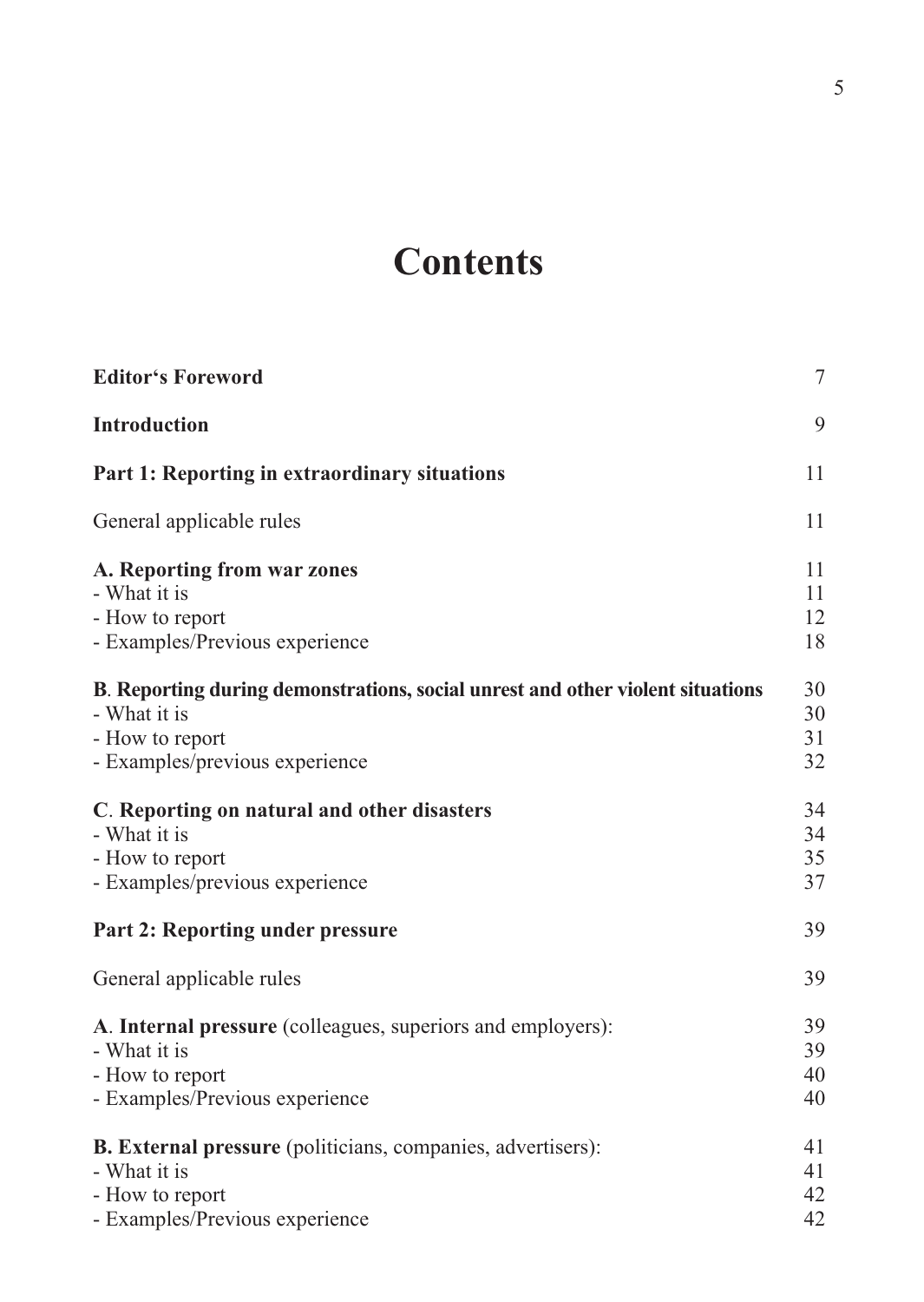# Contents

| | |
|---|---|
| **Editor's Foreword** | 7 |
| **Introduction** | 9 |
| **Part 1: Reporting in extraordinary situations** | 11 |
| General applicable rules | 11 |
| **A. Reporting from war zones** | 11 |
| - What it is | 11 |
| - How to report | 12 |
| - Examples/Previous experience | 18 |
| **B. Reporting during demonstrations, social unrest and other violent situations** | 30 |
| - What it is | 30 |
| - How to report | 31 |
| - Examples/previous experience | 32 |
| **C. Reporting on natural and other disasters** | 34 |
| - What it is | 34 |
| - How to report | 35 |
| - Examples/previous experience | 37 |
| **Part 2: Reporting under pressure** | 39 |
| General applicable rules | 39 |
| **A. Internal pressure** (colleagues, superiors and employers): | 39 |
| - What it is | 39 |
| - How to report | 40 |
| - Examples/Previous experience | 40 |
| **B. External pressure** (politicians, companies, advertisers): | 41 |
| - What it is | 41 |
| - How to report | 42 |
| - Examples/Previous experience | 42 |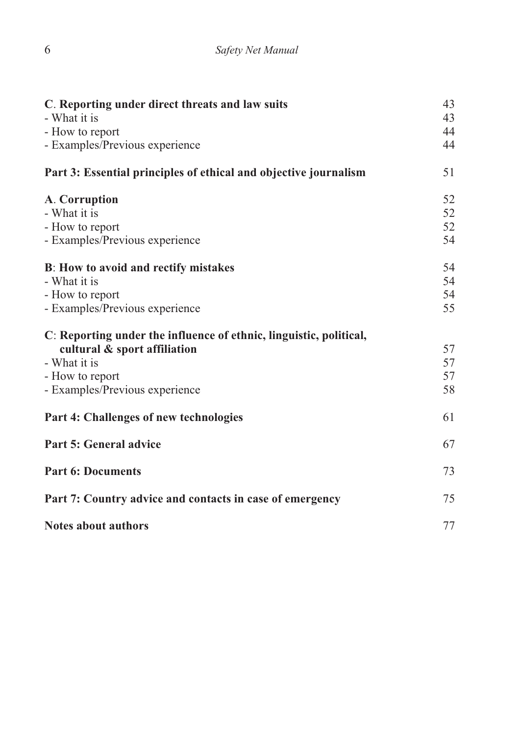| | |
|---|---|
| **C. Reporting under direct threats and law suits** | 43 |
| - What it is | 43 |
| - How to report | 44 |
| - Examples/Previous experience | 44 |
| | |
| **Part 3: Essential principles of ethical and objective journalism** | 51 |
| | |
| **A. Corruption** | 52 |
| - What it is | 52 |
| - How to report | 52 |
| - Examples/Previous experience | 54 |
| | |
| **B: How to avoid and rectify mistakes** | 54 |
| - What it is | 54 |
| - How to report | 54 |
| - Examples/Previous experience | 55 |
| | |
| **C: Reporting under the influence of ethnic, linguistic, political, cultural & sport affiliation** | 57 |
| - What it is | 57 |
| - How to report | 57 |
| - Examples/Previous experience | 58 |
| | |
| **Part 4: Challenges of new technologies** | 61 |
| | |
| **Part 5: General advice** | 67 |
| | |
| **Part 6: Documents** | 73 |
| | |
| **Part 7: Country advice and contacts in case of emergency** | 75 |
| | |
| **Notes about authors** | 77 |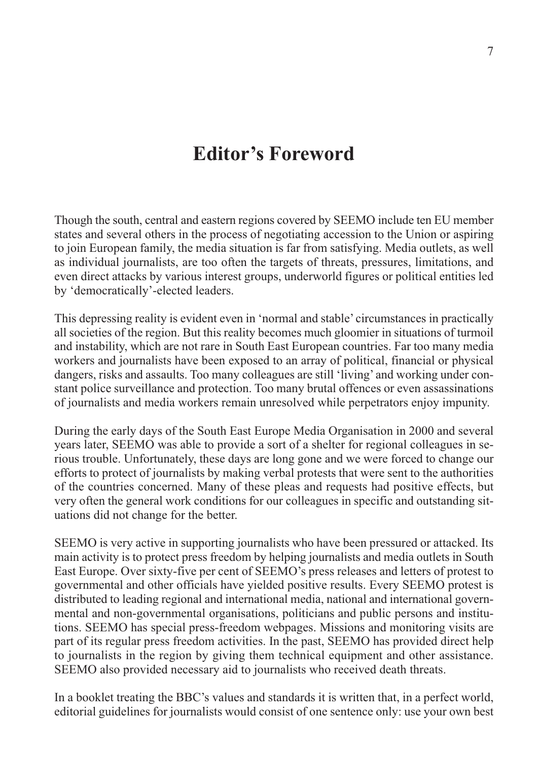# Editor's Foreword

Though the south, central and eastern regions covered by SEEMO include ten EU member states and several others in the process of negotiating accession to the Union or aspiring to join European family, the media situation is far from satisfying. Media outlets, as well as individual journalists, are too often the targets of threats, pressures, limitations, and even direct attacks by various interest groups, underworld figures or political entities led by 'democratically'-elected leaders.

This depressing reality is evident even in 'normal and stable' circumstances in practically all societies of the region. But this reality becomes much gloomier in situations of turmoil and instability, which are not rare in South East European countries. Far too many media workers and journalists have been exposed to an array of political, financial or physical dangers, risks and assaults. Too many colleagues are still 'living' and working under constant police surveillance and protection. Too many brutal offences or even assassinations of journalists and media workers remain unresolved while perpetrators enjoy impunity.

During the early days of the South East Europe Media Organisation in 2000 and several years later, SEEMO was able to provide a sort of a shelter for regional colleagues in serious trouble. Unfortunately, these days are long gone and we were forced to change our efforts to protect of journalists by making verbal protests that were sent to the authorities of the countries concerned. Many of these pleas and requests had positive effects, but very often the general work conditions for our colleagues in specific and outstanding situations did not change for the better.

SEEMO is very active in supporting journalists who have been pressured or attacked. Its main activity is to protect press freedom by helping journalists and media outlets in South East Europe. Over sixty-five per cent of SEEMO's press releases and letters of protest to governmental and other officials have yielded positive results. Every SEEMO protest is distributed to leading regional and international media, national and international governmental and non-governmental organisations, politicians and public persons and institutions. SEEMO has special press-freedom webpages. Missions and monitoring visits are part of its regular press freedom activities. In the past, SEEMO has provided direct help to journalists in the region by giving them technical equipment and other assistance. SEEMO also provided necessary aid to journalists who received death threats.

In a booklet treating the BBC's values and standards it is written that, in a perfect world, editorial guidelines for journalists would consist of one sentence only: use your own best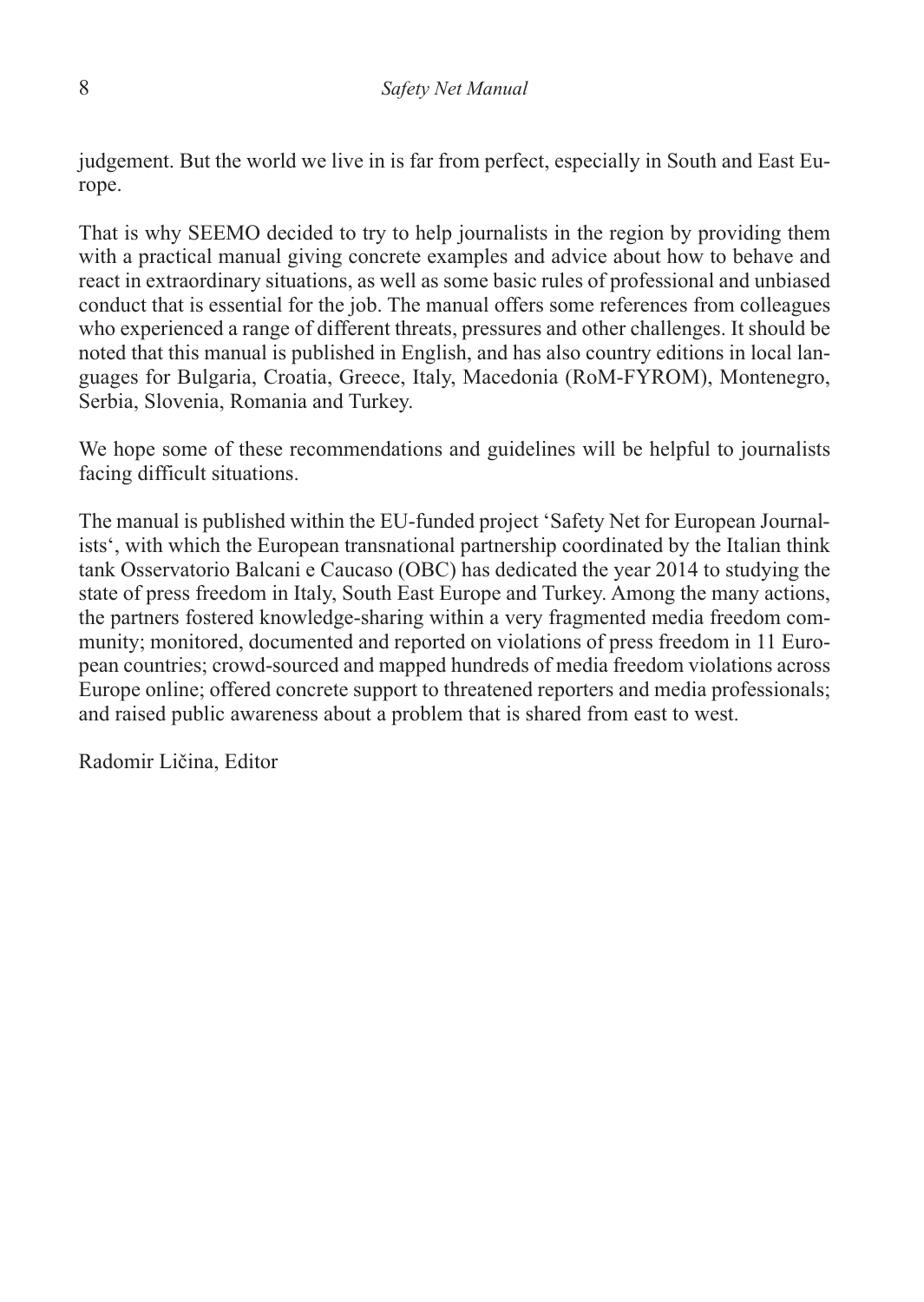judgement. But the world we live in is far from perfect, especially in South and East Europe.

That is why SEEMO decided to try to help journalists in the region by providing them with a practical manual giving concrete examples and advice about how to behave and react in extraordinary situations, as well as some basic rules of professional and unbiased conduct that is essential for the job. The manual offers some references from colleagues who experienced a range of different threats, pressures and other challenges. It should be noted that this manual is published in English, and has also country editions in local languages for Bulgaria, Croatia, Greece, Italy, Macedonia (RoM-FYROM), Montenegro, Serbia, Slovenia, Romania and Turkey.

We hope some of these recommendations and guidelines will be helpful to journalists facing difficult situations.

The manual is published within the EU-funded project 'Safety Net for European Journalists', with which the European transnational partnership coordinated by the Italian think tank Osservatorio Balcani e Caucaso (OBC) has dedicated the year 2014 to studying the state of press freedom in Italy, South East Europe and Turkey. Among the many actions, the partners fostered knowledge-sharing within a very fragmented media freedom community; monitored, documented and reported on violations of press freedom in 11 European countries; crowd-sourced and mapped hundreds of media freedom violations across Europe online; offered concrete support to threatened reporters and media professionals; and raised public awareness about a problem that is shared from east to west.

Radomir Ličina, Editor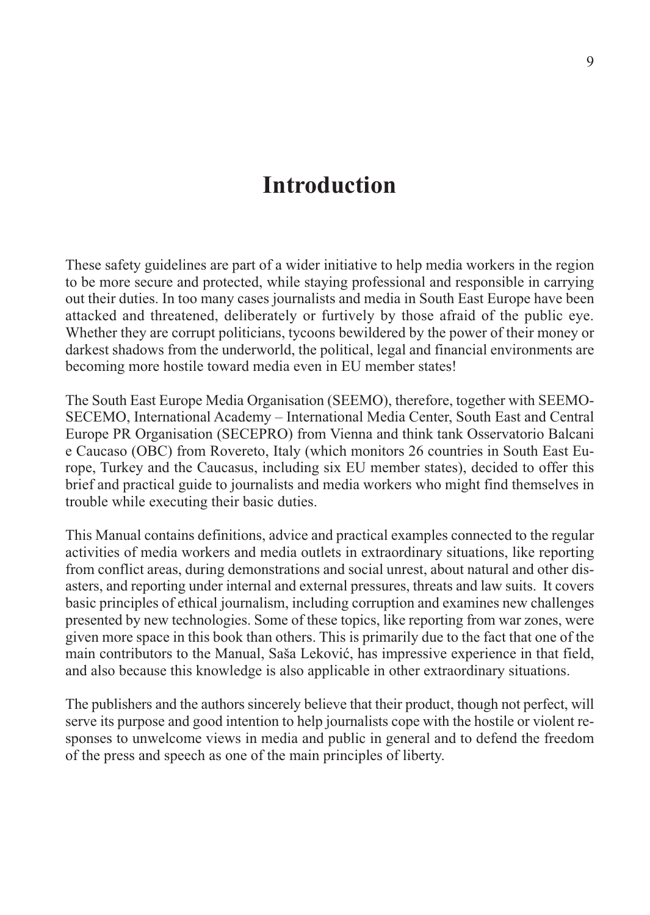# Introduction

These safety guidelines are part of a wider initiative to help media workers in the region to be more secure and protected, while staying professional and responsible in carrying out their duties. In too many cases journalists and media in South East Europe have been attacked and threatened, deliberately or furtively by those afraid of the public eye. Whether they are corrupt politicians, tycoons bewildered by the power of their money or darkest shadows from the underworld, the political, legal and financial environments are becoming more hostile toward media even in EU member states!

The South East Europe Media Organisation (SEEMO), therefore, together with SEEMO-SECEMO, International Academy – International Media Center, South East and Central Europe PR Organisation (SECEPRO) from Vienna and think tank Osservatorio Balcani e Caucaso (OBC) from Rovereto, Italy (which monitors 26 countries in South East Europe, Turkey and the Caucasus, including six EU member states), decided to offer this brief and practical guide to journalists and media workers who might find themselves in trouble while executing their basic duties.

This Manual contains definitions, advice and practical examples connected to the regular activities of media workers and media outlets in extraordinary situations, like reporting from conflict areas, during demonstrations and social unrest, about natural and other disasters, and reporting under internal and external pressures, threats and law suits. It covers basic principles of ethical journalism, including corruption and examines new challenges presented by new technologies. Some of these topics, like reporting from war zones, were given more space in this book than others. This is primarily due to the fact that one of the main contributors to the Manual, Saša Leković, has impressive experience in that field, and also because this knowledge is also applicable in other extraordinary situations.

The publishers and the authors sincerely believe that their product, though not perfect, will serve its purpose and good intention to help journalists cope with the hostile or violent responses to unwelcome views in media and public in general and to defend the freedom of the press and speech as one of the main principles of liberty.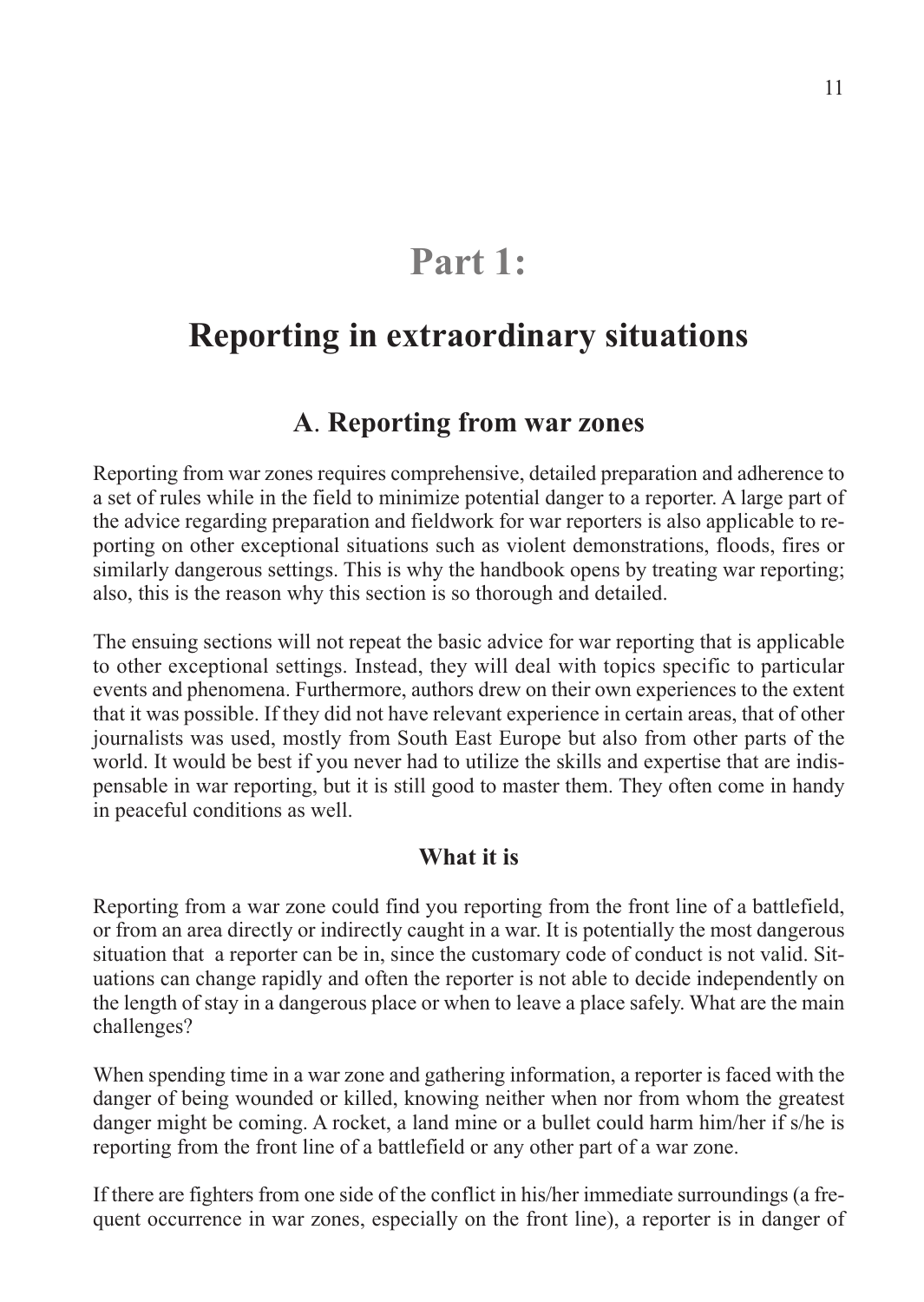# Part 1:

# Reporting in extraordinary situations

## A. Reporting from war zones

Reporting from war zones requires comprehensive, detailed preparation and adherence to a set of rules while in the field to minimize potential danger to a reporter. A large part of the advice regarding preparation and fieldwork for war reporters is also applicable to reporting on other exceptional situations such as violent demonstrations, floods, fires or similarly dangerous settings. This is why the handbook opens by treating war reporting; also, this is the reason why this section is so thorough and detailed.

The ensuing sections will not repeat the basic advice for war reporting that is applicable to other exceptional settings. Instead, they will deal with topics specific to particular events and phenomena. Furthermore, authors drew on their own experiences to the extent that it was possible. If they did not have relevant experience in certain areas, that of other journalists was used, mostly from South East Europe but also from other parts of the world. It would be best if you never had to utilize the skills and expertise that are indispensable in war reporting, but it is still good to master them. They often come in handy in peaceful conditions as well.

### What it is

Reporting from a war zone could find you reporting from the front line of a battlefield, or from an area directly or indirectly caught in a war. It is potentially the most dangerous situation that a reporter can be in, since the customary code of conduct is not valid. Situations can change rapidly and often the reporter is not able to decide independently on the length of stay in a dangerous place or when to leave a place safely. What are the main challenges?

When spending time in a war zone and gathering information, a reporter is faced with the danger of being wounded or killed, knowing neither when nor from whom the greatest danger might be coming. A rocket, a land mine or a bullet could harm him/her if s/he is reporting from the front line of a battlefield or any other part of a war zone.

If there are fighters from one side of the conflict in his/her immediate surroundings (a frequent occurrence in war zones, especially on the front line), a reporter is in danger of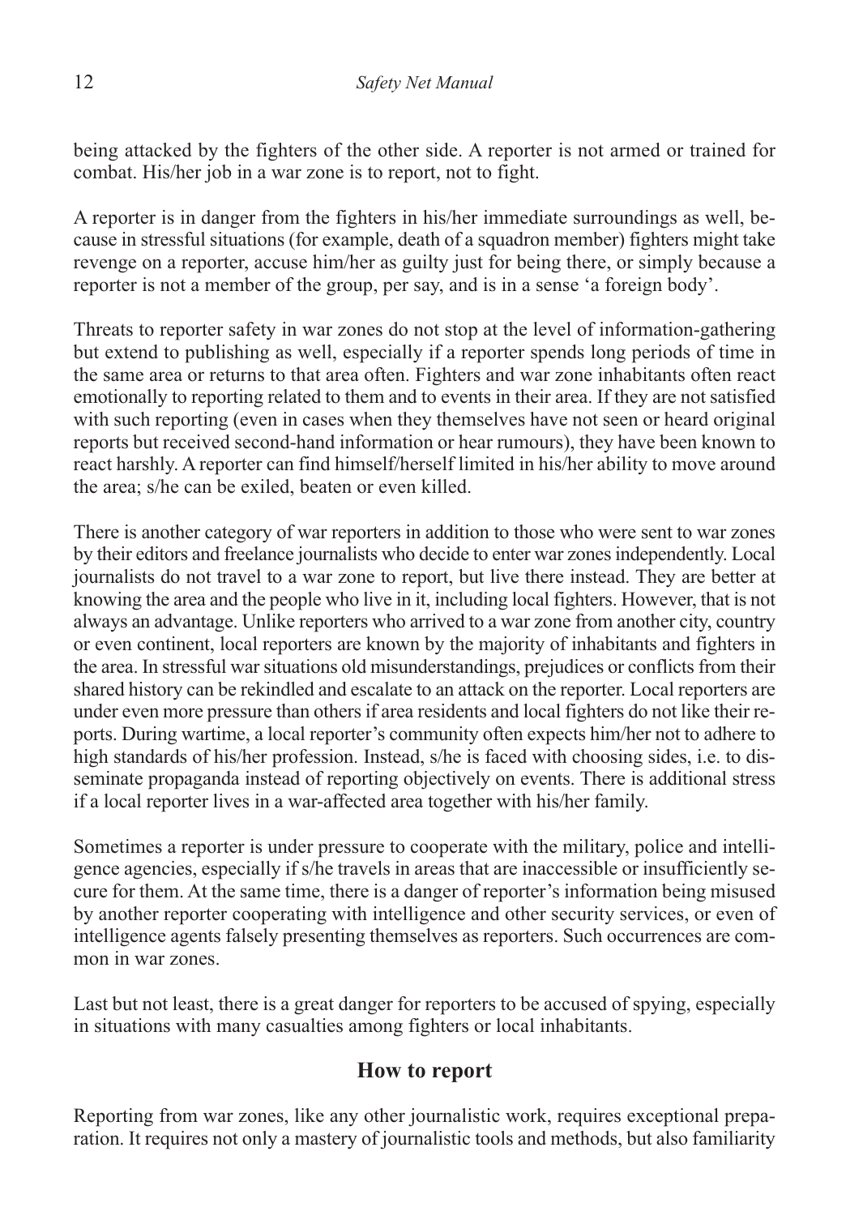being attacked by the fighters of the other side. A reporter is not armed or trained for combat. His/her job in a war zone is to report, not to fight.

A reporter is in danger from the fighters in his/her immediate surroundings as well, because in stressful situations (for example, death of a squadron member) fighters might take revenge on a reporter, accuse him/her as guilty just for being there, or simply because a reporter is not a member of the group, per say, and is in a sense 'a foreign body'.

Threats to reporter safety in war zones do not stop at the level of information-gathering but extend to publishing as well, especially if a reporter spends long periods of time in the same area or returns to that area often. Fighters and war zone inhabitants often react emotionally to reporting related to them and to events in their area. If they are not satisfied with such reporting (even in cases when they themselves have not seen or heard original reports but received second-hand information or hear rumours), they have been known to react harshly. A reporter can find himself/herself limited in his/her ability to move around the area; s/he can be exiled, beaten or even killed.

There is another category of war reporters in addition to those who were sent to war zones by their editors and freelance journalists who decide to enter war zones independently. Local journalists do not travel to a war zone to report, but live there instead. They are better at knowing the area and the people who live in it, including local fighters. However, that is not always an advantage. Unlike reporters who arrived to a war zone from another city, country or even continent, local reporters are known by the majority of inhabitants and fighters in the area. In stressful war situations old misunderstandings, prejudices or conflicts from their shared history can be rekindled and escalate to an attack on the reporter. Local reporters are under even more pressure than others if area residents and local fighters do not like their reports. During wartime, a local reporter's community often expects him/her not to adhere to high standards of his/her profession. Instead, s/he is faced with choosing sides, i.e. to disseminate propaganda instead of reporting objectively on events. There is additional stress if a local reporter lives in a war-affected area together with his/her family.

Sometimes a reporter is under pressure to cooperate with the military, police and intelligence agencies, especially if s/he travels in areas that are inaccessible or insufficiently secure for them. At the same time, there is a danger of reporter's information being misused by another reporter cooperating with intelligence and other security services, or even of intelligence agents falsely presenting themselves as reporters. Such occurrences are common in war zones.

Last but not least, there is a great danger for reporters to be accused of spying, especially in situations with many casualties among fighters or local inhabitants.

## How to report

Reporting from war zones, like any other journalistic work, requires exceptional preparation. It requires not only a mastery of journalistic tools and methods, but also familiarity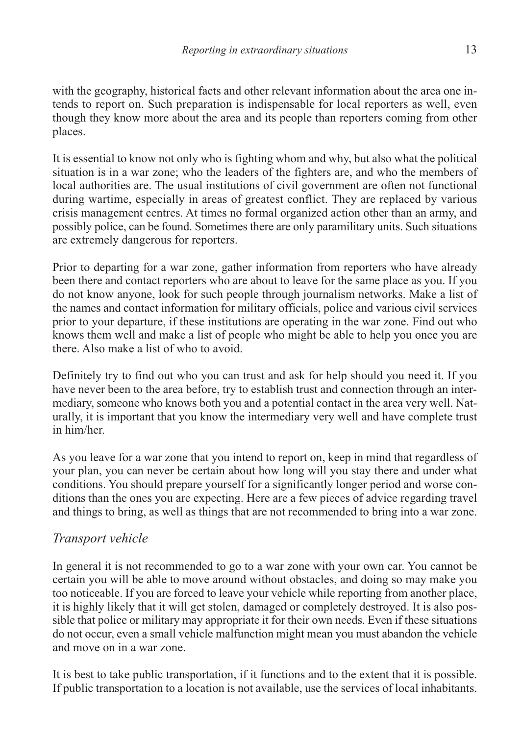with the geography, historical facts and other relevant information about the area one intends to report on. Such preparation is indispensable for local reporters as well, even though they know more about the area and its people than reporters coming from other places.

It is essential to know not only who is fighting whom and why, but also what the political situation is in a war zone; who the leaders of the fighters are, and who the members of local authorities are. The usual institutions of civil government are often not functional during wartime, especially in areas of greatest conflict. They are replaced by various crisis management centres. At times no formal organized action other than an army, and possibly police, can be found. Sometimes there are only paramilitary units. Such situations are extremely dangerous for reporters.

Prior to departing for a war zone, gather information from reporters who have already been there and contact reporters who are about to leave for the same place as you. If you do not know anyone, look for such people through journalism networks. Make a list of the names and contact information for military officials, police and various civil services prior to your departure, if these institutions are operating in the war zone. Find out who knows them well and make a list of people who might be able to help you once you are there. Also make a list of who to avoid.

Definitely try to find out who you can trust and ask for help should you need it. If you have never been to the area before, try to establish trust and connection through an intermediary, someone who knows both you and a potential contact in the area very well. Naturally, it is important that you know the intermediary very well and have complete trust in him/her.

As you leave for a war zone that you intend to report on, keep in mind that regardless of your plan, you can never be certain about how long will you stay there and under what conditions. You should prepare yourself for a significantly longer period and worse conditions than the ones you are expecting. Here are a few pieces of advice regarding travel and things to bring, as well as things that are not recommended to bring into a war zone.

### *Transport vehicle*

In general it is not recommended to go to a war zone with your own car. You cannot be certain you will be able to move around without obstacles, and doing so may make you too noticeable. If you are forced to leave your vehicle while reporting from another place, it is highly likely that it will get stolen, damaged or completely destroyed. It is also possible that police or military may appropriate it for their own needs. Even if these situations do not occur, even a small vehicle malfunction might mean you must abandon the vehicle and move on in a war zone.

It is best to take public transportation, if it functions and to the extent that it is possible. If public transportation to a location is not available, use the services of local inhabitants.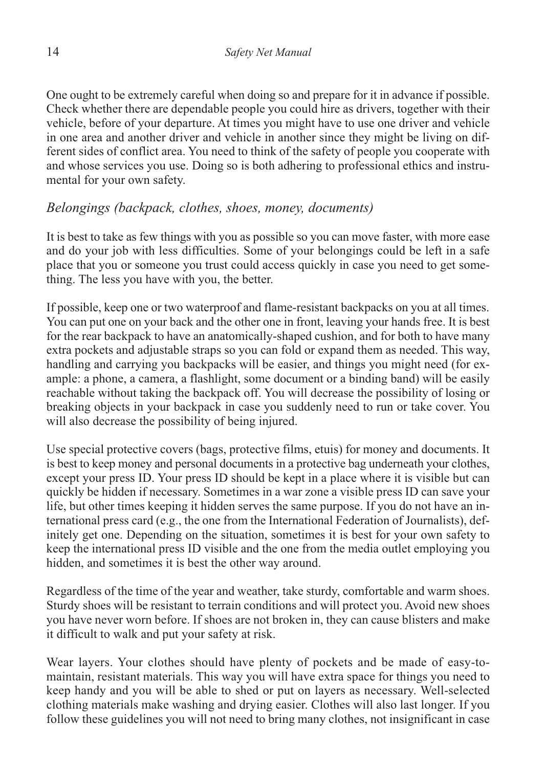One ought to be extremely careful when doing so and prepare for it in advance if possible. Check whether there are dependable people you could hire as drivers, together with their vehicle, before of your departure. At times you might have to use one driver and vehicle in one area and another driver and vehicle in another since they might be living on different sides of conflict area. You need to think of the safety of people you cooperate with and whose services you use. Doing so is both adhering to professional ethics and instrumental for your own safety.

### *Belongings (backpack, clothes, shoes, money, documents)*

It is best to take as few things with you as possible so you can move faster, with more ease and do your job with less difficulties. Some of your belongings could be left in a safe place that you or someone you trust could access quickly in case you need to get something. The less you have with you, the better.

If possible, keep one or two waterproof and flame-resistant backpacks on you at all times. You can put one on your back and the other one in front, leaving your hands free. It is best for the rear backpack to have an anatomically-shaped cushion, and for both to have many extra pockets and adjustable straps so you can fold or expand them as needed. This way, handling and carrying you backpacks will be easier, and things you might need (for example: a phone, a camera, a flashlight, some document or a binding band) will be easily reachable without taking the backpack off. You will decrease the possibility of losing or breaking objects in your backpack in case you suddenly need to run or take cover. You will also decrease the possibility of being injured.

Use special protective covers (bags, protective films, etuis) for money and documents. It is best to keep money and personal documents in a protective bag underneath your clothes, except your press ID. Your press ID should be kept in a place where it is visible but can quickly be hidden if necessary. Sometimes in a war zone a visible press ID can save your life, but other times keeping it hidden serves the same purpose. If you do not have an international press card (e.g., the one from the International Federation of Journalists), definitely get one. Depending on the situation, sometimes it is best for your own safety to keep the international press ID visible and the one from the media outlet employing you hidden, and sometimes it is best the other way around.

Regardless of the time of the year and weather, take sturdy, comfortable and warm shoes. Sturdy shoes will be resistant to terrain conditions and will protect you. Avoid new shoes you have never worn before. If shoes are not broken in, they can cause blisters and make it difficult to walk and put your safety at risk.

Wear layers. Your clothes should have plenty of pockets and be made of easy-to-maintain, resistant materials. This way you will have extra space for things you need to keep handy and you will be able to shed or put on layers as necessary. Well-selected clothing materials make washing and drying easier. Clothes will also last longer. If you follow these guidelines you will not need to bring many clothes, not insignificant in case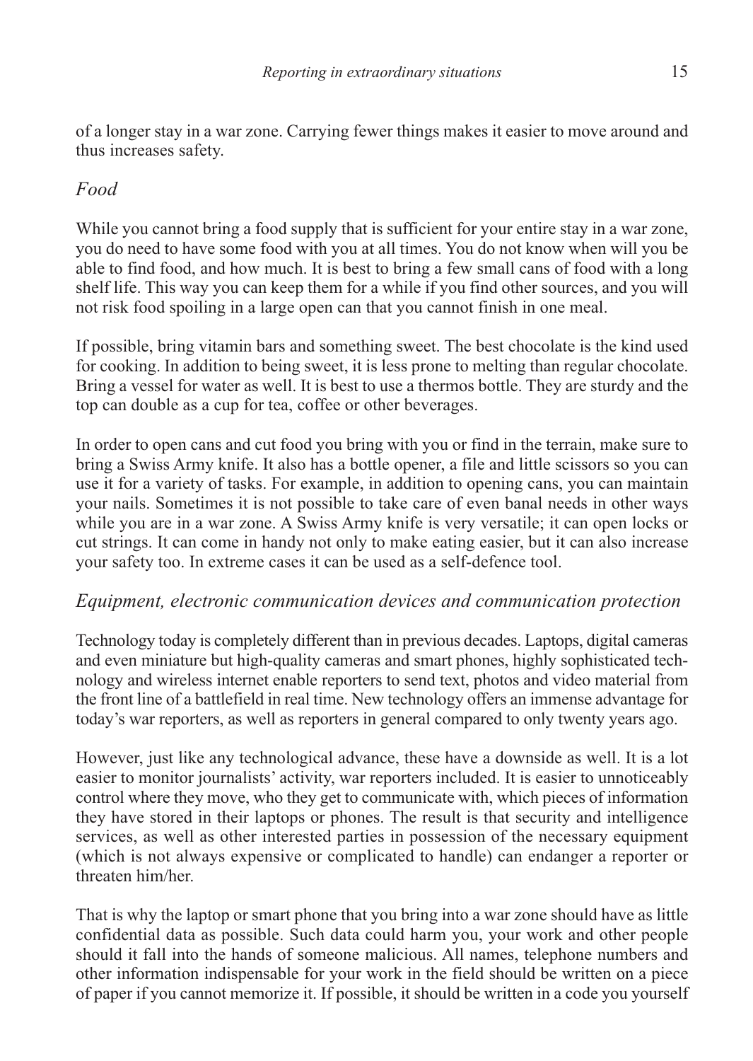of a longer stay in a war zone. Carrying fewer things makes it easier to move around and thus increases safety.

### *Food*

While you cannot bring a food supply that is sufficient for your entire stay in a war zone, you do need to have some food with you at all times. You do not know when will you be able to find food, and how much. It is best to bring a few small cans of food with a long shelf life. This way you can keep them for a while if you find other sources, and you will not risk food spoiling in a large open can that you cannot finish in one meal.

If possible, bring vitamin bars and something sweet. The best chocolate is the kind used for cooking. In addition to being sweet, it is less prone to melting than regular chocolate. Bring a vessel for water as well. It is best to use a thermos bottle. They are sturdy and the top can double as a cup for tea, coffee or other beverages.

In order to open cans and cut food you bring with you or find in the terrain, make sure to bring a Swiss Army knife. It also has a bottle opener, a file and little scissors so you can use it for a variety of tasks. For example, in addition to opening cans, you can maintain your nails. Sometimes it is not possible to take care of even banal needs in other ways while you are in a war zone. A Swiss Army knife is very versatile; it can open locks or cut strings. It can come in handy not only to make eating easier, but it can also increase your safety too. In extreme cases it can be used as a self-defence tool.

### *Equipment, electronic communication devices and communication protection*

Technology today is completely different than in previous decades. Laptops, digital cameras and even miniature but high-quality cameras and smart phones, highly sophisticated technology and wireless internet enable reporters to send text, photos and video material from the front line of a battlefield in real time. New technology offers an immense advantage for today's war reporters, as well as reporters in general compared to only twenty years ago.

However, just like any technological advance, these have a downside as well. It is a lot easier to monitor journalists' activity, war reporters included. It is easier to unnoticeably control where they move, who they get to communicate with, which pieces of information they have stored in their laptops or phones. The result is that security and intelligence services, as well as other interested parties in possession of the necessary equipment (which is not always expensive or complicated to handle) can endanger a reporter or threaten him/her.

That is why the laptop or smart phone that you bring into a war zone should have as little confidential data as possible. Such data could harm you, your work and other people should it fall into the hands of someone malicious. All names, telephone numbers and other information indispensable for your work in the field should be written on a piece of paper if you cannot memorize it. If possible, it should be written in a code you yourself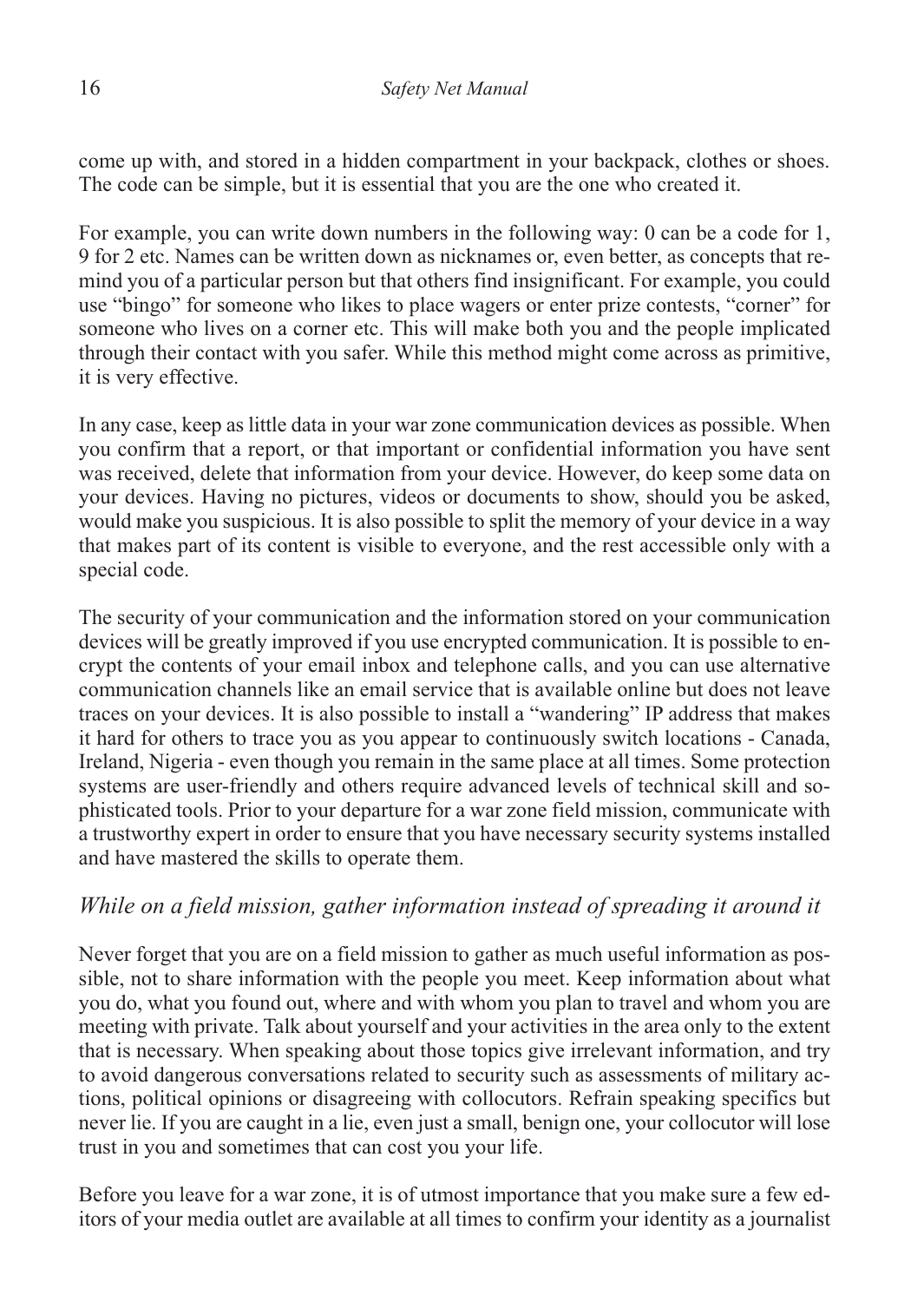come up with, and stored in a hidden compartment in your backpack, clothes or shoes. The code can be simple, but it is essential that you are the one who created it.

For example, you can write down numbers in the following way: 0 can be a code for 1, 9 for 2 etc. Names can be written down as nicknames or, even better, as concepts that remind you of a particular person but that others find insignificant. For example, you could use "bingo" for someone who likes to place wagers or enter prize contests, "corner" for someone who lives on a corner etc. This will make both you and the people implicated through their contact with you safer. While this method might come across as primitive, it is very effective.

In any case, keep as little data in your war zone communication devices as possible. When you confirm that a report, or that important or confidential information you have sent was received, delete that information from your device. However, do keep some data on your devices. Having no pictures, videos or documents to show, should you be asked, would make you suspicious. It is also possible to split the memory of your device in a way that makes part of its content is visible to everyone, and the rest accessible only with a special code.

The security of your communication and the information stored on your communication devices will be greatly improved if you use encrypted communication. It is possible to encrypt the contents of your email inbox and telephone calls, and you can use alternative communication channels like an email service that is available online but does not leave traces on your devices. It is also possible to install a "wandering" IP address that makes it hard for others to trace you as you appear to continuously switch locations - Canada, Ireland, Nigeria - even though you remain in the same place at all times. Some protection systems are user-friendly and others require advanced levels of technical skill and sophisticated tools. Prior to your departure for a war zone field mission, communicate with a trustworthy expert in order to ensure that you have necessary security systems installed and have mastered the skills to operate them.

### *While on a field mission, gather information instead of spreading it around it*

Never forget that you are on a field mission to gather as much useful information as possible, not to share information with the people you meet. Keep information about what you do, what you found out, where and with whom you plan to travel and whom you are meeting with private. Talk about yourself and your activities in the area only to the extent that is necessary. When speaking about those topics give irrelevant information, and try to avoid dangerous conversations related to security such as assessments of military actions, political opinions or disagreeing with collocutors. Refrain speaking specifics but never lie. If you are caught in a lie, even just a small, benign one, your collocutor will lose trust in you and sometimes that can cost you your life.

Before you leave for a war zone, it is of utmost importance that you make sure a few editors of your media outlet are available at all times to confirm your identity as a journalist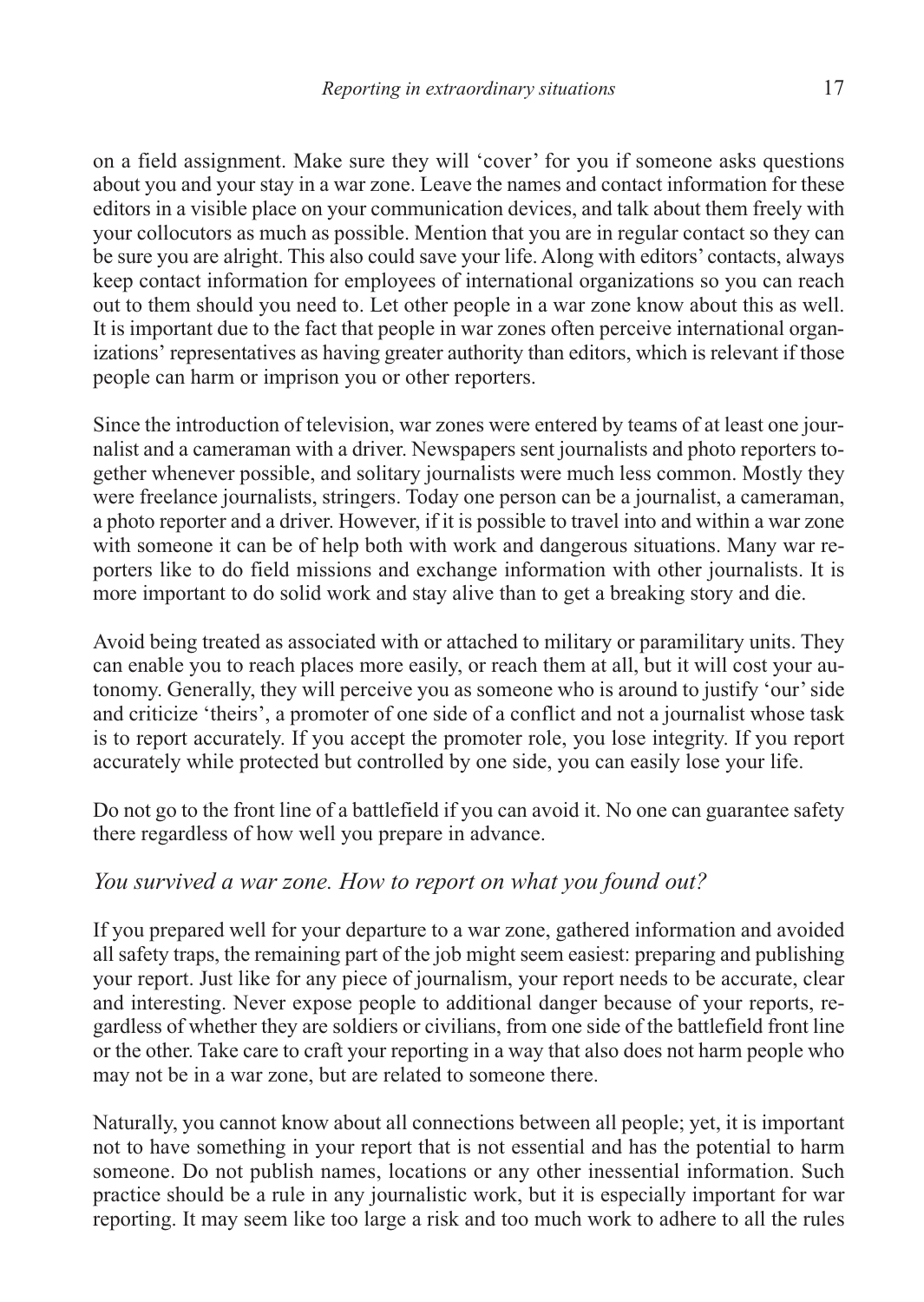on a field assignment. Make sure they will 'cover' for you if someone asks questions about you and your stay in a war zone. Leave the names and contact information for these editors in a visible place on your communication devices, and talk about them freely with your collocutors as much as possible. Mention that you are in regular contact so they can be sure you are alright. This also could save your life. Along with editors' contacts, always keep contact information for employees of international organizations so you can reach out to them should you need to. Let other people in a war zone know about this as well. It is important due to the fact that people in war zones often perceive international organizations' representatives as having greater authority than editors, which is relevant if those people can harm or imprison you or other reporters.

Since the introduction of television, war zones were entered by teams of at least one journalist and a cameraman with a driver. Newspapers sent journalists and photo reporters together whenever possible, and solitary journalists were much less common. Mostly they were freelance journalists, stringers. Today one person can be a journalist, a cameraman, a photo reporter and a driver. However, if it is possible to travel into and within a war zone with someone it can be of help both with work and dangerous situations. Many war reporters like to do field missions and exchange information with other journalists. It is more important to do solid work and stay alive than to get a breaking story and die.

Avoid being treated as associated with or attached to military or paramilitary units. They can enable you to reach places more easily, or reach them at all, but it will cost your autonomy. Generally, they will perceive you as someone who is around to justify 'our' side and criticize 'theirs', a promoter of one side of a conflict and not a journalist whose task is to report accurately. If you accept the promoter role, you lose integrity. If you report accurately while protected but controlled by one side, you can easily lose your life.

Do not go to the front line of a battlefield if you can avoid it. No one can guarantee safety there regardless of how well you prepare in advance.

### *You survived a war zone. How to report on what you found out?*

If you prepared well for your departure to a war zone, gathered information and avoided all safety traps, the remaining part of the job might seem easiest: preparing and publishing your report. Just like for any piece of journalism, your report needs to be accurate, clear and interesting. Never expose people to additional danger because of your reports, regardless of whether they are soldiers or civilians, from one side of the battlefield front line or the other. Take care to craft your reporting in a way that also does not harm people who may not be in a war zone, but are related to someone there.

Naturally, you cannot know about all connections between all people; yet, it is important not to have something in your report that is not essential and has the potential to harm someone. Do not publish names, locations or any other inessential information. Such practice should be a rule in any journalistic work, but it is especially important for war reporting. It may seem like too large a risk and too much work to adhere to all the rules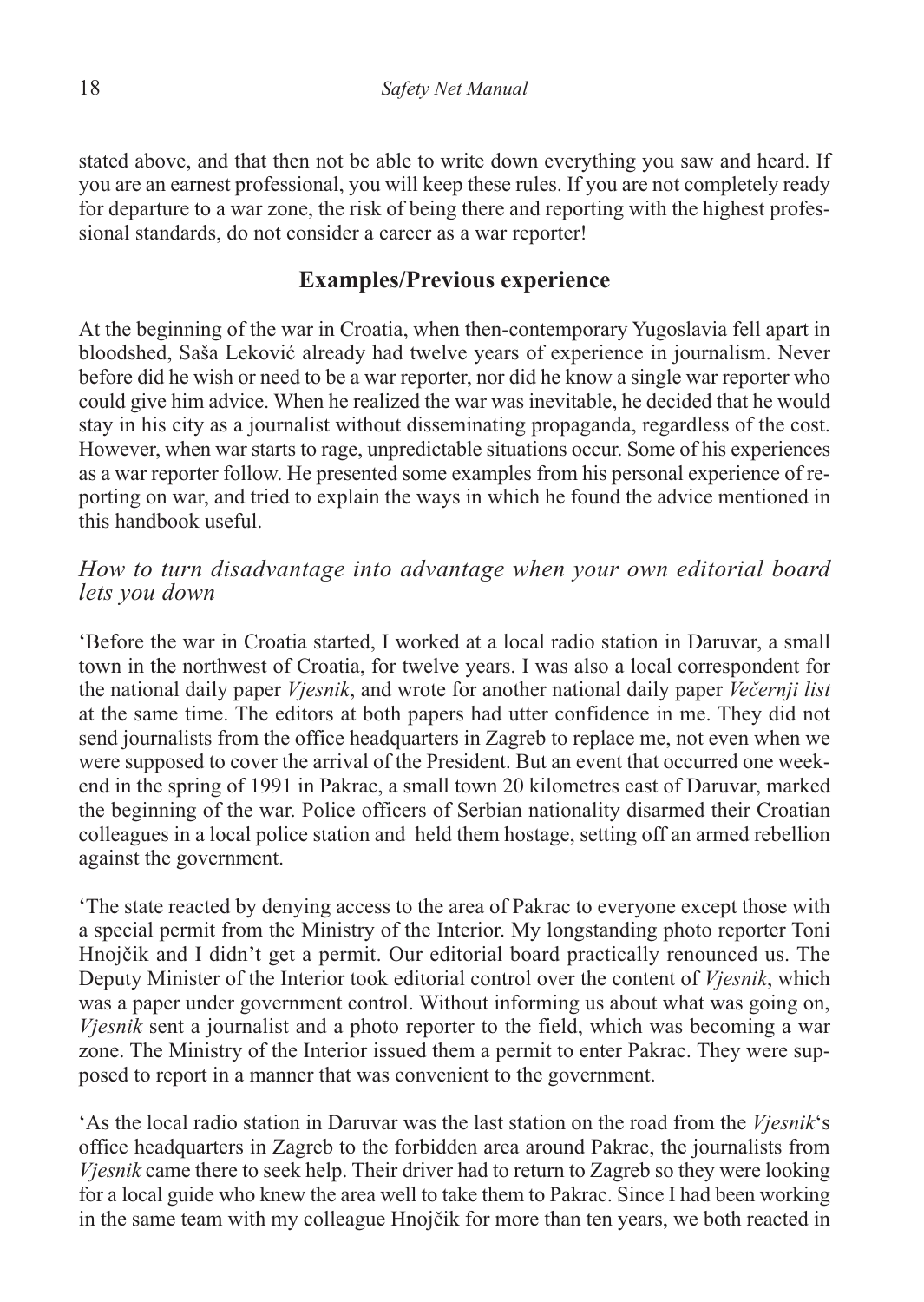stated above, and that then not be able to write down everything you saw and heard. If you are an earnest professional, you will keep these rules. If you are not completely ready for departure to a war zone, the risk of being there and reporting with the highest professional standards, do not consider a career as a war reporter!

## Examples/Previous experience

At the beginning of the war in Croatia, when then-contemporary Yugoslavia fell apart in bloodshed, Saša Leković already had twelve years of experience in journalism. Never before did he wish or need to be a war reporter, nor did he know a single war reporter who could give him advice. When he realized the war was inevitable, he decided that he would stay in his city as a journalist without disseminating propaganda, regardless of the cost. However, when war starts to rage, unpredictable situations occur. Some of his experiences as a war reporter follow. He presented some examples from his personal experience of reporting on war, and tried to explain the ways in which he found the advice mentioned in this handbook useful.

### *How to turn disadvantage into advantage when your own editorial board lets you down*

'Before the war in Croatia started, I worked at a local radio station in Daruvar, a small town in the northwest of Croatia, for twelve years. I was also a local correspondent for the national daily paper *Vjesnik*, and wrote for another national daily paper *Večernji list* at the same time. The editors at both papers had utter confidence in me. They did not send journalists from the office headquarters in Zagreb to replace me, not even when we were supposed to cover the arrival of the President. But an event that occurred one weekend in the spring of 1991 in Pakrac, a small town 20 kilometres east of Daruvar, marked the beginning of the war. Police officers of Serbian nationality disarmed their Croatian colleagues in a local police station and held them hostage, setting off an armed rebellion against the government.

'The state reacted by denying access to the area of Pakrac to everyone except those with a special permit from the Ministry of the Interior. My longstanding photo reporter Toni Hnojčik and I didn't get a permit. Our editorial board practically renounced us. The Deputy Minister of the Interior took editorial control over the content of *Vjesnik*, which was a paper under government control. Without informing us about what was going on, *Vjesnik* sent a journalist and a photo reporter to the field, which was becoming a war zone. The Ministry of the Interior issued them a permit to enter Pakrac. They were supposed to report in a manner that was convenient to the government.

'As the local radio station in Daruvar was the last station on the road from the *Vjesnik*'s office headquarters in Zagreb to the forbidden area around Pakrac, the journalists from *Vjesnik* came there to seek help. Their driver had to return to Zagreb so they were looking for a local guide who knew the area well to take them to Pakrac. Since I had been working in the same team with my colleague Hnojčik for more than ten years, we both reacted in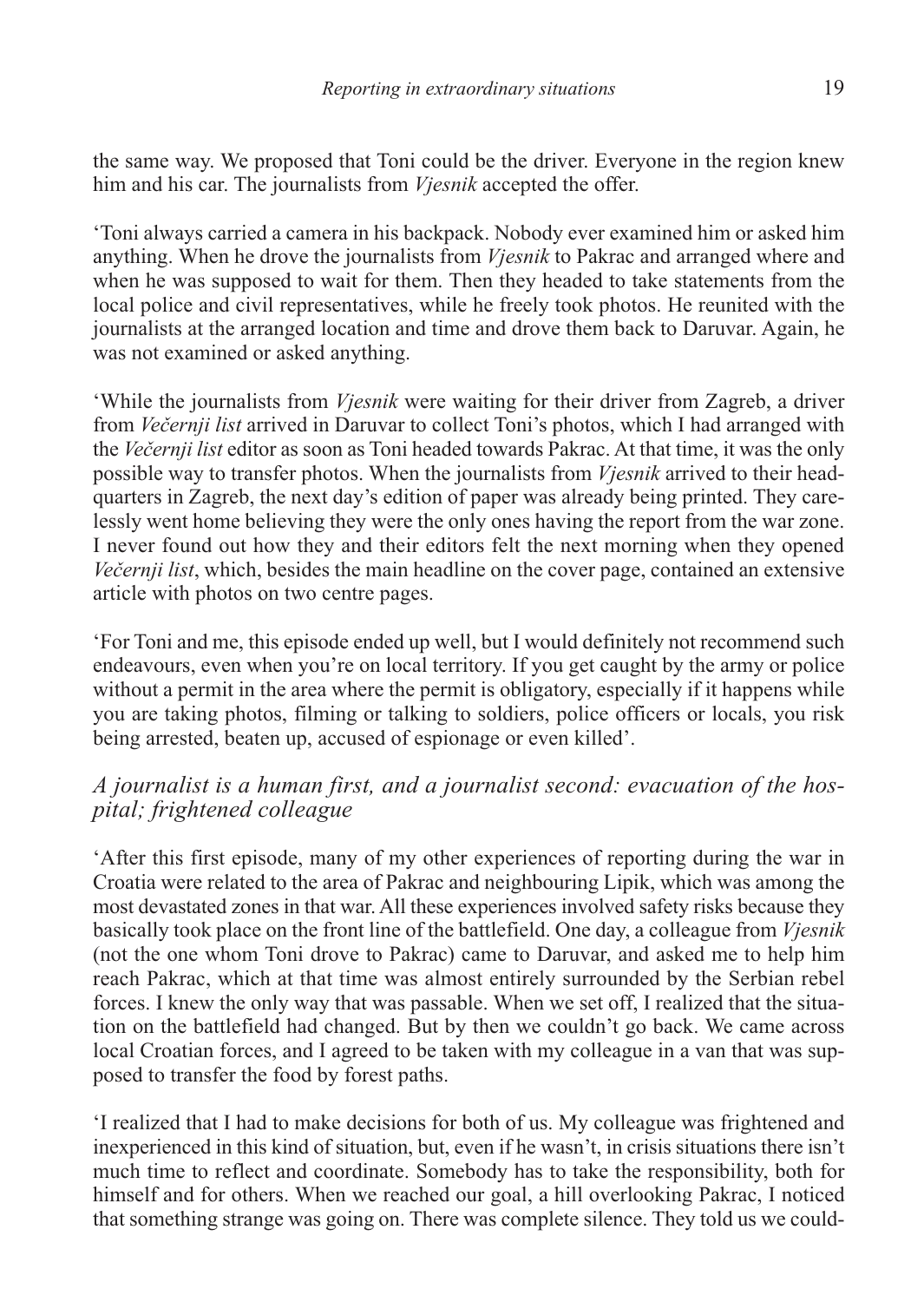the same way. We proposed that Toni could be the driver. Everyone in the region knew him and his car. The journalists from *Vjesnik* accepted the offer.

'Toni always carried a camera in his backpack. Nobody ever examined him or asked him anything. When he drove the journalists from *Vjesnik* to Pakrac and arranged where and when he was supposed to wait for them. Then they headed to take statements from the local police and civil representatives, while he freely took photos. He reunited with the journalists at the arranged location and time and drove them back to Daruvar. Again, he was not examined or asked anything.

'While the journalists from *Vjesnik* were waiting for their driver from Zagreb, a driver from *Večernji list* arrived in Daruvar to collect Toni's photos, which I had arranged with the *Večernji list* editor as soon as Toni headed towards Pakrac. At that time, it was the only possible way to transfer photos. When the journalists from *Vjesnik* arrived to their headquarters in Zagreb, the next day's edition of paper was already being printed. They carelessly went home believing they were the only ones having the report from the war zone. I never found out how they and their editors felt the next morning when they opened *Večernji list*, which, besides the main headline on the cover page, contained an extensive article with photos on two centre pages.

'For Toni and me, this episode ended up well, but I would definitely not recommend such endeavours, even when you're on local territory. If you get caught by the army or police without a permit in the area where the permit is obligatory, especially if it happens while you are taking photos, filming or talking to soldiers, police officers or locals, you risk being arrested, beaten up, accused of espionage or even killed'.

### *A journalist is a human first, and a journalist second: evacuation of the hospital; frightened colleague*

'After this first episode, many of my other experiences of reporting during the war in Croatia were related to the area of Pakrac and neighbouring Lipik, which was among the most devastated zones in that war. All these experiences involved safety risks because they basically took place on the front line of the battlefield. One day, a colleague from *Vjesnik* (not the one whom Toni drove to Pakrac) came to Daruvar, and asked me to help him reach Pakrac, which at that time was almost entirely surrounded by the Serbian rebel forces. I knew the only way that was passable. When we set off, I realized that the situation on the battlefield had changed. But by then we couldn't go back. We came across local Croatian forces, and I agreed to be taken with my colleague in a van that was supposed to transfer the food by forest paths.

'I realized that I had to make decisions for both of us. My colleague was frightened and inexperienced in this kind of situation, but, even if he wasn't, in crisis situations there isn't much time to reflect and coordinate. Somebody has to take the responsibility, both for himself and for others. When we reached our goal, a hill overlooking Pakrac, I noticed that something strange was going on. There was complete silence. They told us we could-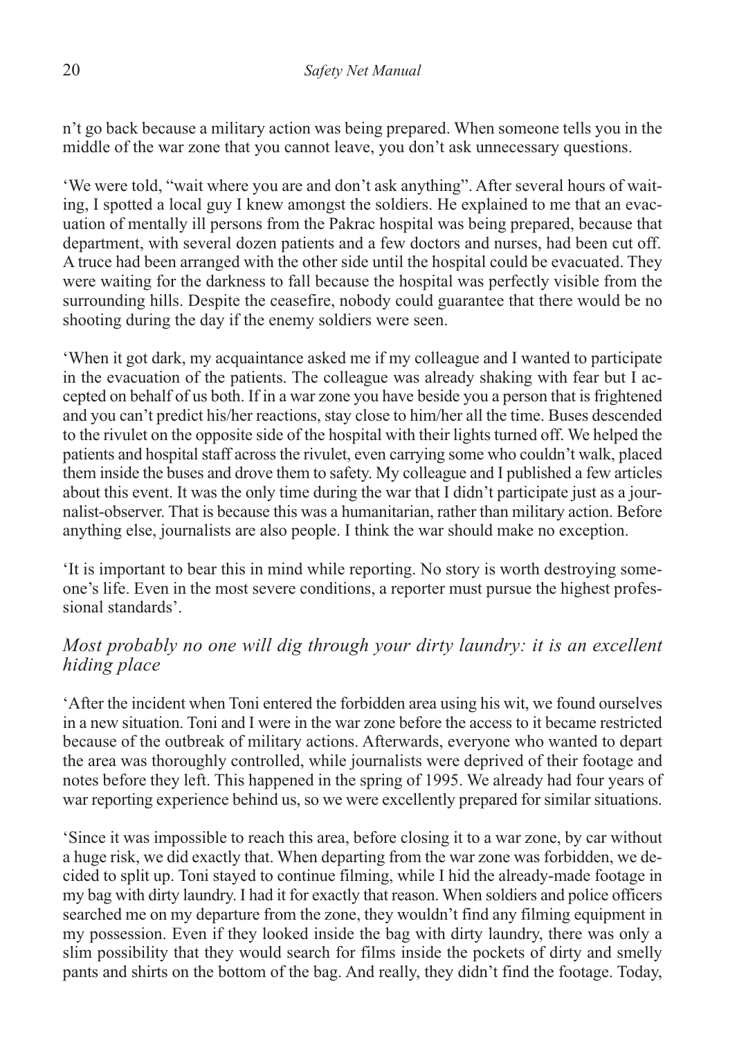n't go back because a military action was being prepared. When someone tells you in the middle of the war zone that you cannot leave, you don't ask unnecessary questions.

'We were told, "wait where you are and don't ask anything". After several hours of waiting, I spotted a local guy I knew amongst the soldiers. He explained to me that an evacuation of mentally ill persons from the Pakrac hospital was being prepared, because that department, with several dozen patients and a few doctors and nurses, had been cut off. A truce had been arranged with the other side until the hospital could be evacuated. They were waiting for the darkness to fall because the hospital was perfectly visible from the surrounding hills. Despite the ceasefire, nobody could guarantee that there would be no shooting during the day if the enemy soldiers were seen.

'When it got dark, my acquaintance asked me if my colleague and I wanted to participate in the evacuation of the patients. The colleague was already shaking with fear but I accepted on behalf of us both. If in a war zone you have beside you a person that is frightened and you can't predict his/her reactions, stay close to him/her all the time. Buses descended to the rivulet on the opposite side of the hospital with their lights turned off. We helped the patients and hospital staff across the rivulet, even carrying some who couldn't walk, placed them inside the buses and drove them to safety. My colleague and I published a few articles about this event. It was the only time during the war that I didn't participate just as a journalist-observer. That is because this was a humanitarian, rather than military action. Before anything else, journalists are also people. I think the war should make no exception.

'It is important to bear this in mind while reporting. No story is worth destroying someone's life. Even in the most severe conditions, a reporter must pursue the highest professional standards'.

### *Most probably no one will dig through your dirty laundry: it is an excellent hiding place*

'After the incident when Toni entered the forbidden area using his wit, we found ourselves in a new situation. Toni and I were in the war zone before the access to it became restricted because of the outbreak of military actions. Afterwards, everyone who wanted to depart the area was thoroughly controlled, while journalists were deprived of their footage and notes before they left. This happened in the spring of 1995. We already had four years of war reporting experience behind us, so we were excellently prepared for similar situations.

'Since it was impossible to reach this area, before closing it to a war zone, by car without a huge risk, we did exactly that. When departing from the war zone was forbidden, we decided to split up. Toni stayed to continue filming, while I hid the already-made footage in my bag with dirty laundry. I had it for exactly that reason. When soldiers and police officers searched me on my departure from the zone, they wouldn't find any filming equipment in my possession. Even if they looked inside the bag with dirty laundry, there was only a slim possibility that they would search for films inside the pockets of dirty and smelly pants and shirts on the bottom of the bag. And really, they didn't find the footage. Today,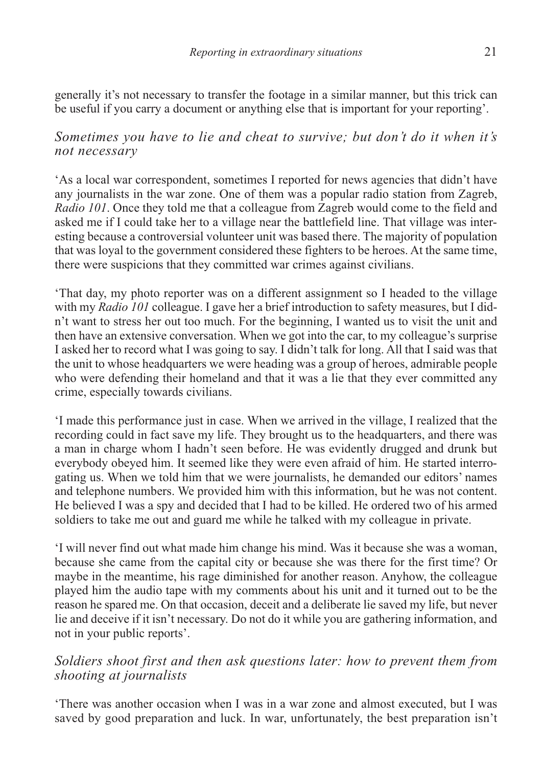generally it's not necessary to transfer the footage in a similar manner, but this trick can be useful if you carry a document or anything else that is important for your reporting'.

### *Sometimes you have to lie and cheat to survive; but don't do it when it's not necessary*

'As a local war correspondent, sometimes I reported for news agencies that didn't have any journalists in the war zone. One of them was a popular radio station from Zagreb, *Radio 101*. Once they told me that a colleague from Zagreb would come to the field and asked me if I could take her to a village near the battlefield line. That village was interesting because a controversial volunteer unit was based there. The majority of population that was loyal to the government considered these fighters to be heroes. At the same time, there were suspicions that they committed war crimes against civilians.

'That day, my photo reporter was on a different assignment so I headed to the village with my *Radio 101* colleague. I gave her a brief introduction to safety measures, but I didn't want to stress her out too much. For the beginning, I wanted us to visit the unit and then have an extensive conversation. When we got into the car, to my colleague's surprise I asked her to record what I was going to say. I didn't talk for long. All that I said was that the unit to whose headquarters we were heading was a group of heroes, admirable people who were defending their homeland and that it was a lie that they ever committed any crime, especially towards civilians.

'I made this performance just in case. When we arrived in the village, I realized that the recording could in fact save my life. They brought us to the headquarters, and there was a man in charge whom I hadn't seen before. He was evidently drugged and drunk but everybody obeyed him. It seemed like they were even afraid of him. He started interrogating us. When we told him that we were journalists, he demanded our editors' names and telephone numbers. We provided him with this information, but he was not content. He believed I was a spy and decided that I had to be killed. He ordered two of his armed soldiers to take me out and guard me while he talked with my colleague in private.

'I will never find out what made him change his mind. Was it because she was a woman, because she came from the capital city or because she was there for the first time? Or maybe in the meantime, his rage diminished for another reason. Anyhow, the colleague played him the audio tape with my comments about his unit and it turned out to be the reason he spared me. On that occasion, deceit and a deliberate lie saved my life, but never lie and deceive if it isn't necessary. Do not do it while you are gathering information, and not in your public reports'.

### *Soldiers shoot first and then ask questions later: how to prevent them from shooting at journalists*

'There was another occasion when I was in a war zone and almost executed, but I was saved by good preparation and luck. In war, unfortunately, the best preparation isn't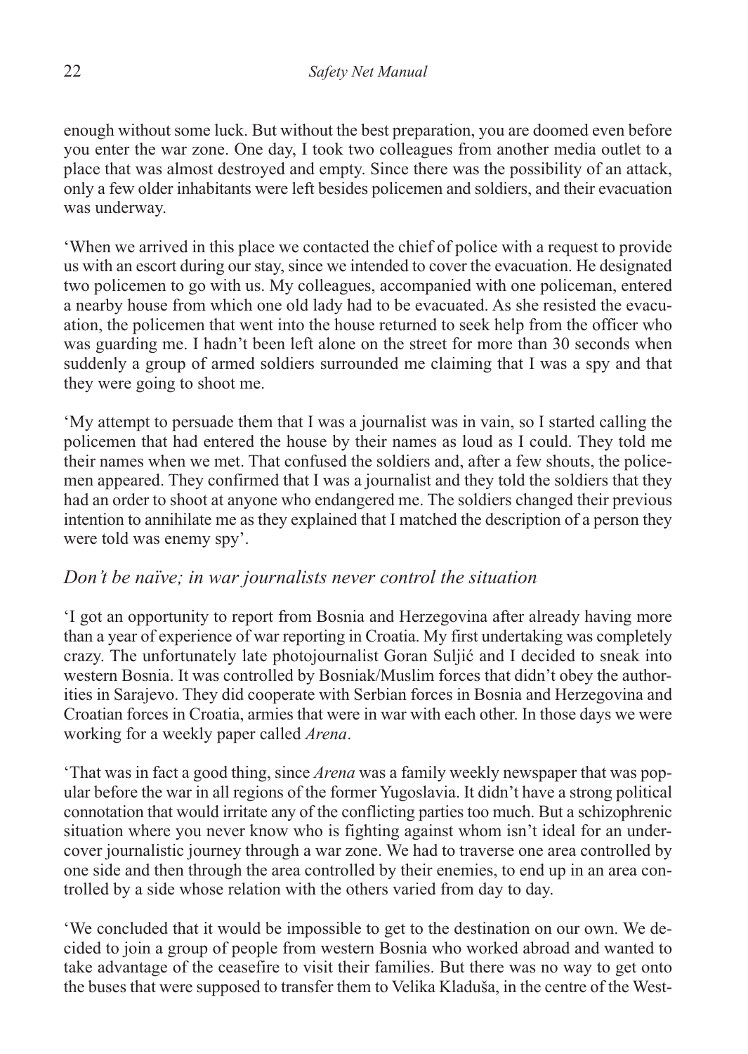enough without some luck. But without the best preparation, you are doomed even before you enter the war zone. One day, I took two colleagues from another media outlet to a place that was almost destroyed and empty. Since there was the possibility of an attack, only a few older inhabitants were left besides policemen and soldiers, and their evacuation was underway.

'When we arrived in this place we contacted the chief of police with a request to provide us with an escort during our stay, since we intended to cover the evacuation. He designated two policemen to go with us. My colleagues, accompanied with one policeman, entered a nearby house from which one old lady had to be evacuated. As she resisted the evacuation, the policemen that went into the house returned to seek help from the officer who was guarding me. I hadn't been left alone on the street for more than 30 seconds when suddenly a group of armed soldiers surrounded me claiming that I was a spy and that they were going to shoot me.

'My attempt to persuade them that I was a journalist was in vain, so I started calling the policemen that had entered the house by their names as loud as I could. They told me their names when we met. That confused the soldiers and, after a few shouts, the policemen appeared. They confirmed that I was a journalist and they told the soldiers that they had an order to shoot at anyone who endangered me. The soldiers changed their previous intention to annihilate me as they explained that I matched the description of a person they were told was enemy spy'.

### *Don't be naïve; in war journalists never control the situation*

'I got an opportunity to report from Bosnia and Herzegovina after already having more than a year of experience of war reporting in Croatia. My first undertaking was completely crazy. The unfortunately late photojournalist Goran Suljić and I decided to sneak into western Bosnia. It was controlled by Bosniak/Muslim forces that didn't obey the authorities in Sarajevo. They did cooperate with Serbian forces in Bosnia and Herzegovina and Croatian forces in Croatia, armies that were in war with each other. In those days we were working for a weekly paper called *Arena*.

'That was in fact a good thing, since *Arena* was a family weekly newspaper that was popular before the war in all regions of the former Yugoslavia. It didn't have a strong political connotation that would irritate any of the conflicting parties too much. But a schizophrenic situation where you never know who is fighting against whom isn't ideal for an undercover journalistic journey through a war zone. We had to traverse one area controlled by one side and then through the area controlled by their enemies, to end up in an area controlled by a side whose relation with the others varied from day to day.

'We concluded that it would be impossible to get to the destination on our own. We decided to join a group of people from western Bosnia who worked abroad and wanted to take advantage of the ceasefire to visit their families. But there was no way to get onto the buses that were supposed to transfer them to Velika Kladuša, in the centre of the West-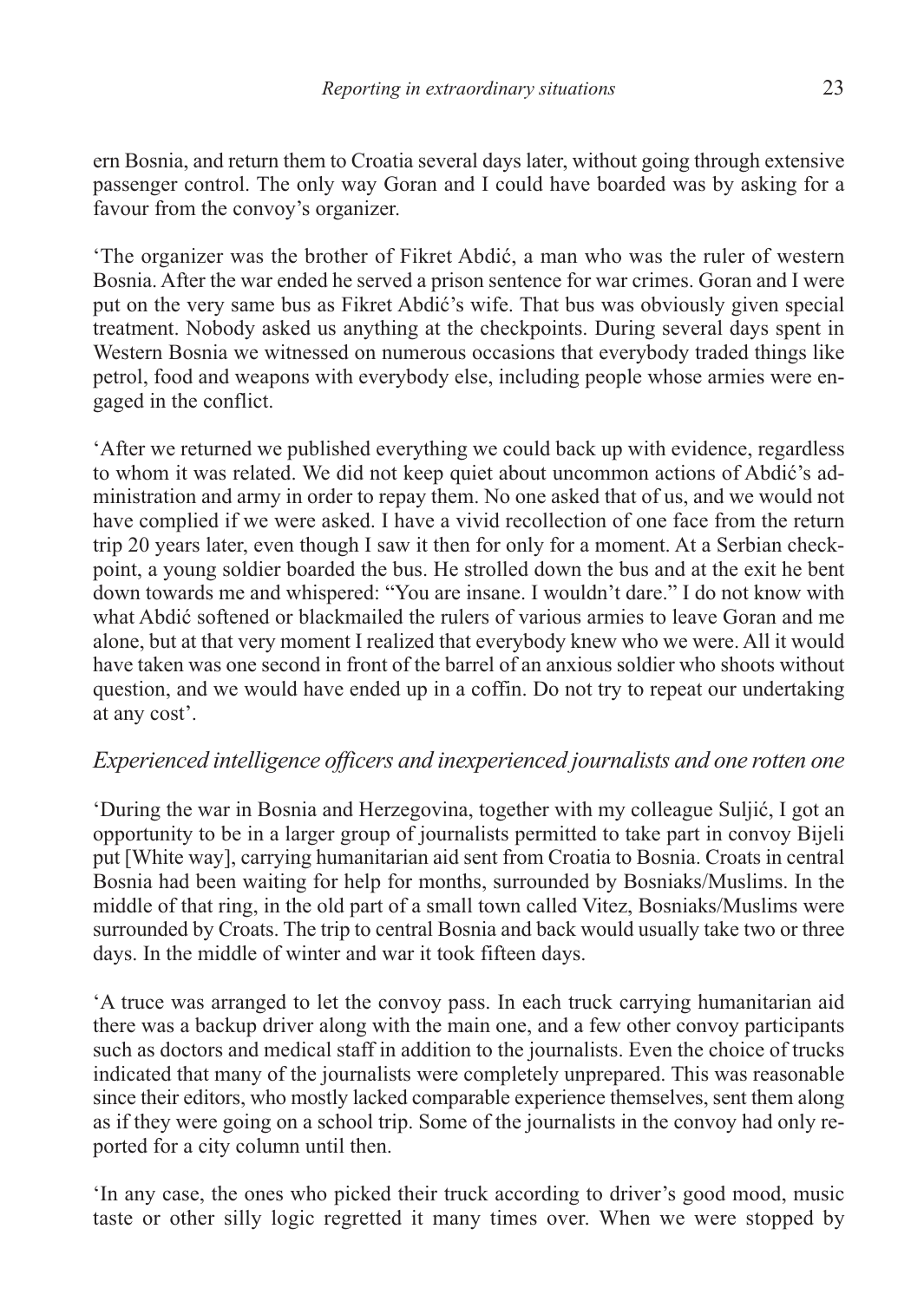ern Bosnia, and return them to Croatia several days later, without going through extensive passenger control. The only way Goran and I could have boarded was by asking for a favour from the convoy's organizer.

'The organizer was the brother of Fikret Abdić, a man who was the ruler of western Bosnia. After the war ended he served a prison sentence for war crimes. Goran and I were put on the very same bus as Fikret Abdić's wife. That bus was obviously given special treatment. Nobody asked us anything at the checkpoints. During several days spent in Western Bosnia we witnessed on numerous occasions that everybody traded things like petrol, food and weapons with everybody else, including people whose armies were engaged in the conflict.

'After we returned we published everything we could back up with evidence, regardless to whom it was related. We did not keep quiet about uncommon actions of Abdić's administration and army in order to repay them. No one asked that of us, and we would not have complied if we were asked. I have a vivid recollection of one face from the return trip 20 years later, even though I saw it then for only for a moment. At a Serbian checkpoint, a young soldier boarded the bus. He strolled down the bus and at the exit he bent down towards me and whispered: "You are insane. I wouldn't dare." I do not know with what Abdić softened or blackmailed the rulers of various armies to leave Goran and me alone, but at that very moment I realized that everybody knew who we were. All it would have taken was one second in front of the barrel of an anxious soldier who shoots without question, and we would have ended up in a coffin. Do not try to repeat our undertaking at any cost'.

### *Experienced intelligence officers and inexperienced journalists and one rotten one*

'During the war in Bosnia and Herzegovina, together with my colleague Suljić, I got an opportunity to be in a larger group of journalists permitted to take part in convoy Bijeli put [White way], carrying humanitarian aid sent from Croatia to Bosnia. Croats in central Bosnia had been waiting for help for months, surrounded by Bosniaks/Muslims. In the middle of that ring, in the old part of a small town called Vitez, Bosniaks/Muslims were surrounded by Croats. The trip to central Bosnia and back would usually take two or three days. In the middle of winter and war it took fifteen days.

'A truce was arranged to let the convoy pass. In each truck carrying humanitarian aid there was a backup driver along with the main one, and a few other convoy participants such as doctors and medical staff in addition to the journalists. Even the choice of trucks indicated that many of the journalists were completely unprepared. This was reasonable since their editors, who mostly lacked comparable experience themselves, sent them along as if they were going on a school trip. Some of the journalists in the convoy had only reported for a city column until then.

'In any case, the ones who picked their truck according to driver's good mood, music taste or other silly logic regretted it many times over. When we were stopped by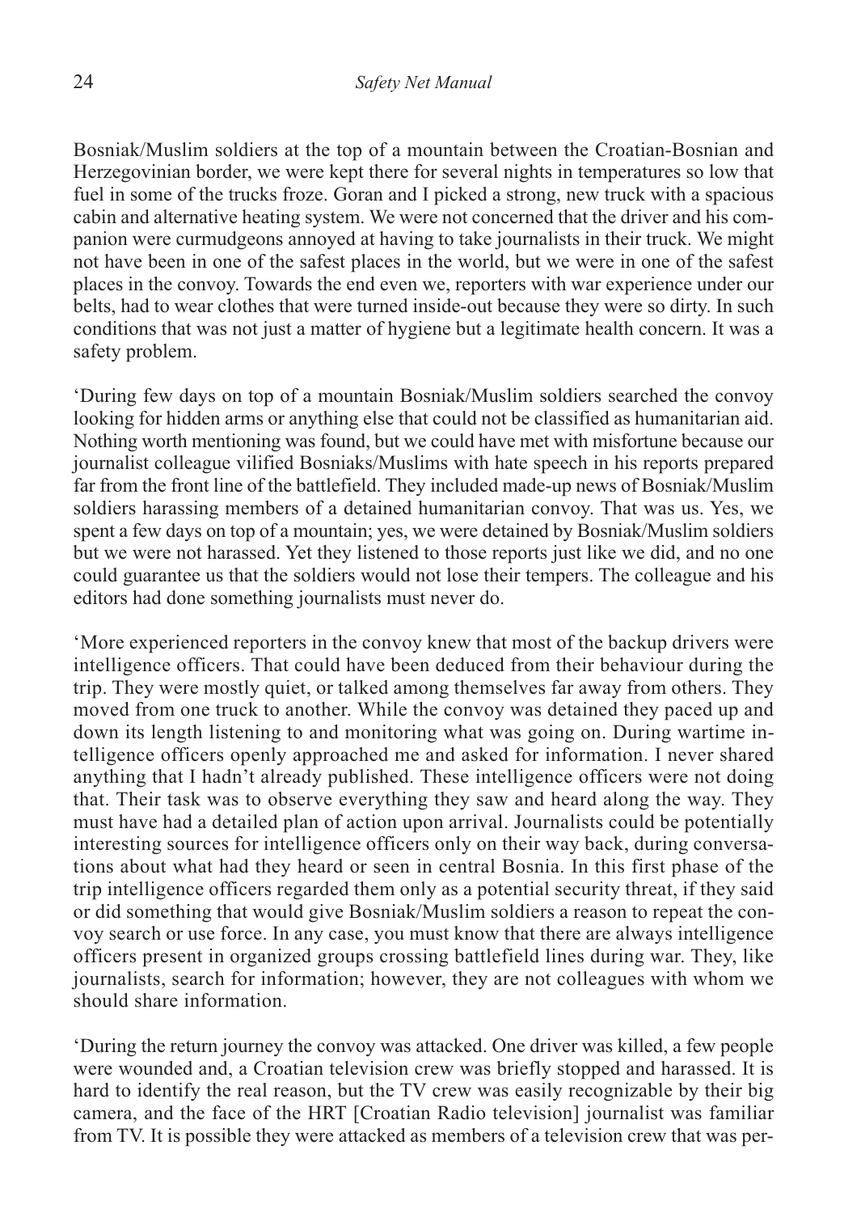Bosniak/Muslim soldiers at the top of a mountain between the Croatian-Bosnian and Herzegovinian border, we were kept there for several nights in temperatures so low that fuel in some of the trucks froze. Goran and I picked a strong, new truck with a spacious cabin and alternative heating system. We were not concerned that the driver and his companion were curmudgeons annoyed at having to take journalists in their truck. We might not have been in one of the safest places in the world, but we were in one of the safest places in the convoy. Towards the end even we, reporters with war experience under our belts, had to wear clothes that were turned inside-out because they were so dirty. In such conditions that was not just a matter of hygiene but a legitimate health concern. It was a safety problem.

'During few days on top of a mountain Bosniak/Muslim soldiers searched the convoy looking for hidden arms or anything else that could not be classified as humanitarian aid. Nothing worth mentioning was found, but we could have met with misfortune because our journalist colleague vilified Bosniaks/Muslims with hate speech in his reports prepared far from the front line of the battlefield. They included made-up news of Bosniak/Muslim soldiers harassing members of a detained humanitarian convoy. That was us. Yes, we spent a few days on top of a mountain; yes, we were detained by Bosniak/Muslim soldiers but we were not harassed. Yet they listened to those reports just like we did, and no one could guarantee us that the soldiers would not lose their tempers. The colleague and his editors had done something journalists must never do.

'More experienced reporters in the convoy knew that most of the backup drivers were intelligence officers. That could have been deduced from their behaviour during the trip. They were mostly quiet, or talked among themselves far away from others. They moved from one truck to another. While the convoy was detained they paced up and down its length listening to and monitoring what was going on. During wartime intelligence officers openly approached me and asked for information. I never shared anything that I hadn't already published. These intelligence officers were not doing that. Their task was to observe everything they saw and heard along the way. They must have had a detailed plan of action upon arrival. Journalists could be potentially interesting sources for intelligence officers only on their way back, during conversations about what had they heard or seen in central Bosnia. In this first phase of the trip intelligence officers regarded them only as a potential security threat, if they said or did something that would give Bosniak/Muslim soldiers a reason to repeat the convoy search or use force. In any case, you must know that there are always intelligence officers present in organized groups crossing battlefield lines during war. They, like journalists, search for information; however, they are not colleagues with whom we should share information.

'During the return journey the convoy was attacked. One driver was killed, a few people were wounded and, a Croatian television crew was briefly stopped and harassed. It is hard to identify the real reason, but the TV crew was easily recognizable by their big camera, and the face of the HRT [Croatian Radio television] journalist was familiar from TV. It is possible they were attacked as members of a television crew that was per-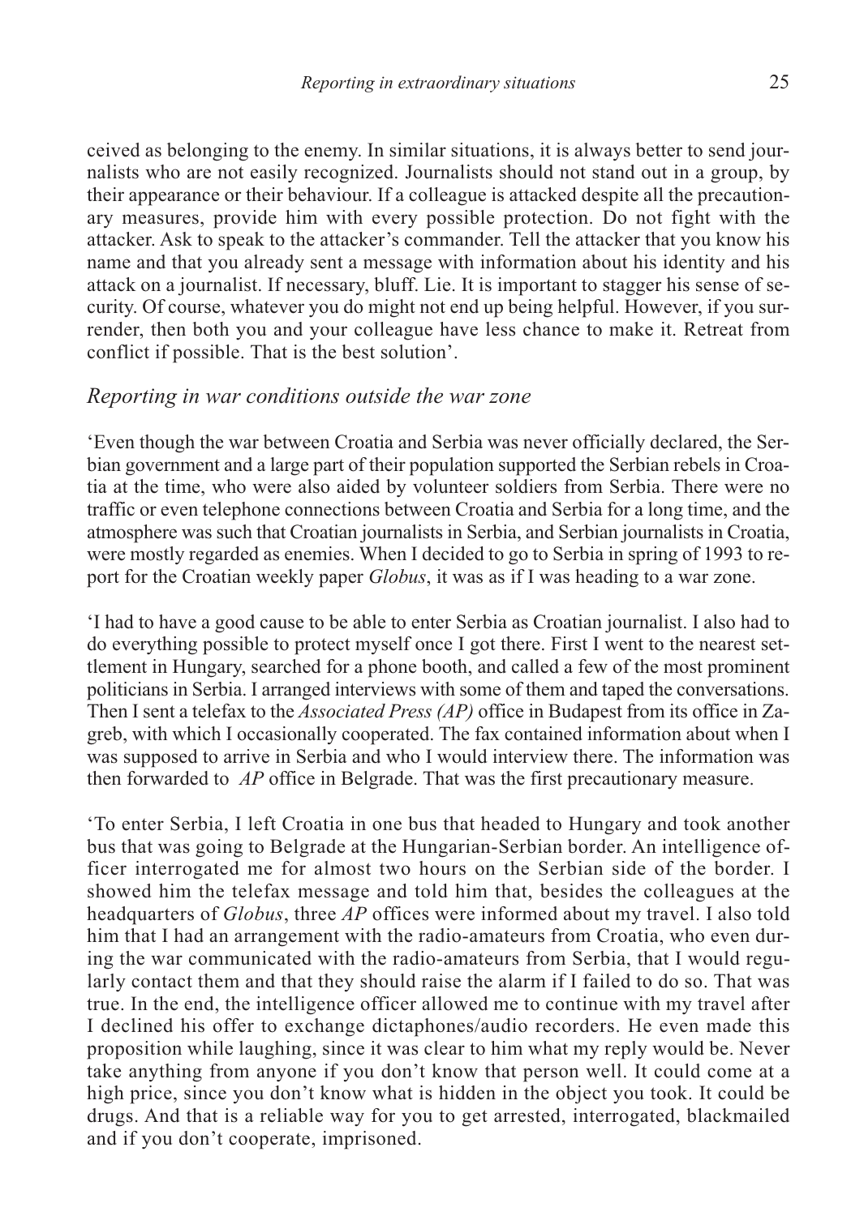ceived as belonging to the enemy. In similar situations, it is always better to send journalists who are not easily recognized. Journalists should not stand out in a group, by their appearance or their behaviour. If a colleague is attacked despite all the precautionary measures, provide him with every possible protection. Do not fight with the attacker. Ask to speak to the attacker's commander. Tell the attacker that you know his name and that you already sent a message with information about his identity and his attack on a journalist. If necessary, bluff. Lie. It is important to stagger his sense of security. Of course, whatever you do might not end up being helpful. However, if you surrender, then both you and your colleague have less chance to make it. Retreat from conflict if possible. That is the best solution'.

### *Reporting in war conditions outside the war zone*

'Even though the war between Croatia and Serbia was never officially declared, the Serbian government and a large part of their population supported the Serbian rebels in Croatia at the time, who were also aided by volunteer soldiers from Serbia. There were no traffic or even telephone connections between Croatia and Serbia for a long time, and the atmosphere was such that Croatian journalists in Serbia, and Serbian journalists in Croatia, were mostly regarded as enemies. When I decided to go to Serbia in spring of 1993 to report for the Croatian weekly paper *Globus*, it was as if I was heading to a war zone.

'I had to have a good cause to be able to enter Serbia as Croatian journalist. I also had to do everything possible to protect myself once I got there. First I went to the nearest settlement in Hungary, searched for a phone booth, and called a few of the most prominent politicians in Serbia. I arranged interviews with some of them and taped the conversations. Then I sent a telefax to the *Associated Press (AP)* office in Budapest from its office in Zagreb, with which I occasionally cooperated. The fax contained information about when I was supposed to arrive in Serbia and who I would interview there. The information was then forwarded to *AP* office in Belgrade. That was the first precautionary measure.

'To enter Serbia, I left Croatia in one bus that headed to Hungary and took another bus that was going to Belgrade at the Hungarian-Serbian border. An intelligence officer interrogated me for almost two hours on the Serbian side of the border. I showed him the telefax message and told him that, besides the colleagues at the headquarters of *Globus*, three *AP* offices were informed about my travel. I also told him that I had an arrangement with the radio-amateurs from Croatia, who even during the war communicated with the radio-amateurs from Serbia, that I would regularly contact them and that they should raise the alarm if I failed to do so. That was true. In the end, the intelligence officer allowed me to continue with my travel after I declined his offer to exchange dictaphones/audio recorders. He even made this proposition while laughing, since it was clear to him what my reply would be. Never take anything from anyone if you don't know that person well. It could come at a high price, since you don't know what is hidden in the object you took. It could be drugs. And that is a reliable way for you to get arrested, interrogated, blackmailed and if you don't cooperate, imprisoned.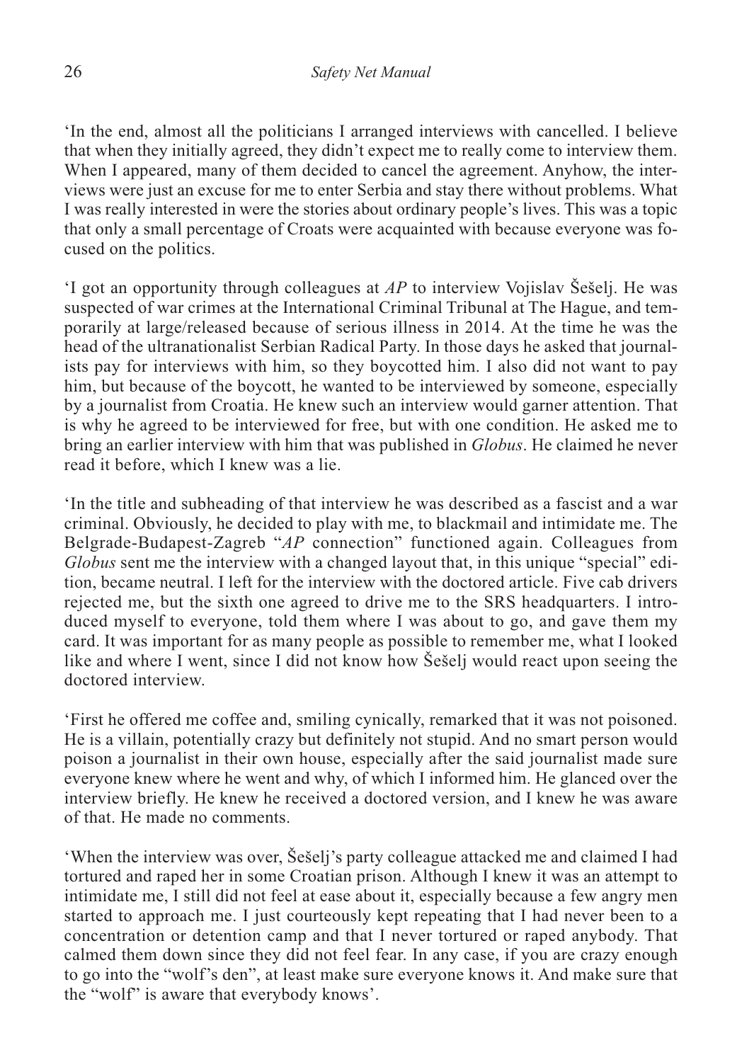'In the end, almost all the politicians I arranged interviews with cancelled. I believe that when they initially agreed, they didn't expect me to really come to interview them. When I appeared, many of them decided to cancel the agreement. Anyhow, the interviews were just an excuse for me to enter Serbia and stay there without problems. What I was really interested in were the stories about ordinary people's lives. This was a topic that only a small percentage of Croats were acquainted with because everyone was focused on the politics.

'I got an opportunity through colleagues at *AP* to interview Vojislav Šešelj. He was suspected of war crimes at the International Criminal Tribunal at The Hague, and temporarily at large/released because of serious illness in 2014. At the time he was the head of the ultranationalist Serbian Radical Party. In those days he asked that journalists pay for interviews with him, so they boycotted him. I also did not want to pay him, but because of the boycott, he wanted to be interviewed by someone, especially by a journalist from Croatia. He knew such an interview would garner attention. That is why he agreed to be interviewed for free, but with one condition. He asked me to bring an earlier interview with him that was published in *Globus*. He claimed he never read it before, which I knew was a lie.

'In the title and subheading of that interview he was described as a fascist and a war criminal. Obviously, he decided to play with me, to blackmail and intimidate me. The Belgrade-Budapest-Zagreb "*AP* connection" functioned again. Colleagues from *Globus* sent me the interview with a changed layout that, in this unique "special" edition, became neutral. I left for the interview with the doctored article. Five cab drivers rejected me, but the sixth one agreed to drive me to the SRS headquarters. I introduced myself to everyone, told them where I was about to go, and gave them my card. It was important for as many people as possible to remember me, what I looked like and where I went, since I did not know how Šešelj would react upon seeing the doctored interview.

'First he offered me coffee and, smiling cynically, remarked that it was not poisoned. He is a villain, potentially crazy but definitely not stupid. And no smart person would poison a journalist in their own house, especially after the said journalist made sure everyone knew where he went and why, of which I informed him. He glanced over the interview briefly. He knew he received a doctored version, and I knew he was aware of that. He made no comments.

'When the interview was over, Šešelj's party colleague attacked me and claimed I had tortured and raped her in some Croatian prison. Although I knew it was an attempt to intimidate me, I still did not feel at ease about it, especially because a few angry men started to approach me. I just courteously kept repeating that I had never been to a concentration or detention camp and that I never tortured or raped anybody. That calmed them down since they did not feel fear. In any case, if you are crazy enough to go into the "wolf's den", at least make sure everyone knows it. And make sure that the "wolf" is aware that everybody knows'.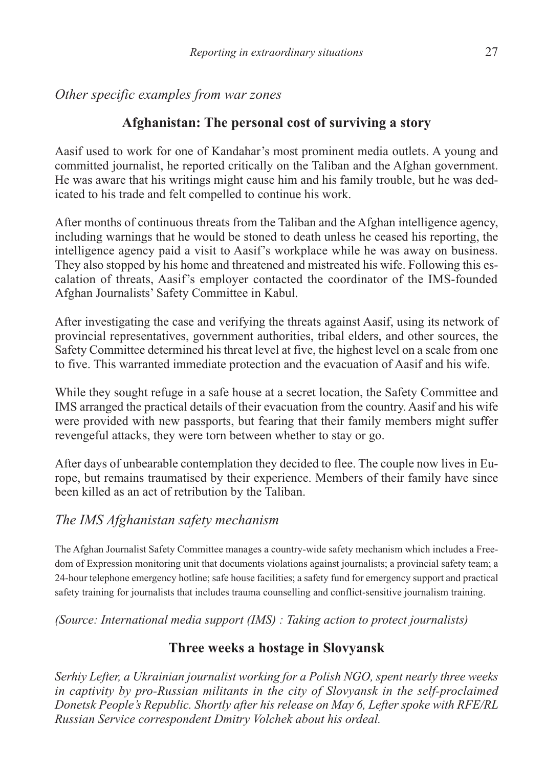*Other specific examples from war zones*

## Afghanistan: The personal cost of surviving a story

Aasif used to work for one of Kandahar's most prominent media outlets. A young and committed journalist, he reported critically on the Taliban and the Afghan government. He was aware that his writings might cause him and his family trouble, but he was dedicated to his trade and felt compelled to continue his work.

After months of continuous threats from the Taliban and the Afghan intelligence agency, including warnings that he would be stoned to death unless he ceased his reporting, the intelligence agency paid a visit to Aasif's workplace while he was away on business. They also stopped by his home and threatened and mistreated his wife. Following this escalation of threats, Aasif's employer contacted the coordinator of the IMS-founded Afghan Journalists' Safety Committee in Kabul.

After investigating the case and verifying the threats against Aasif, using its network of provincial representatives, government authorities, tribal elders, and other sources, the Safety Committee determined his threat level at five, the highest level on a scale from one to five. This warranted immediate protection and the evacuation of Aasif and his wife.

While they sought refuge in a safe house at a secret location, the Safety Committee and IMS arranged the practical details of their evacuation from the country. Aasif and his wife were provided with new passports, but fearing that their family members might suffer revengeful attacks, they were torn between whether to stay or go.

After days of unbearable contemplation they decided to flee. The couple now lives in Europe, but remains traumatised by their experience. Members of their family have since been killed as an act of retribution by the Taliban.

*The IMS Afghanistan safety mechanism*

The Afghan Journalist Safety Committee manages a country-wide safety mechanism which includes a Freedom of Expression monitoring unit that documents violations against journalists; a provincial safety team; a 24-hour telephone emergency hotline; safe house facilities; a safety fund for emergency support and practical safety training for journalists that includes trauma counselling and conflict-sensitive journalism training.

*(Source: International media support (IMS) : Taking action to protect journalists)*

## Three weeks a hostage in Slovyansk

*Serhiy Lefter, a Ukrainian journalist working for a Polish NGO, spent nearly three weeks in captivity by pro-Russian militants in the city of Slovyansk in the self-proclaimed Donetsk People's Republic. Shortly after his release on May 6, Lefter spoke with RFE/RL Russian Service correspondent Dmitry Volchek about his ordeal.*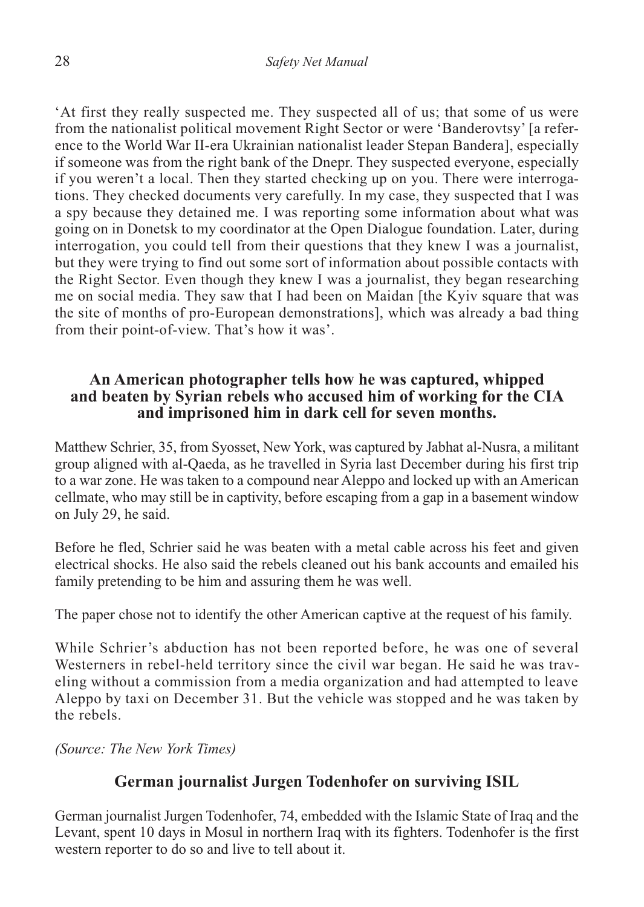'At first they really suspected me. They suspected all of us; that some of us were from the nationalist political movement Right Sector or were 'Banderovtsy' [a reference to the World War II-era Ukrainian nationalist leader Stepan Bandera], especially if someone was from the right bank of the Dnepr. They suspected everyone, especially if you weren't a local. Then they started checking up on you. There were interrogations. They checked documents very carefully. In my case, they suspected that I was a spy because they detained me. I was reporting some information about what was going on in Donetsk to my coordinator at the Open Dialogue foundation. Later, during interrogation, you could tell from their questions that they knew I was a journalist, but they were trying to find out some sort of information about possible contacts with the Right Sector. Even though they knew I was a journalist, they began researching me on social media. They saw that I had been on Maidan [the Kyiv square that was the site of months of pro-European demonstrations], which was already a bad thing from their point-of-view. That's how it was'.

### An American photographer tells how he was captured, whipped and beaten by Syrian rebels who accused him of working for the CIA and imprisoned him in dark cell for seven months.

Matthew Schrier, 35, from Syosset, New York, was captured by Jabhat al-Nusra, a militant group aligned with al-Qaeda, as he travelled in Syria last December during his first trip to a war zone. He was taken to a compound near Aleppo and locked up with an American cellmate, who may still be in captivity, before escaping from a gap in a basement window on July 29, he said.

Before he fled, Schrier said he was beaten with a metal cable across his feet and given electrical shocks. He also said the rebels cleaned out his bank accounts and emailed his family pretending to be him and assuring them he was well.

The paper chose not to identify the other American captive at the request of his family.

While Schrier's abduction has not been reported before, he was one of several Westerners in rebel-held territory since the civil war began. He said he was traveling without a commission from a media organization and had attempted to leave Aleppo by taxi on December 31. But the vehicle was stopped and he was taken by the rebels.

*(Source: The New York Times)*

### German journalist Jurgen Todenhofer on surviving ISIL

German journalist Jurgen Todenhofer, 74, embedded with the Islamic State of Iraq and the Levant, spent 10 days in Mosul in northern Iraq with its fighters. Todenhofer is the first western reporter to do so and live to tell about it.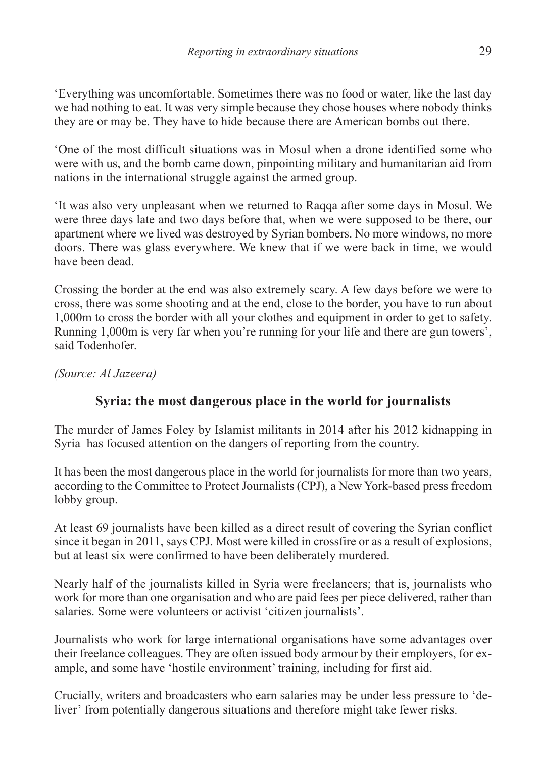'Everything was uncomfortable. Sometimes there was no food or water, like the last day we had nothing to eat. It was very simple because they chose houses where nobody thinks they are or may be. They have to hide because there are American bombs out there.

'One of the most difficult situations was in Mosul when a drone identified some who were with us, and the bomb came down, pinpointing military and humanitarian aid from nations in the international struggle against the armed group.

'It was also very unpleasant when we returned to Raqqa after some days in Mosul. We were three days late and two days before that, when we were supposed to be there, our apartment where we lived was destroyed by Syrian bombers. No more windows, no more doors. There was glass everywhere. We knew that if we were back in time, we would have been dead.

Crossing the border at the end was also extremely scary. A few days before we were to cross, there was some shooting and at the end, close to the border, you have to run about 1,000m to cross the border with all your clothes and equipment in order to get to safety. Running 1,000m is very far when you're running for your life and there are gun towers', said Todenhofer.

*(Source: Al Jazeera)*

## Syria: the most dangerous place in the world for journalists

The murder of James Foley by Islamist militants in 2014 after his 2012 kidnapping in Syria has focused attention on the dangers of reporting from the country.

It has been the most dangerous place in the world for journalists for more than two years, according to the Committee to Protect Journalists (CPJ), a New York-based press freedom lobby group.

At least 69 journalists have been killed as a direct result of covering the Syrian conflict since it began in 2011, says CPJ. Most were killed in crossfire or as a result of explosions, but at least six were confirmed to have been deliberately murdered.

Nearly half of the journalists killed in Syria were freelancers; that is, journalists who work for more than one organisation and who are paid fees per piece delivered, rather than salaries. Some were volunteers or activist 'citizen journalists'.

Journalists who work for large international organisations have some advantages over their freelance colleagues. They are often issued body armour by their employers, for example, and some have 'hostile environment' training, including for first aid.

Crucially, writers and broadcasters who earn salaries may be under less pressure to 'deliver' from potentially dangerous situations and therefore might take fewer risks.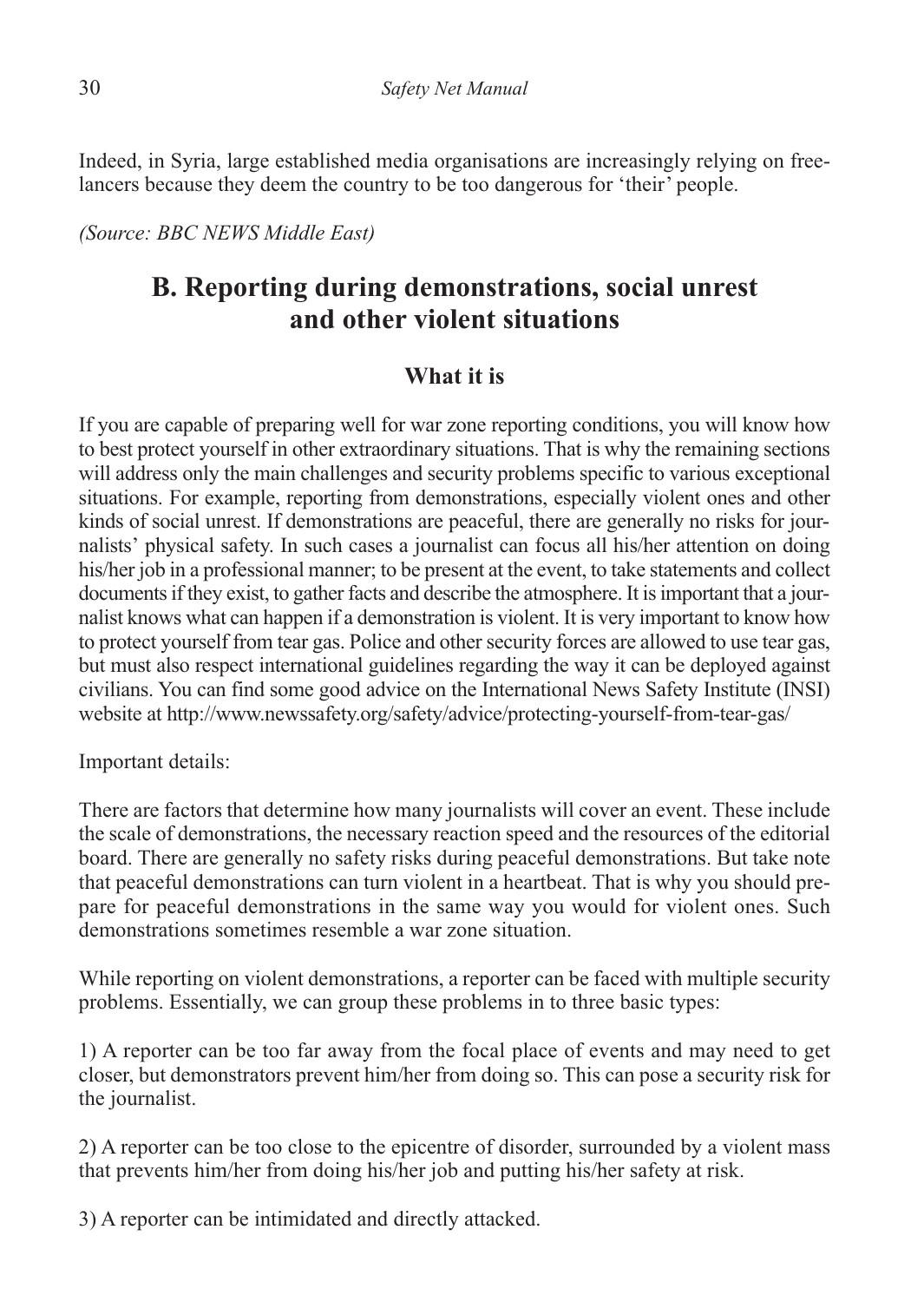Indeed, in Syria, large established media organisations are increasingly relying on freelancers because they deem the country to be too dangerous for 'their' people.

*(Source: BBC NEWS Middle East)*

## B. Reporting during demonstrations, social unrest and other violent situations

### What it is

If you are capable of preparing well for war zone reporting conditions, you will know how to best protect yourself in other extraordinary situations. That is why the remaining sections will address only the main challenges and security problems specific to various exceptional situations. For example, reporting from demonstrations, especially violent ones and other kinds of social unrest. If demonstrations are peaceful, there are generally no risks for journalists' physical safety. In such cases a journalist can focus all his/her attention on doing his/her job in a professional manner; to be present at the event, to take statements and collect documents if they exist, to gather facts and describe the atmosphere. It is important that a journalist knows what can happen if a demonstration is violent. It is very important to know how to protect yourself from tear gas. Police and other security forces are allowed to use tear gas, but must also respect international guidelines regarding the way it can be deployed against civilians. You can find some good advice on the International News Safety Institute (INSI) website at http://www.newssafety.org/safety/advice/protecting-yourself-from-tear-gas/

Important details:

There are factors that determine how many journalists will cover an event. These include the scale of demonstrations, the necessary reaction speed and the resources of the editorial board. There are generally no safety risks during peaceful demonstrations. But take note that peaceful demonstrations can turn violent in a heartbeat. That is why you should prepare for peaceful demonstrations in the same way you would for violent ones. Such demonstrations sometimes resemble a war zone situation.

While reporting on violent demonstrations, a reporter can be faced with multiple security problems. Essentially, we can group these problems in to three basic types:

1) A reporter can be too far away from the focal place of events and may need to get closer, but demonstrators prevent him/her from doing so. This can pose a security risk for the journalist.

2) A reporter can be too close to the epicentre of disorder, surrounded by a violent mass that prevents him/her from doing his/her job and putting his/her safety at risk.

3) A reporter can be intimidated and directly attacked.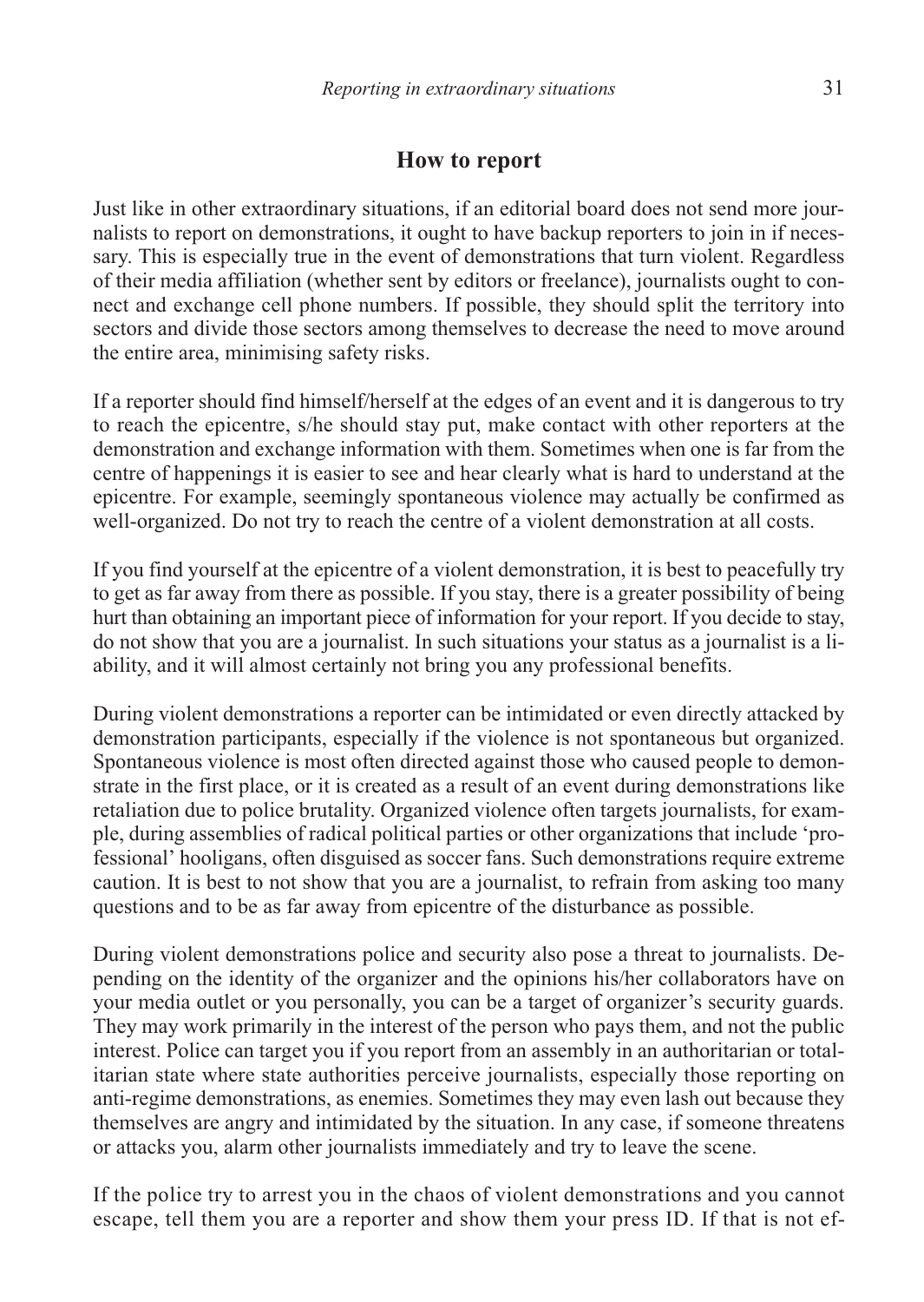## How to report

Just like in other extraordinary situations, if an editorial board does not send more journalists to report on demonstrations, it ought to have backup reporters to join in if necessary. This is especially true in the event of demonstrations that turn violent. Regardless of their media affiliation (whether sent by editors or freelance), journalists ought to connect and exchange cell phone numbers. If possible, they should split the territory into sectors and divide those sectors among themselves to decrease the need to move around the entire area, minimising safety risks.

If a reporter should find himself/herself at the edges of an event and it is dangerous to try to reach the epicentre, s/he should stay put, make contact with other reporters at the demonstration and exchange information with them. Sometimes when one is far from the centre of happenings it is easier to see and hear clearly what is hard to understand at the epicentre. For example, seemingly spontaneous violence may actually be confirmed as well-organized. Do not try to reach the centre of a violent demonstration at all costs.

If you find yourself at the epicentre of a violent demonstration, it is best to peacefully try to get as far away from there as possible. If you stay, there is a greater possibility of being hurt than obtaining an important piece of information for your report. If you decide to stay, do not show that you are a journalist. In such situations your status as a journalist is a liability, and it will almost certainly not bring you any professional benefits.

During violent demonstrations a reporter can be intimidated or even directly attacked by demonstration participants, especially if the violence is not spontaneous but organized. Spontaneous violence is most often directed against those who caused people to demonstrate in the first place, or it is created as a result of an event during demonstrations like retaliation due to police brutality. Organized violence often targets journalists, for example, during assemblies of radical political parties or other organizations that include 'professional' hooligans, often disguised as soccer fans. Such demonstrations require extreme caution. It is best to not show that you are a journalist, to refrain from asking too many questions and to be as far away from epicentre of the disturbance as possible.

During violent demonstrations police and security also pose a threat to journalists. Depending on the identity of the organizer and the opinions his/her collaborators have on your media outlet or you personally, you can be a target of organizer's security guards. They may work primarily in the interest of the person who pays them, and not the public interest. Police can target you if you report from an assembly in an authoritarian or totalitarian state where state authorities perceive journalists, especially those reporting on anti-regime demonstrations, as enemies. Sometimes they may even lash out because they themselves are angry and intimidated by the situation. In any case, if someone threatens or attacks you, alarm other journalists immediately and try to leave the scene.

If the police try to arrest you in the chaos of violent demonstrations and you cannot escape, tell them you are a reporter and show them your press ID. If that is not ef-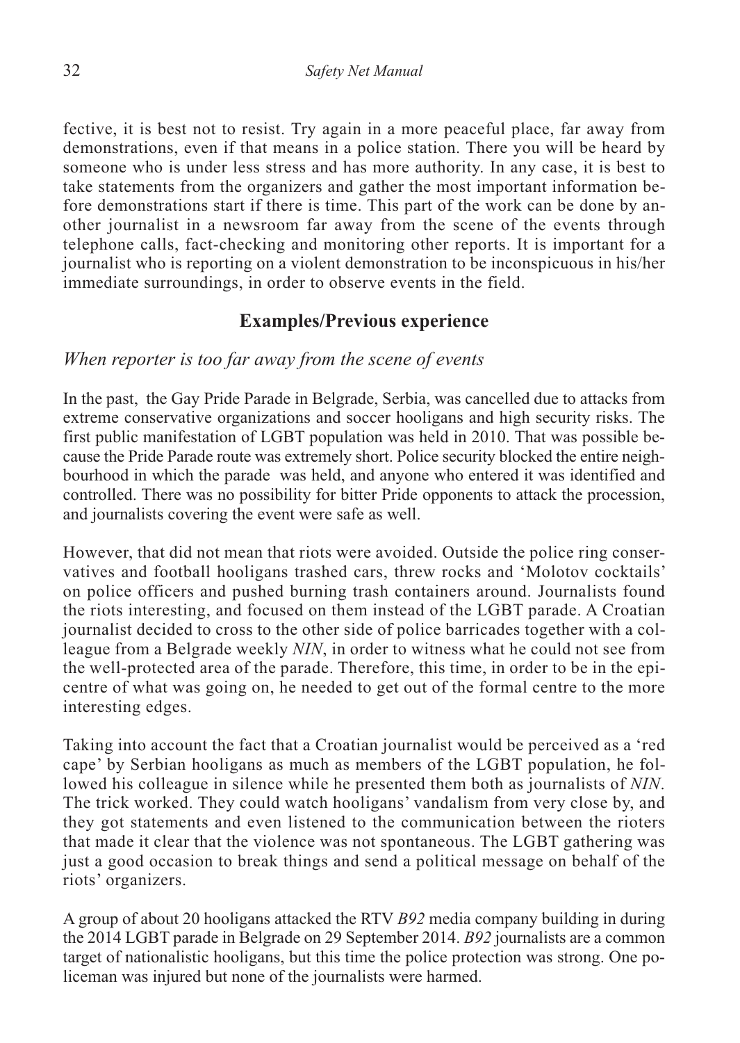fective, it is best not to resist. Try again in a more peaceful place, far away from demonstrations, even if that means in a police station. There you will be heard by someone who is under less stress and has more authority. In any case, it is best to take statements from the organizers and gather the most important information before demonstrations start if there is time. This part of the work can be done by another journalist in a newsroom far away from the scene of the events through telephone calls, fact-checking and monitoring other reports. It is important for a journalist who is reporting on a violent demonstration to be inconspicuous in his/her immediate surroundings, in order to observe events in the field.

## Examples/Previous experience

*When reporter is too far away from the scene of events*

In the past, the Gay Pride Parade in Belgrade, Serbia, was cancelled due to attacks from extreme conservative organizations and soccer hooligans and high security risks. The first public manifestation of LGBT population was held in 2010. That was possible because the Pride Parade route was extremely short. Police security blocked the entire neighbourhood in which the parade was held, and anyone who entered it was identified and controlled. There was no possibility for bitter Pride opponents to attack the procession, and journalists covering the event were safe as well.

However, that did not mean that riots were avoided. Outside the police ring conservatives and football hooligans trashed cars, threw rocks and 'Molotov cocktails' on police officers and pushed burning trash containers around. Journalists found the riots interesting, and focused on them instead of the LGBT parade. A Croatian journalist decided to cross to the other side of police barricades together with a colleague from a Belgrade weekly *NIN*, in order to witness what he could not see from the well-protected area of the parade. Therefore, this time, in order to be in the epicentre of what was going on, he needed to get out of the formal centre to the more interesting edges.

Taking into account the fact that a Croatian journalist would be perceived as a 'red cape' by Serbian hooligans as much as members of the LGBT population, he followed his colleague in silence while he presented them both as journalists of *NIN*. The trick worked. They could watch hooligans' vandalism from very close by, and they got statements and even listened to the communication between the rioters that made it clear that the violence was not spontaneous. The LGBT gathering was just a good occasion to break things and send a political message on behalf of the riots' organizers.

A group of about 20 hooligans attacked the RTV *B92* media company building in during the 2014 LGBT parade in Belgrade on 29 September 2014. *B92* journalists are a common target of nationalistic hooligans, but this time the police protection was strong. One policeman was injured but none of the journalists were harmed.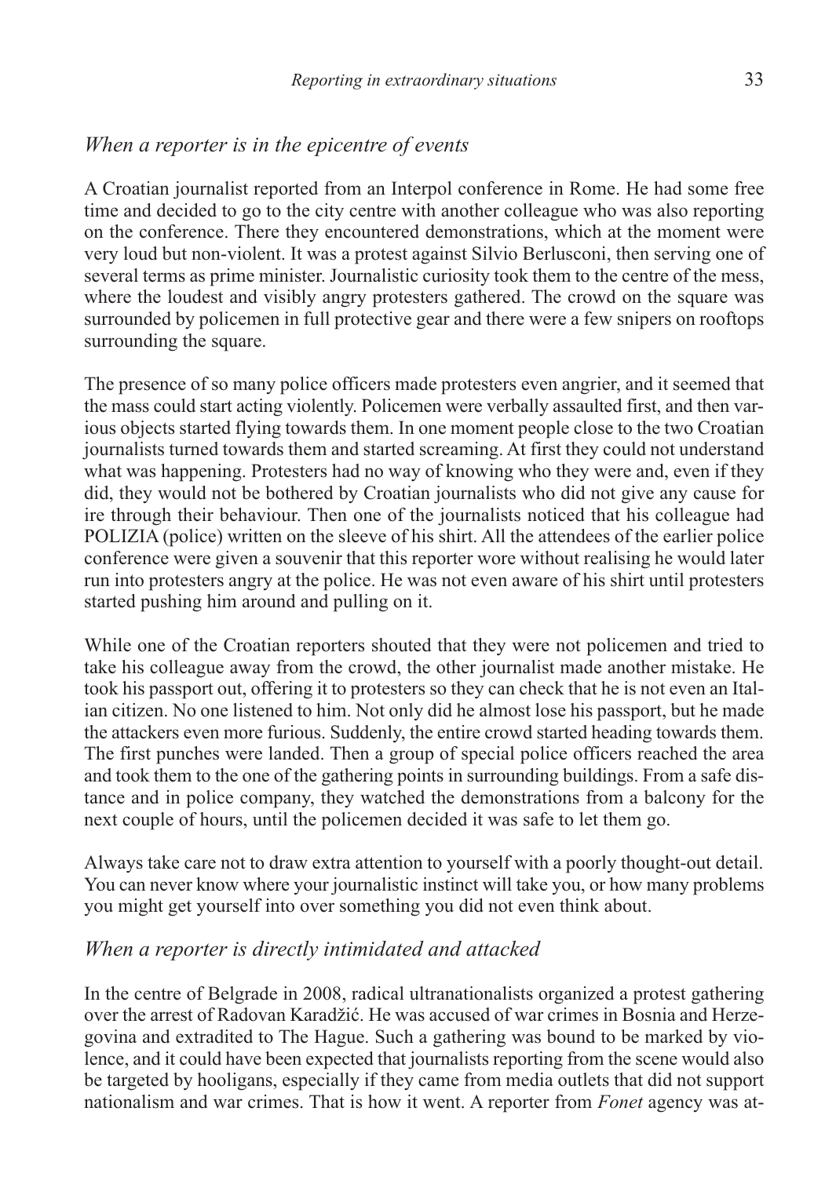## *When a reporter is in the epicentre of events*

A Croatian journalist reported from an Interpol conference in Rome. He had some free time and decided to go to the city centre with another colleague who was also reporting on the conference. There they encountered demonstrations, which at the moment were very loud but non-violent. It was a protest against Silvio Berlusconi, then serving one of several terms as prime minister. Journalistic curiosity took them to the centre of the mess, where the loudest and visibly angry protesters gathered. The crowd on the square was surrounded by policemen in full protective gear and there were a few snipers on rooftops surrounding the square.

The presence of so many police officers made protesters even angrier, and it seemed that the mass could start acting violently. Policemen were verbally assaulted first, and then various objects started flying towards them. In one moment people close to the two Croatian journalists turned towards them and started screaming. At first they could not understand what was happening. Protesters had no way of knowing who they were and, even if they did, they would not be bothered by Croatian journalists who did not give any cause for ire through their behaviour. Then one of the journalists noticed that his colleague had POLIZIA (police) written on the sleeve of his shirt. All the attendees of the earlier police conference were given a souvenir that this reporter wore without realising he would later run into protesters angry at the police. He was not even aware of his shirt until protesters started pushing him around and pulling on it.

While one of the Croatian reporters shouted that they were not policemen and tried to take his colleague away from the crowd, the other journalist made another mistake. He took his passport out, offering it to protesters so they can check that he is not even an Italian citizen. No one listened to him. Not only did he almost lose his passport, but he made the attackers even more furious. Suddenly, the entire crowd started heading towards them. The first punches were landed. Then a group of special police officers reached the area and took them to the one of the gathering points in surrounding buildings. From a safe distance and in police company, they watched the demonstrations from a balcony for the next couple of hours, until the policemen decided it was safe to let them go.

Always take care not to draw extra attention to yourself with a poorly thought-out detail. You can never know where your journalistic instinct will take you, or how many problems you might get yourself into over something you did not even think about.

## *When a reporter is directly intimidated and attacked*

In the centre of Belgrade in 2008, radical ultranationalists organized a protest gathering over the arrest of Radovan Karadžić. He was accused of war crimes in Bosnia and Herzegovina and extradited to The Hague. Such a gathering was bound to be marked by violence, and it could have been expected that journalists reporting from the scene would also be targeted by hooligans, especially if they came from media outlets that did not support nationalism and war crimes. That is how it went. A reporter from *Fonet* agency was at-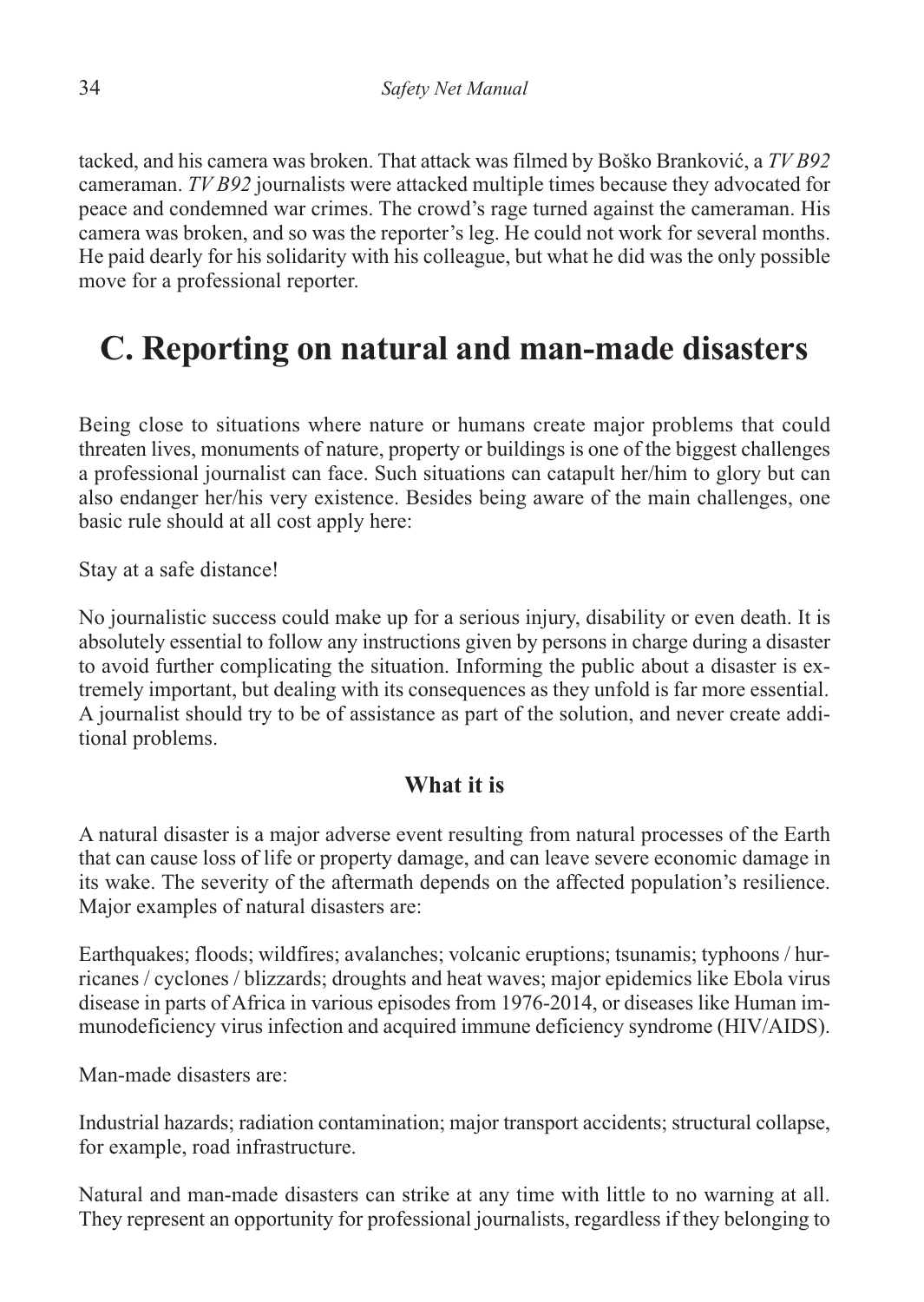tacked, and his camera was broken. That attack was filmed by Boško Branković, a *TV B92* cameraman. *TV B92* journalists were attacked multiple times because they advocated for peace and condemned war crimes. The crowd's rage turned against the cameraman. His camera was broken, and so was the reporter's leg. He could not work for several months. He paid dearly for his solidarity with his colleague, but what he did was the only possible move for a professional reporter.

# C. Reporting on natural and man-made disasters

Being close to situations where nature or humans create major problems that could threaten lives, monuments of nature, property or buildings is one of the biggest challenges a professional journalist can face. Such situations can catapult her/him to glory but can also endanger her/his very existence. Besides being aware of the main challenges, one basic rule should at all cost apply here:

Stay at a safe distance!

No journalistic success could make up for a serious injury, disability or even death. It is absolutely essential to follow any instructions given by persons in charge during a disaster to avoid further complicating the situation. Informing the public about a disaster is extremely important, but dealing with its consequences as they unfold is far more essential. A journalist should try to be of assistance as part of the solution, and never create additional problems.

### What it is

A natural disaster is a major adverse event resulting from natural processes of the Earth that can cause loss of life or property damage, and can leave severe economic damage in its wake. The severity of the aftermath depends on the affected population's resilience. Major examples of natural disasters are:

Earthquakes; floods; wildfires; avalanches; volcanic eruptions; tsunamis; typhoons / hurricanes / cyclones / blizzards; droughts and heat waves; major epidemics like Ebola virus disease in parts of Africa in various episodes from 1976-2014, or diseases like Human immunodeficiency virus infection and acquired immune deficiency syndrome (HIV/AIDS).

Man-made disasters are:

Industrial hazards; radiation contamination; major transport accidents; structural collapse, for example, road infrastructure.

Natural and man-made disasters can strike at any time with little to no warning at all. They represent an opportunity for professional journalists, regardless if they belonging to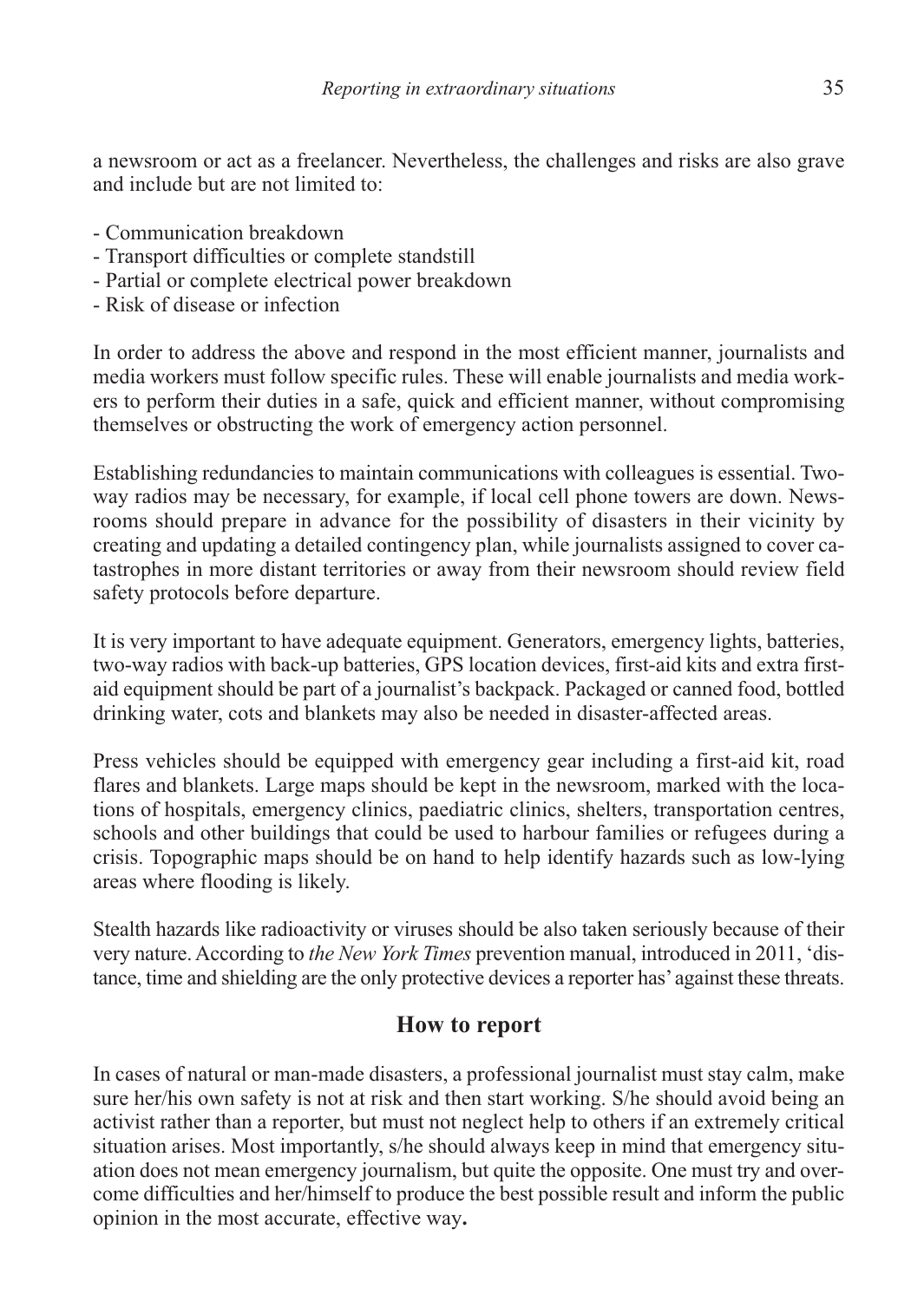a newsroom or act as a freelancer. Nevertheless, the challenges and risks are also grave and include but are not limited to:

- Communication breakdown
- Transport difficulties or complete standstill
- Partial or complete electrical power breakdown
- Risk of disease or infection

In order to address the above and respond in the most efficient manner, journalists and media workers must follow specific rules. These will enable journalists and media workers to perform their duties in a safe, quick and efficient manner, without compromising themselves or obstructing the work of emergency action personnel.

Establishing redundancies to maintain communications with colleagues is essential. Two-way radios may be necessary, for example, if local cell phone towers are down. Newsrooms should prepare in advance for the possibility of disasters in their vicinity by creating and updating a detailed contingency plan, while journalists assigned to cover catastrophes in more distant territories or away from their newsroom should review field safety protocols before departure.

It is very important to have adequate equipment. Generators, emergency lights, batteries, two-way radios with back-up batteries, GPS location devices, first-aid kits and extra first-aid equipment should be part of a journalist's backpack. Packaged or canned food, bottled drinking water, cots and blankets may also be needed in disaster-affected areas.

Press vehicles should be equipped with emergency gear including a first-aid kit, road flares and blankets. Large maps should be kept in the newsroom, marked with the locations of hospitals, emergency clinics, paediatric clinics, shelters, transportation centres, schools and other buildings that could be used to harbour families or refugees during a crisis. Topographic maps should be on hand to help identify hazards such as low-lying areas where flooding is likely.

Stealth hazards like radioactivity or viruses should be also taken seriously because of their very nature. According to *the New York Times* prevention manual, introduced in 2011, 'distance, time and shielding are the only protective devices a reporter has' against these threats.

## How to report

In cases of natural or man-made disasters, a professional journalist must stay calm, make sure her/his own safety is not at risk and then start working. S/he should avoid being an activist rather than a reporter, but must not neglect help to others if an extremely critical situation arises. Most importantly, s/he should always keep in mind that emergency situation does not mean emergency journalism, but quite the opposite. One must try and overcome difficulties and her/himself to produce the best possible result and inform the public opinion in the most accurate, effective way.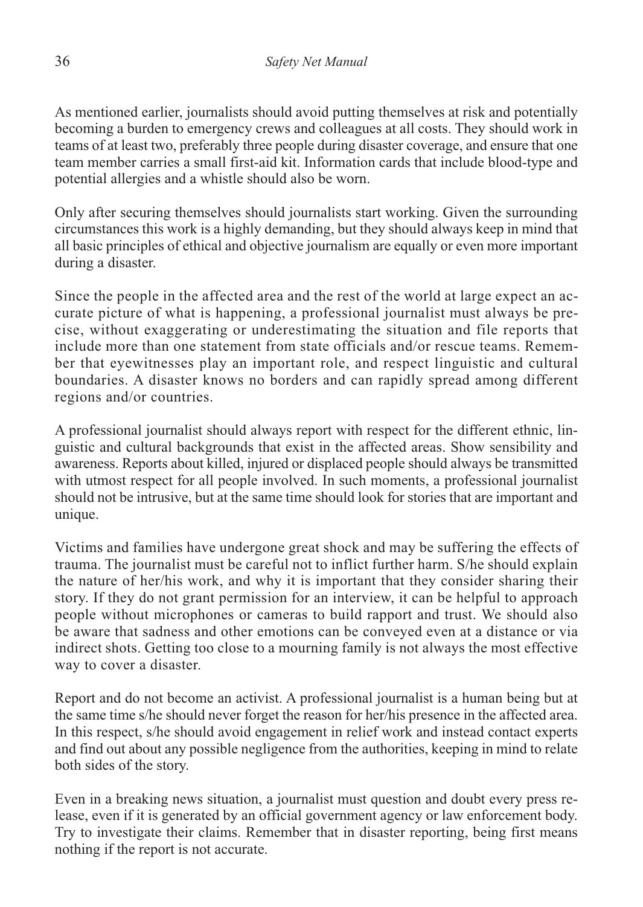As mentioned earlier, journalists should avoid putting themselves at risk and potentially becoming a burden to emergency crews and colleagues at all costs. They should work in teams of at least two, preferably three people during disaster coverage, and ensure that one team member carries a small first-aid kit. Information cards that include blood-type and potential allergies and a whistle should also be worn.

Only after securing themselves should journalists start working. Given the surrounding circumstances this work is a highly demanding, but they should always keep in mind that all basic principles of ethical and objective journalism are equally or even more important during a disaster.

Since the people in the affected area and the rest of the world at large expect an accurate picture of what is happening, a professional journalist must always be precise, without exaggerating or underestimating the situation and file reports that include more than one statement from state officials and/or rescue teams. Remember that eyewitnesses play an important role, and respect linguistic and cultural boundaries. A disaster knows no borders and can rapidly spread among different regions and/or countries.

A professional journalist should always report with respect for the different ethnic, linguistic and cultural backgrounds that exist in the affected areas. Show sensibility and awareness. Reports about killed, injured or displaced people should always be transmitted with utmost respect for all people involved. In such moments, a professional journalist should not be intrusive, but at the same time should look for stories that are important and unique.

Victims and families have undergone great shock and may be suffering the effects of trauma. The journalist must be careful not to inflict further harm. S/he should explain the nature of her/his work, and why it is important that they consider sharing their story. If they do not grant permission for an interview, it can be helpful to approach people without microphones or cameras to build rapport and trust. We should also be aware that sadness and other emotions can be conveyed even at a distance or via indirect shots. Getting too close to a mourning family is not always the most effective way to cover a disaster.

Report and do not become an activist. A professional journalist is a human being but at the same time s/he should never forget the reason for her/his presence in the affected area. In this respect, s/he should avoid engagement in relief work and instead contact experts and find out about any possible negligence from the authorities, keeping in mind to relate both sides of the story.

Even in a breaking news situation, a journalist must question and doubt every press release, even if it is generated by an official government agency or law enforcement body. Try to investigate their claims. Remember that in disaster reporting, being first means nothing if the report is not accurate.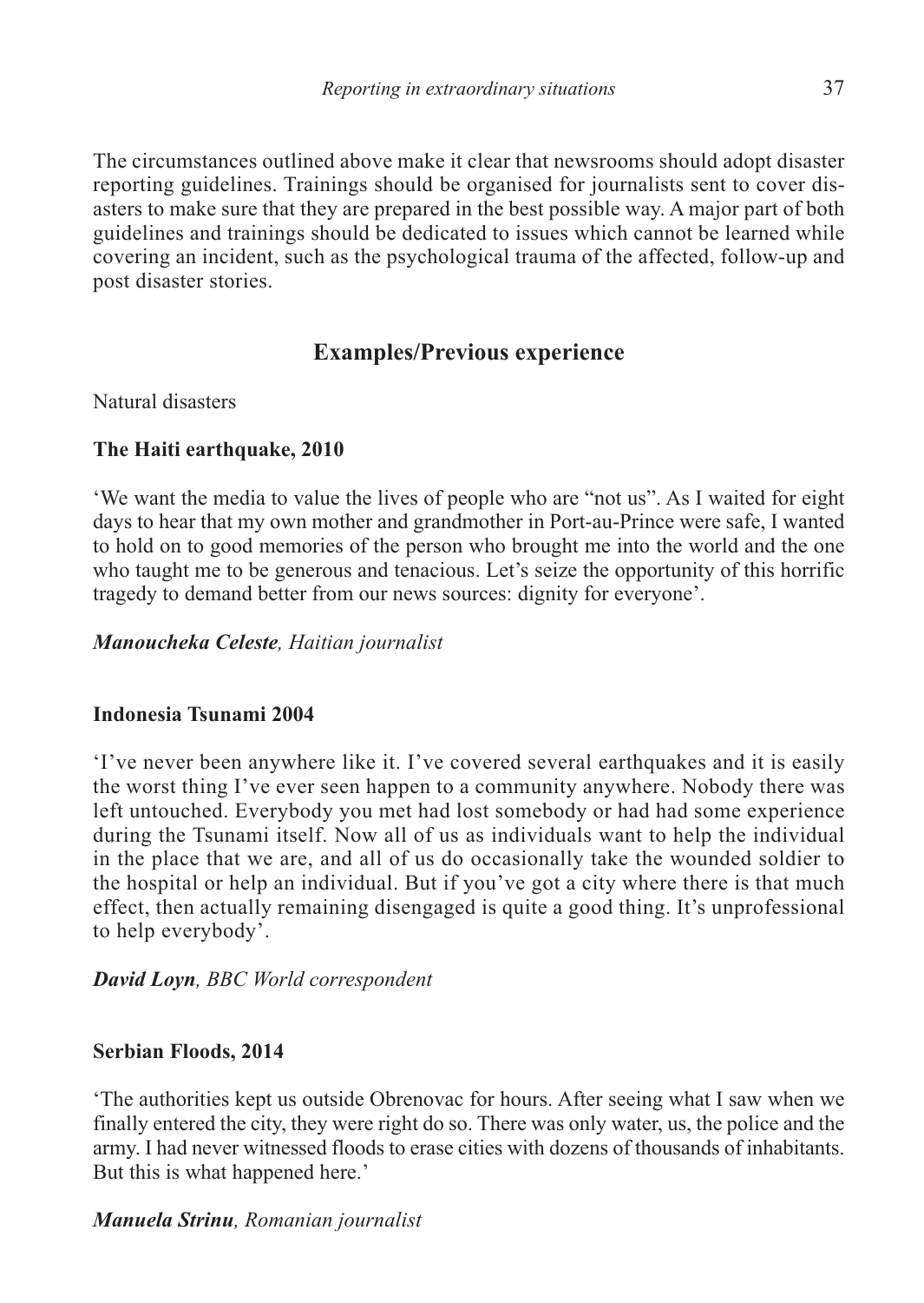The circumstances outlined above make it clear that newsrooms should adopt disaster reporting guidelines. Trainings should be organised for journalists sent to cover disasters to make sure that they are prepared in the best possible way. A major part of both guidelines and trainings should be dedicated to issues which cannot be learned while covering an incident, such as the psychological trauma of the affected, follow-up and post disaster stories.

## Examples/Previous experience

Natural disasters

### The Haiti earthquake, 2010

'We want the media to value the lives of people who are "not us". As I waited for eight days to hear that my own mother and grandmother in Port-au-Prince were safe, I wanted to hold on to good memories of the person who brought me into the world and the one who taught me to be generous and tenacious. Let's seize the opportunity of this horrific tragedy to demand better from our news sources: dignity for everyone'.

***Manoucheka Celeste**, Haitian journalist*

### Indonesia Tsunami 2004

'I've never been anywhere like it. I've covered several earthquakes and it is easily the worst thing I've ever seen happen to a community anywhere. Nobody there was left untouched. Everybody you met had lost somebody or had had some experience during the Tsunami itself. Now all of us as individuals want to help the individual in the place that we are, and all of us do occasionally take the wounded soldier to the hospital or help an individual. But if you've got a city where there is that much effect, then actually remaining disengaged is quite a good thing. It's unprofessional to help everybody'.

***David Loyn**, BBC World correspondent*

### Serbian Floods, 2014

'The authorities kept us outside Obrenovac for hours. After seeing what I saw when we finally entered the city, they were right do so. There was only water, us, the police and the army. I had never witnessed floods to erase cities with dozens of thousands of inhabitants. But this is what happened here.'

***Manuela Strinu**, Romanian journalist*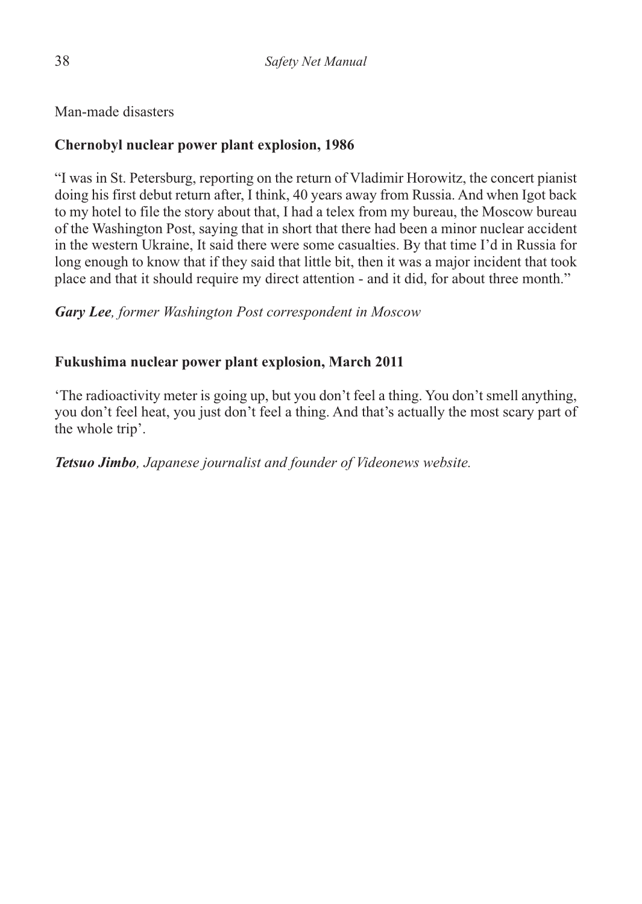Man-made disasters

## Chernobyl nuclear power plant explosion, 1986

"I was in St. Petersburg, reporting on the return of Vladimir Horowitz, the concert pianist doing his first debut return after, I think, 40 years away from Russia. And when Igot back to my hotel to file the story about that, I had a telex from my bureau, the Moscow bureau of the Washington Post, saying that in short that there had been a minor nuclear accident in the western Ukraine, It said there were some casualties. By that time I'd in Russia for long enough to know that if they said that little bit, then it was a major incident that took place and that it should require my direct attention - and it did, for about three month."

***Gary Lee**, former Washington Post correspondent in Moscow*

## Fukushima nuclear power plant explosion, March 2011

'The radioactivity meter is going up, but you don't feel a thing. You don't smell anything, you don't feel heat, you just don't feel a thing. And that's actually the most scary part of the whole trip'.

***Tetsuo Jimbo**, Japanese journalist and founder of Videonews website.*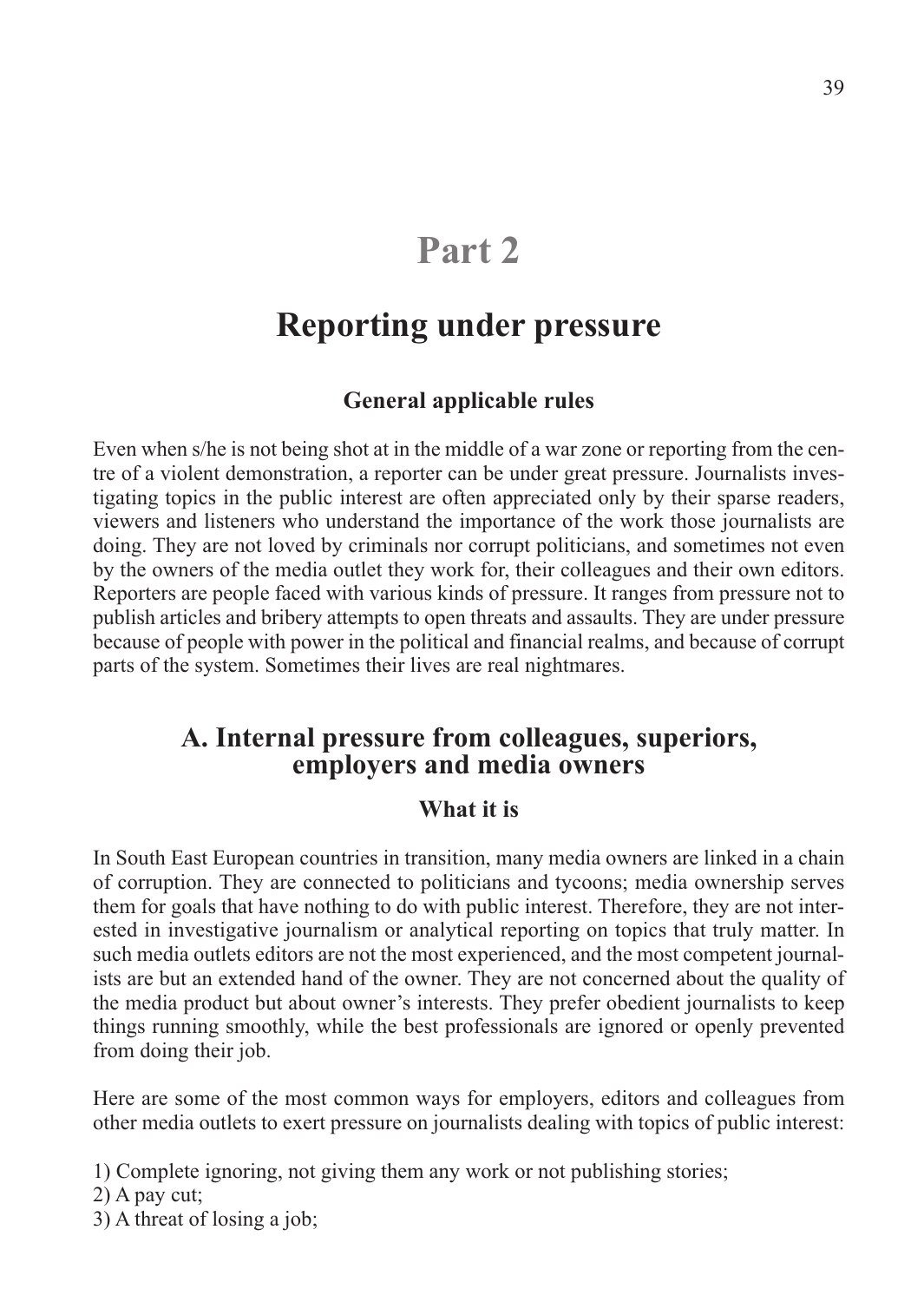# Part 2

## Reporting under pressure

### General applicable rules

Even when s/he is not being shot at in the middle of a war zone or reporting from the centre of a violent demonstration, a reporter can be under great pressure. Journalists investigating topics in the public interest are often appreciated only by their sparse readers, viewers and listeners who understand the importance of the work those journalists are doing. They are not loved by criminals nor corrupt politicians, and sometimes not even by the owners of the media outlet they work for, their colleagues and their own editors. Reporters are people faced with various kinds of pressure. It ranges from pressure not to publish articles and bribery attempts to open threats and assaults. They are under pressure because of people with power in the political and financial realms, and because of corrupt parts of the system. Sometimes their lives are real nightmares.

## A. Internal pressure from colleagues, superiors, employers and media owners

### What it is

In South East European countries in transition, many media owners are linked in a chain of corruption. They are connected to politicians and tycoons; media ownership serves them for goals that have nothing to do with public interest. Therefore, they are not interested in investigative journalism or analytical reporting on topics that truly matter. In such media outlets editors are not the most experienced, and the most competent journalists are but an extended hand of the owner. They are not concerned about the quality of the media product but about owner's interests. They prefer obedient journalists to keep things running smoothly, while the best professionals are ignored or openly prevented from doing their job.

Here are some of the most common ways for employers, editors and colleagues from other media outlets to exert pressure on journalists dealing with topics of public interest:

1) Complete ignoring, not giving them any work or not publishing stories;
2) A pay cut;
3) A threat of losing a job;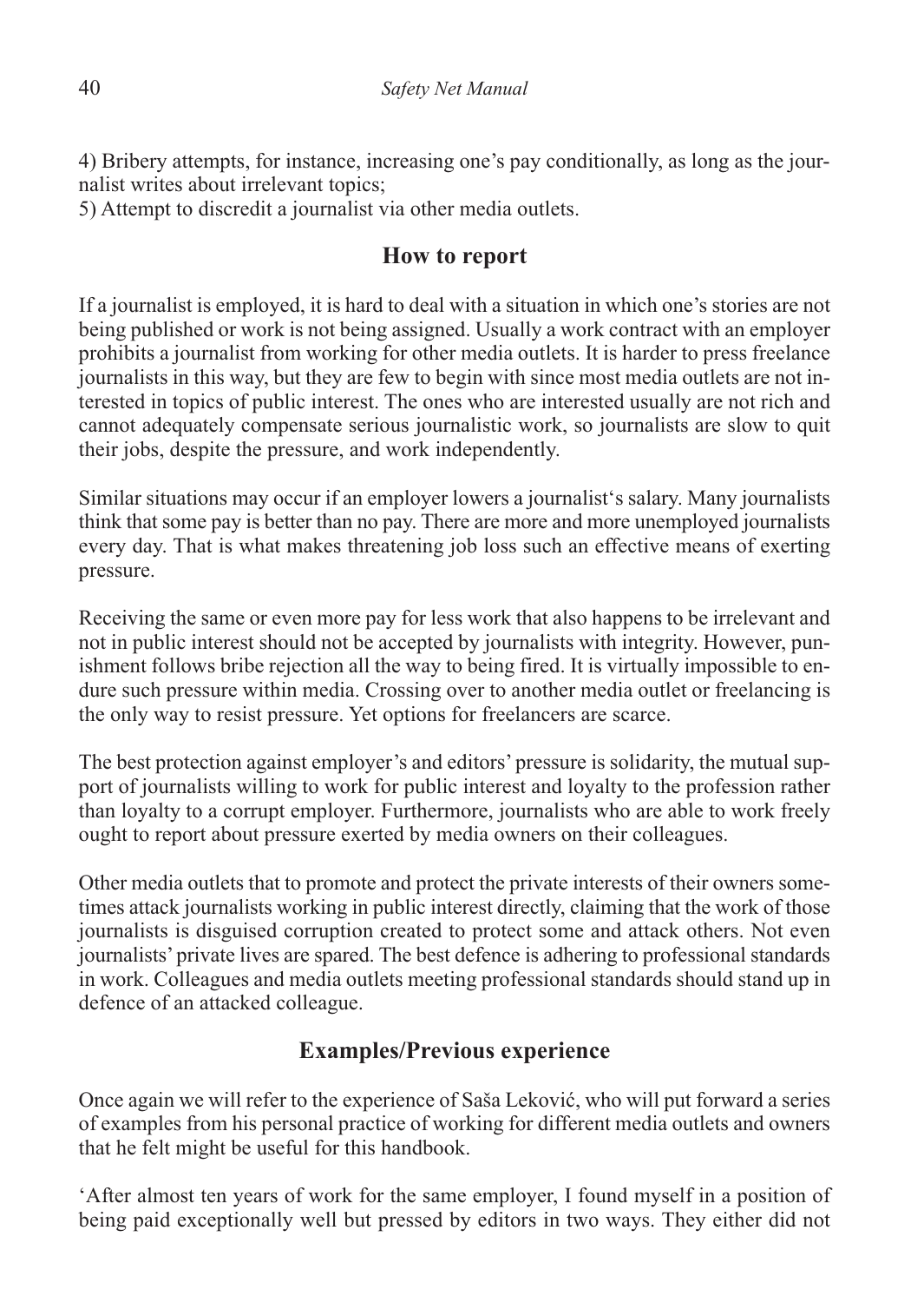4) Bribery attempts, for instance, increasing one's pay conditionally, as long as the journalist writes about irrelevant topics;

5) Attempt to discredit a journalist via other media outlets.

## How to report

If a journalist is employed, it is hard to deal with a situation in which one's stories are not being published or work is not being assigned. Usually a work contract with an employer prohibits a journalist from working for other media outlets. It is harder to press freelance journalists in this way, but they are few to begin with since most media outlets are not interested in topics of public interest. The ones who are interested usually are not rich and cannot adequately compensate serious journalistic work, so journalists are slow to quit their jobs, despite the pressure, and work independently.

Similar situations may occur if an employer lowers a journalist's salary. Many journalists think that some pay is better than no pay. There are more and more unemployed journalists every day. That is what makes threatening job loss such an effective means of exerting pressure.

Receiving the same or even more pay for less work that also happens to be irrelevant and not in public interest should not be accepted by journalists with integrity. However, punishment follows bribe rejection all the way to being fired. It is virtually impossible to endure such pressure within media. Crossing over to another media outlet or freelancing is the only way to resist pressure. Yet options for freelancers are scarce.

The best protection against employer's and editors' pressure is solidarity, the mutual support of journalists willing to work for public interest and loyalty to the profession rather than loyalty to a corrupt employer. Furthermore, journalists who are able to work freely ought to report about pressure exerted by media owners on their colleagues.

Other media outlets that to promote and protect the private interests of their owners sometimes attack journalists working in public interest directly, claiming that the work of those journalists is disguised corruption created to protect some and attack others. Not even journalists' private lives are spared. The best defence is adhering to professional standards in work. Colleagues and media outlets meeting professional standards should stand up in defence of an attacked colleague.

## Examples/Previous experience

Once again we will refer to the experience of Saša Leković, who will put forward a series of examples from his personal practice of working for different media outlets and owners that he felt might be useful for this handbook.

'After almost ten years of work for the same employer, I found myself in a position of being paid exceptionally well but pressed by editors in two ways. They either did not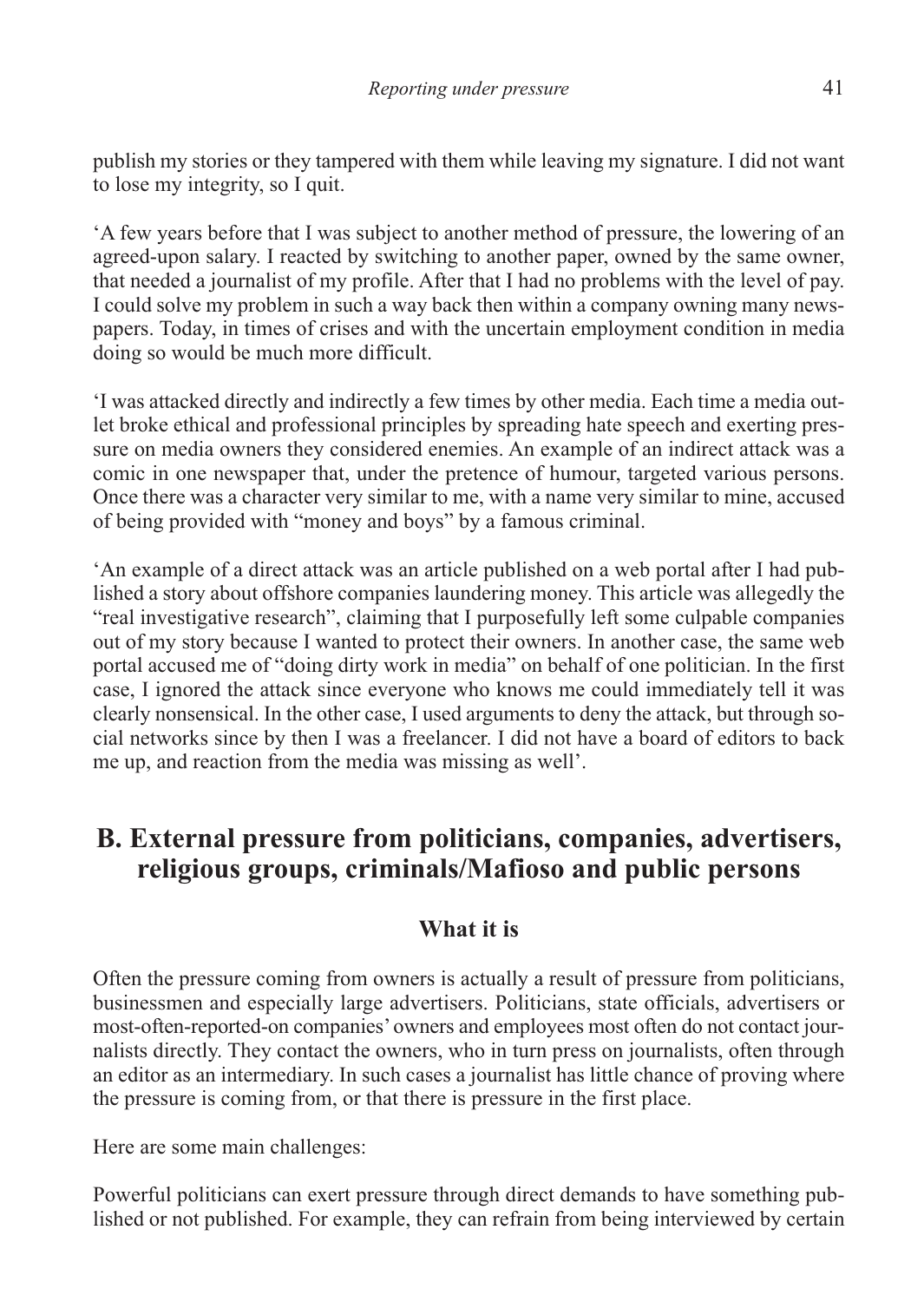publish my stories or they tampered with them while leaving my signature. I did not want to lose my integrity, so I quit.

'A few years before that I was subject to another method of pressure, the lowering of an agreed-upon salary. I reacted by switching to another paper, owned by the same owner, that needed a journalist of my profile. After that I had no problems with the level of pay. I could solve my problem in such a way back then within a company owning many newspapers. Today, in times of crises and with the uncertain employment condition in media doing so would be much more difficult.

'I was attacked directly and indirectly a few times by other media. Each time a media outlet broke ethical and professional principles by spreading hate speech and exerting pressure on media owners they considered enemies. An example of an indirect attack was a comic in one newspaper that, under the pretence of humour, targeted various persons. Once there was a character very similar to me, with a name very similar to mine, accused of being provided with "money and boys" by a famous criminal.

'An example of a direct attack was an article published on a web portal after I had published a story about offshore companies laundering money. This article was allegedly the "real investigative research", claiming that I purposefully left some culpable companies out of my story because I wanted to protect their owners. In another case, the same web portal accused me of "doing dirty work in media" on behalf of one politician. In the first case, I ignored the attack since everyone who knows me could immediately tell it was clearly nonsensical. In the other case, I used arguments to deny the attack, but through social networks since by then I was a freelancer. I did not have a board of editors to back me up, and reaction from the media was missing as well'.

## B. External pressure from politicians, companies, advertisers, religious groups, criminals/Mafioso and public persons

### What it is

Often the pressure coming from owners is actually a result of pressure from politicians, businessmen and especially large advertisers. Politicians, state officials, advertisers or most-often-reported-on companies' owners and employees most often do not contact journalists directly. They contact the owners, who in turn press on journalists, often through an editor as an intermediary. In such cases a journalist has little chance of proving where the pressure is coming from, or that there is pressure in the first place.

Here are some main challenges:

Powerful politicians can exert pressure through direct demands to have something published or not published. For example, they can refrain from being interviewed by certain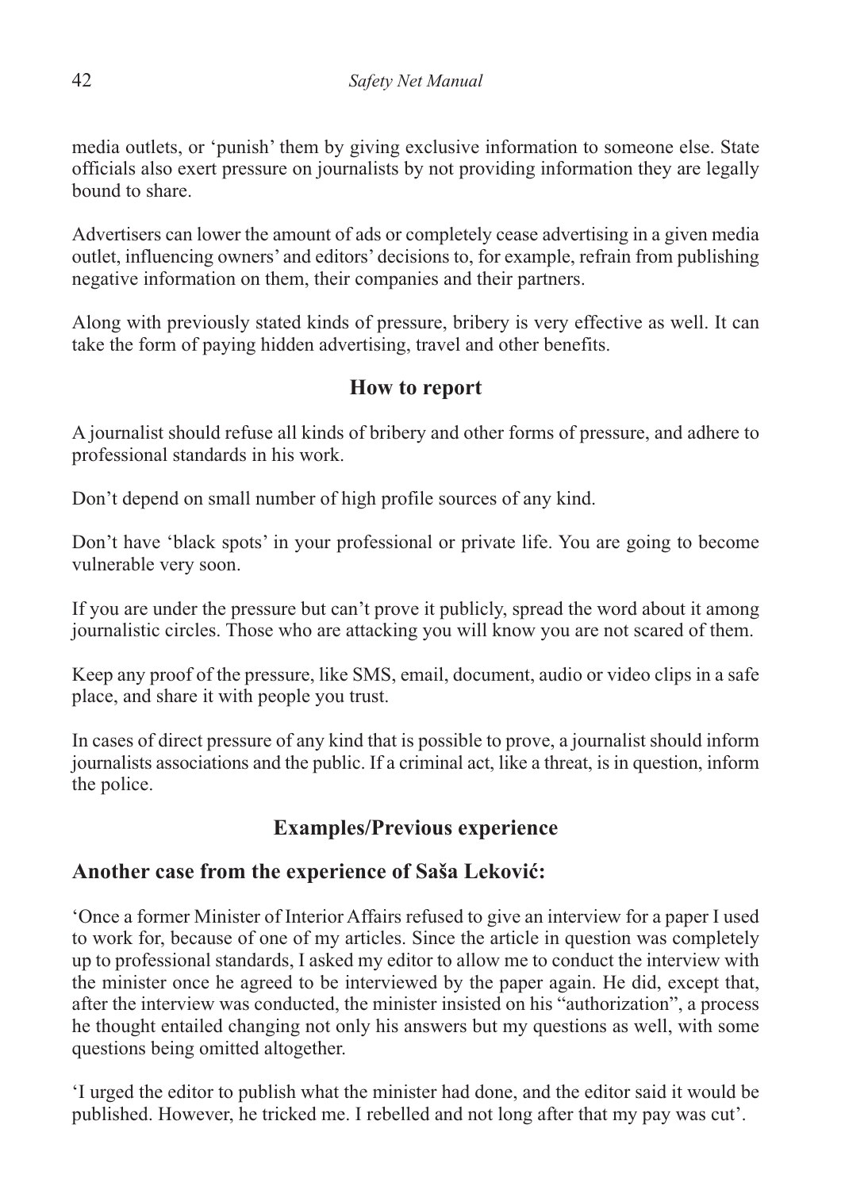media outlets, or 'punish' them by giving exclusive information to someone else. State officials also exert pressure on journalists by not providing information they are legally bound to share.

Advertisers can lower the amount of ads or completely cease advertising in a given media outlet, influencing owners' and editors' decisions to, for example, refrain from publishing negative information on them, their companies and their partners.

Along with previously stated kinds of pressure, bribery is very effective as well. It can take the form of paying hidden advertising, travel and other benefits.

## How to report

A journalist should refuse all kinds of bribery and other forms of pressure, and adhere to professional standards in his work.

Don't depend on small number of high profile sources of any kind.

Don't have 'black spots' in your professional or private life. You are going to become vulnerable very soon.

If you are under the pressure but can't prove it publicly, spread the word about it among journalistic circles. Those who are attacking you will know you are not scared of them.

Keep any proof of the pressure, like SMS, email, document, audio or video clips in a safe place, and share it with people you trust.

In cases of direct pressure of any kind that is possible to prove, a journalist should inform journalists associations and the public. If a criminal act, like a threat, is in question, inform the police.

## Examples/Previous experience

### Another case from the experience of Saša Leković:

'Once a former Minister of Interior Affairs refused to give an interview for a paper I used to work for, because of one of my articles. Since the article in question was completely up to professional standards, I asked my editor to allow me to conduct the interview with the minister once he agreed to be interviewed by the paper again. He did, except that, after the interview was conducted, the minister insisted on his "authorization", a process he thought entailed changing not only his answers but my questions as well, with some questions being omitted altogether.

'I urged the editor to publish what the minister had done, and the editor said it would be published. However, he tricked me. I rebelled and not long after that my pay was cut'.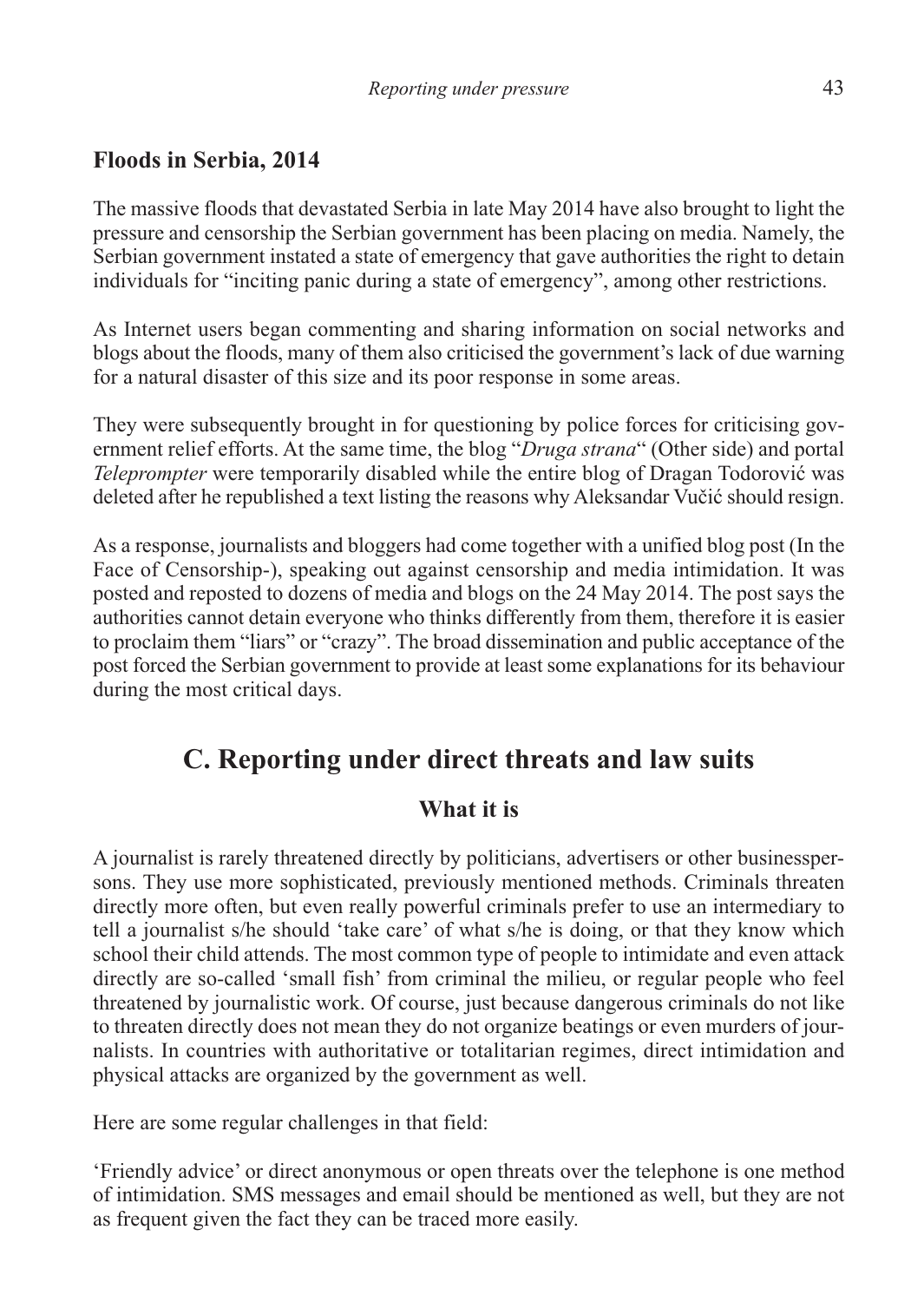### Floods in Serbia, 2014

The massive floods that devastated Serbia in late May 2014 have also brought to light the pressure and censorship the Serbian government has been placing on media. Namely, the Serbian government instated a state of emergency that gave authorities the right to detain individuals for "inciting panic during a state of emergency", among other restrictions.

As Internet users began commenting and sharing information on social networks and blogs about the floods, many of them also criticised the government's lack of due warning for a natural disaster of this size and its poor response in some areas.

They were subsequently brought in for questioning by police forces for criticising government relief efforts. At the same time, the blog "*Druga strana*" (Other side) and portal *Teleprompter* were temporarily disabled while the entire blog of Dragan Todorović was deleted after he republished a text listing the reasons why Aleksandar Vučić should resign.

As a response, journalists and bloggers had come together with a unified blog post (In the Face of Censorship-), speaking out against censorship and media intimidation. It was posted and reposted to dozens of media and blogs on the 24 May 2014. The post says the authorities cannot detain everyone who thinks differently from them, therefore it is easier to proclaim them "liars" or "crazy". The broad dissemination and public acceptance of the post forced the Serbian government to provide at least some explanations for its behaviour during the most critical days.

## C. Reporting under direct threats and law suits

### What it is

A journalist is rarely threatened directly by politicians, advertisers or other businesspersons. They use more sophisticated, previously mentioned methods. Criminals threaten directly more often, but even really powerful criminals prefer to use an intermediary to tell a journalist s/he should 'take care' of what s/he is doing, or that they know which school their child attends. The most common type of people to intimidate and even attack directly are so-called 'small fish' from criminal the milieu, or regular people who feel threatened by journalistic work. Of course, just because dangerous criminals do not like to threaten directly does not mean they do not organize beatings or even murders of journalists. In countries with authoritative or totalitarian regimes, direct intimidation and physical attacks are organized by the government as well.

Here are some regular challenges in that field:

'Friendly advice' or direct anonymous or open threats over the telephone is one method of intimidation. SMS messages and email should be mentioned as well, but they are not as frequent given the fact they can be traced more easily.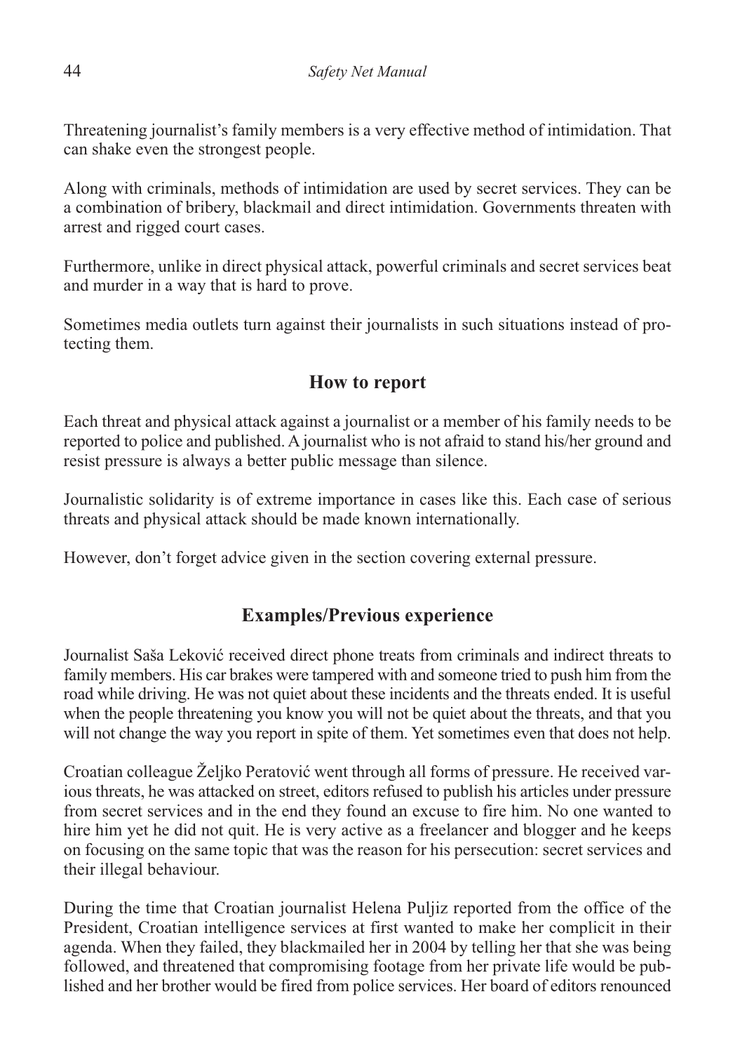Threatening journalist's family members is a very effective method of intimidation. That can shake even the strongest people.

Along with criminals, methods of intimidation are used by secret services. They can be a combination of bribery, blackmail and direct intimidation. Governments threaten with arrest and rigged court cases.

Furthermore, unlike in direct physical attack, powerful criminals and secret services beat and murder in a way that is hard to prove.

Sometimes media outlets turn against their journalists in such situations instead of protecting them.

## How to report

Each threat and physical attack against a journalist or a member of his family needs to be reported to police and published. A journalist who is not afraid to stand his/her ground and resist pressure is always a better public message than silence.

Journalistic solidarity is of extreme importance in cases like this. Each case of serious threats and physical attack should be made known internationally.

However, don't forget advice given in the section covering external pressure.

## Examples/Previous experience

Journalist Saša Leković received direct phone treats from criminals and indirect threats to family members. His car brakes were tampered with and someone tried to push him from the road while driving. He was not quiet about these incidents and the threats ended. It is useful when the people threatening you know you will not be quiet about the threats, and that you will not change the way you report in spite of them. Yet sometimes even that does not help.

Croatian colleague Željko Peratović went through all forms of pressure. He received various threats, he was attacked on street, editors refused to publish his articles under pressure from secret services and in the end they found an excuse to fire him. No one wanted to hire him yet he did not quit. He is very active as a freelancer and blogger and he keeps on focusing on the same topic that was the reason for his persecution: secret services and their illegal behaviour.

During the time that Croatian journalist Helena Puljiz reported from the office of the President, Croatian intelligence services at first wanted to make her complicit in their agenda. When they failed, they blackmailed her in 2004 by telling her that she was being followed, and threatened that compromising footage from her private life would be published and her brother would be fired from police services. Her board of editors renounced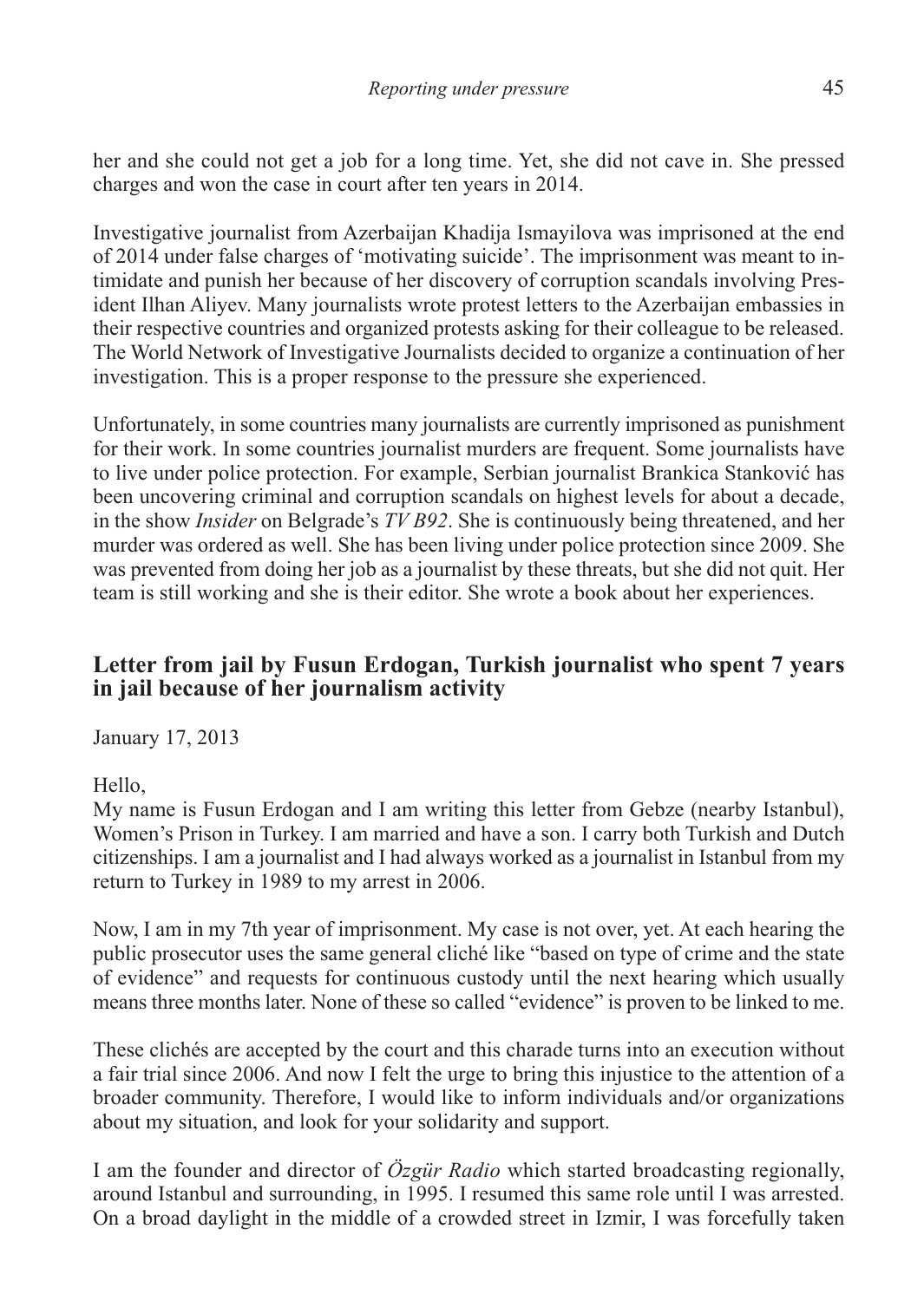her and she could not get a job for a long time. Yet, she did not cave in. She pressed charges and won the case in court after ten years in 2014.

Investigative journalist from Azerbaijan Khadija Ismayilova was imprisoned at the end of 2014 under false charges of 'motivating suicide'. The imprisonment was meant to intimidate and punish her because of her discovery of corruption scandals involving President Ilhan Aliyev. Many journalists wrote protest letters to the Azerbaijan embassies in their respective countries and organized protests asking for their colleague to be released. The World Network of Investigative Journalists decided to organize a continuation of her investigation. This is a proper response to the pressure she experienced.

Unfortunately, in some countries many journalists are currently imprisoned as punishment for their work. In some countries journalist murders are frequent. Some journalists have to live under police protection. For example, Serbian journalist Brankica Stanković has been uncovering criminal and corruption scandals on highest levels for about a decade, in the show *Insider* on Belgrade's *TV B92*. She is continuously being threatened, and her murder was ordered as well. She has been living under police protection since 2009. She was prevented from doing her job as a journalist by these threats, but she did not quit. Her team is still working and she is their editor. She wrote a book about her experiences.

### Letter from jail by Fusun Erdogan, Turkish journalist who spent 7 years in jail because of her journalism activity

January 17, 2013

Hello,

My name is Fusun Erdogan and I am writing this letter from Gebze (nearby Istanbul), Women's Prison in Turkey. I am married and have a son. I carry both Turkish and Dutch citizenships. I am a journalist and I had always worked as a journalist in Istanbul from my return to Turkey in 1989 to my arrest in 2006.

Now, I am in my 7th year of imprisonment. My case is not over, yet. At each hearing the public prosecutor uses the same general cliché like "based on type of crime and the state of evidence" and requests for continuous custody until the next hearing which usually means three months later. None of these so called "evidence" is proven to be linked to me.

These clichés are accepted by the court and this charade turns into an execution without a fair trial since 2006. And now I felt the urge to bring this injustice to the attention of a broader community. Therefore, I would like to inform individuals and/or organizations about my situation, and look for your solidarity and support.

I am the founder and director of *Özgür Radio* which started broadcasting regionally, around Istanbul and surrounding, in 1995. I resumed this same role until I was arrested. On a broad daylight in the middle of a crowded street in Izmir, I was forcefully taken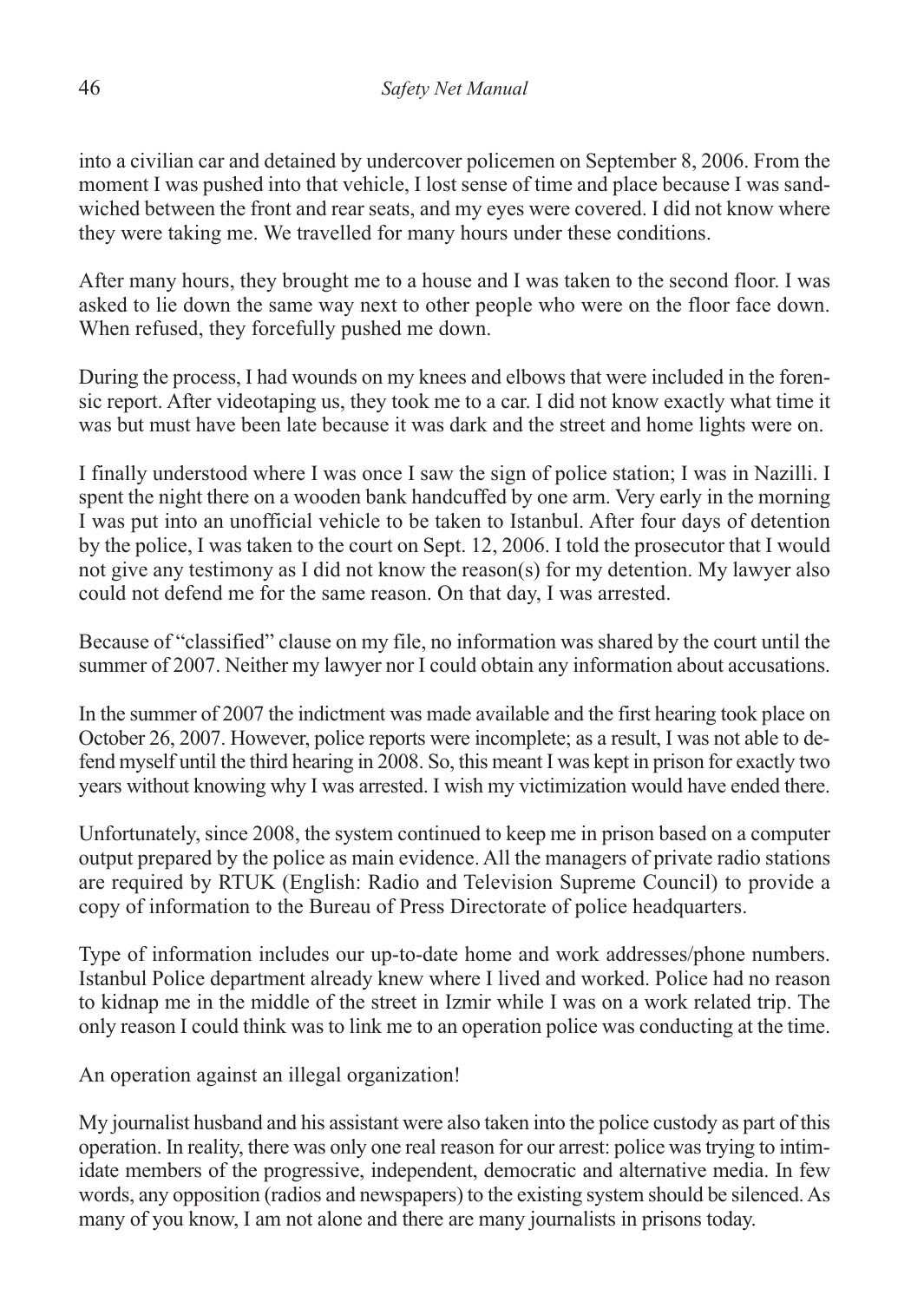into a civilian car and detained by undercover policemen on September 8, 2006. From the moment I was pushed into that vehicle, I lost sense of time and place because I was sandwiched between the front and rear seats, and my eyes were covered. I did not know where they were taking me. We travelled for many hours under these conditions.

After many hours, they brought me to a house and I was taken to the second floor. I was asked to lie down the same way next to other people who were on the floor face down. When refused, they forcefully pushed me down.

During the process, I had wounds on my knees and elbows that were included in the forensic report. After videotaping us, they took me to a car. I did not know exactly what time it was but must have been late because it was dark and the street and home lights were on.

I finally understood where I was once I saw the sign of police station; I was in Nazilli. I spent the night there on a wooden bank handcuffed by one arm. Very early in the morning I was put into an unofficial vehicle to be taken to Istanbul. After four days of detention by the police, I was taken to the court on Sept. 12, 2006. I told the prosecutor that I would not give any testimony as I did not know the reason(s) for my detention. My lawyer also could not defend me for the same reason. On that day, I was arrested.

Because of "classified" clause on my file, no information was shared by the court until the summer of 2007. Neither my lawyer nor I could obtain any information about accusations.

In the summer of 2007 the indictment was made available and the first hearing took place on October 26, 2007. However, police reports were incomplete; as a result, I was not able to defend myself until the third hearing in 2008. So, this meant I was kept in prison for exactly two years without knowing why I was arrested. I wish my victimization would have ended there.

Unfortunately, since 2008, the system continued to keep me in prison based on a computer output prepared by the police as main evidence. All the managers of private radio stations are required by RTUK (English: Radio and Television Supreme Council) to provide a copy of information to the Bureau of Press Directorate of police headquarters.

Type of information includes our up-to-date home and work addresses/phone numbers. Istanbul Police department already knew where I lived and worked. Police had no reason to kidnap me in the middle of the street in Izmir while I was on a work related trip. The only reason I could think was to link me to an operation police was conducting at the time.

An operation against an illegal organization!

My journalist husband and his assistant were also taken into the police custody as part of this operation. In reality, there was only one real reason for our arrest: police was trying to intimidate members of the progressive, independent, democratic and alternative media. In few words, any opposition (radios and newspapers) to the existing system should be silenced. As many of you know, I am not alone and there are many journalists in prisons today.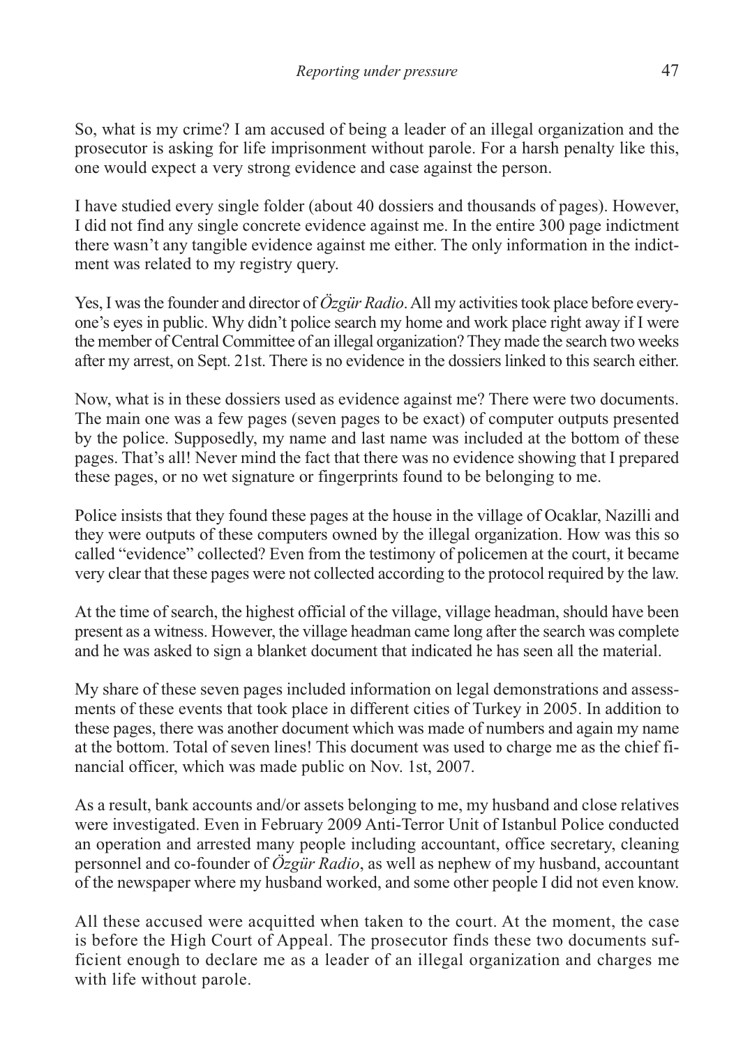So, what is my crime? I am accused of being a leader of an illegal organization and the prosecutor is asking for life imprisonment without parole. For a harsh penalty like this, one would expect a very strong evidence and case against the person.

I have studied every single folder (about 40 dossiers and thousands of pages). However, I did not find any single concrete evidence against me. In the entire 300 page indictment there wasn't any tangible evidence against me either. The only information in the indictment was related to my registry query.

Yes, I was the founder and director of *Özgür Radio*. All my activities took place before everyone's eyes in public. Why didn't police search my home and work place right away if I were the member of Central Committee of an illegal organization? They made the search two weeks after my arrest, on Sept. 21st. There is no evidence in the dossiers linked to this search either.

Now, what is in these dossiers used as evidence against me? There were two documents. The main one was a few pages (seven pages to be exact) of computer outputs presented by the police. Supposedly, my name and last name was included at the bottom of these pages. That's all! Never mind the fact that there was no evidence showing that I prepared these pages, or no wet signature or fingerprints found to be belonging to me.

Police insists that they found these pages at the house in the village of Ocaklar, Nazilli and they were outputs of these computers owned by the illegal organization. How was this so called "evidence" collected? Even from the testimony of policemen at the court, it became very clear that these pages were not collected according to the protocol required by the law.

At the time of search, the highest official of the village, village headman, should have been present as a witness. However, the village headman came long after the search was complete and he was asked to sign a blanket document that indicated he has seen all the material.

My share of these seven pages included information on legal demonstrations and assessments of these events that took place in different cities of Turkey in 2005. In addition to these pages, there was another document which was made of numbers and again my name at the bottom. Total of seven lines! This document was used to charge me as the chief financial officer, which was made public on Nov. 1st, 2007.

As a result, bank accounts and/or assets belonging to me, my husband and close relatives were investigated. Even in February 2009 Anti-Terror Unit of Istanbul Police conducted an operation and arrested many people including accountant, office secretary, cleaning personnel and co-founder of *Özgür Radio*, as well as nephew of my husband, accountant of the newspaper where my husband worked, and some other people I did not even know.

All these accused were acquitted when taken to the court. At the moment, the case is before the High Court of Appeal. The prosecutor finds these two documents sufficient enough to declare me as a leader of an illegal organization and charges me with life without parole.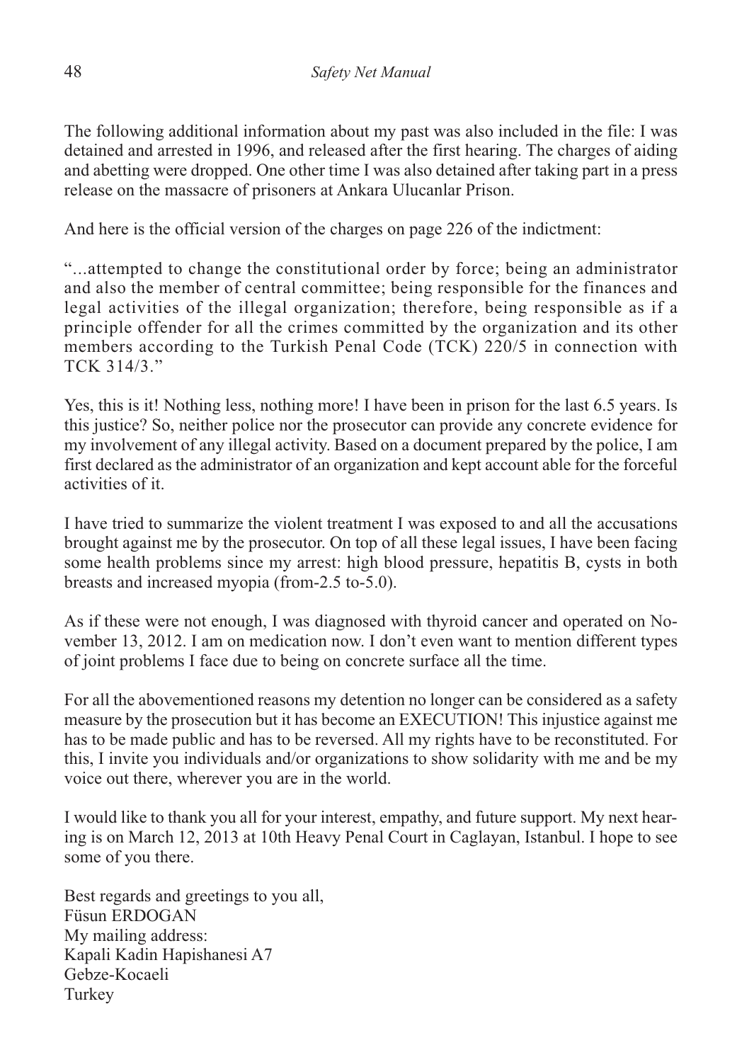The following additional information about my past was also included in the file: I was detained and arrested in 1996, and released after the first hearing. The charges of aiding and abetting were dropped. One other time I was also detained after taking part in a press release on the massacre of prisoners at Ankara Ulucanlar Prison.

And here is the official version of the charges on page 226 of the indictment:

"...attempted to change the constitutional order by force; being an administrator and also the member of central committee; being responsible for the finances and legal activities of the illegal organization; therefore, being responsible as if a principle offender for all the crimes committed by the organization and its other members according to the Turkish Penal Code (TCK) 220/5 in connection with TCK 314/3."

Yes, this is it! Nothing less, nothing more! I have been in prison for the last 6.5 years. Is this justice? So, neither police nor the prosecutor can provide any concrete evidence for my involvement of any illegal activity. Based on a document prepared by the police, I am first declared as the administrator of an organization and kept account able for the forceful activities of it.

I have tried to summarize the violent treatment I was exposed to and all the accusations brought against me by the prosecutor. On top of all these legal issues, I have been facing some health problems since my arrest: high blood pressure, hepatitis B, cysts in both breasts and increased myopia (from-2.5 to-5.0).

As if these were not enough, I was diagnosed with thyroid cancer and operated on November 13, 2012. I am on medication now. I don't even want to mention different types of joint problems I face due to being on concrete surface all the time.

For all the abovementioned reasons my detention no longer can be considered as a safety measure by the prosecution but it has become an EXECUTION! This injustice against me has to be made public and has to be reversed. All my rights have to be reconstituted. For this, I invite you individuals and/or organizations to show solidarity with me and be my voice out there, wherever you are in the world.

I would like to thank you all for your interest, empathy, and future support. My next hearing is on March 12, 2013 at 10th Heavy Penal Court in Caglayan, Istanbul. I hope to see some of you there.

Best regards and greetings to you all,
Füsun ERDOGAN
My mailing address:
Kapali Kadin Hapishanesi A7
Gebze-Kocaeli
Turkey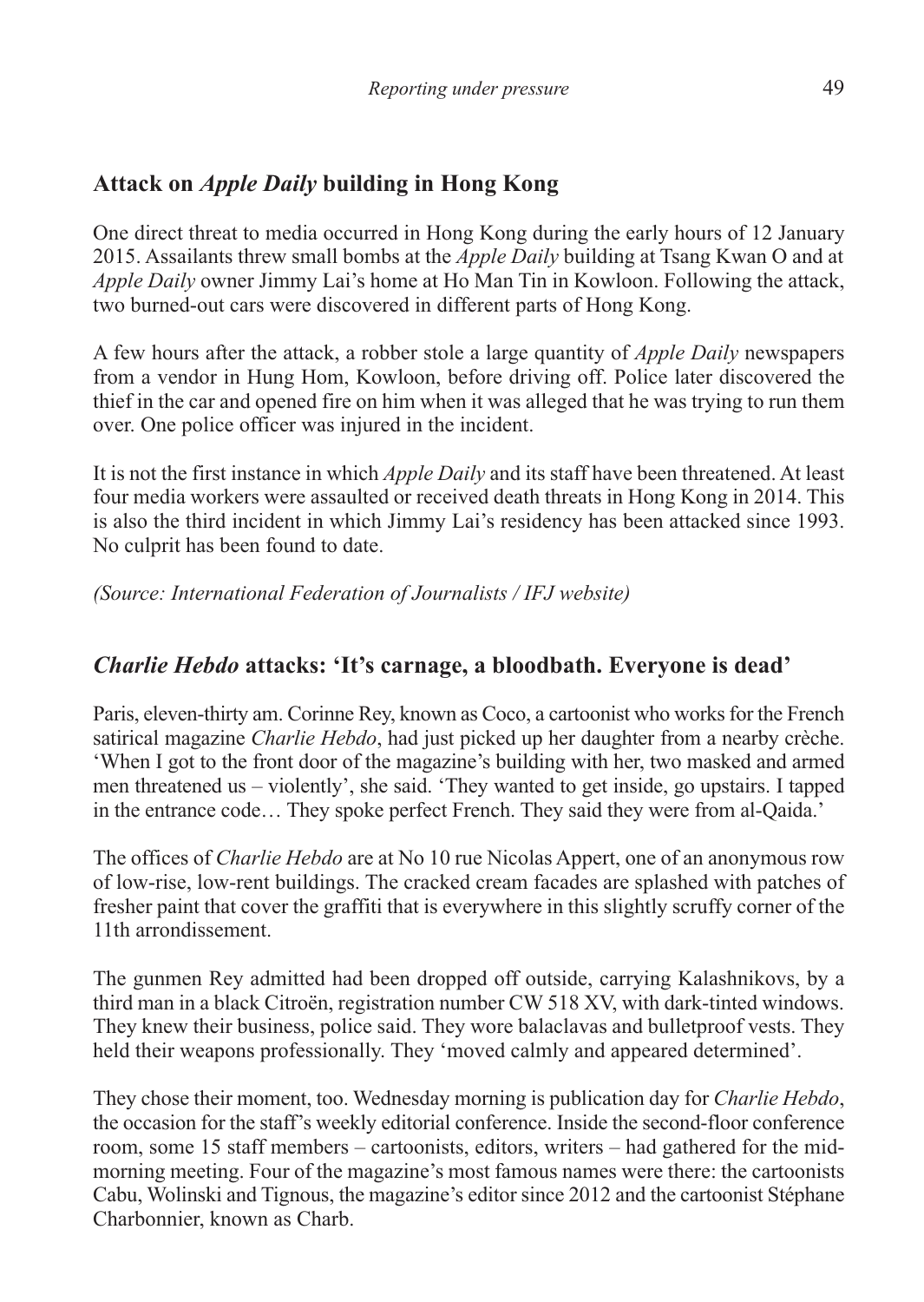## Attack on *Apple Daily* building in Hong Kong

One direct threat to media occurred in Hong Kong during the early hours of 12 January 2015. Assailants threw small bombs at the *Apple Daily* building at Tsang Kwan O and at *Apple Daily* owner Jimmy Lai's home at Ho Man Tin in Kowloon. Following the attack, two burned-out cars were discovered in different parts of Hong Kong.

A few hours after the attack, a robber stole a large quantity of *Apple Daily* newspapers from a vendor in Hung Hom, Kowloon, before driving off. Police later discovered the thief in the car and opened fire on him when it was alleged that he was trying to run them over. One police officer was injured in the incident.

It is not the first instance in which *Apple Daily* and its staff have been threatened. At least four media workers were assaulted or received death threats in Hong Kong in 2014. This is also the third incident in which Jimmy Lai's residency has been attacked since 1993. No culprit has been found to date.

*(Source: International Federation of Journalists / IFJ website)*

## *Charlie Hebdo* attacks: 'It's carnage, a bloodbath. Everyone is dead'

Paris, eleven-thirty am. Corinne Rey, known as Coco, a cartoonist who works for the French satirical magazine *Charlie Hebdo*, had just picked up her daughter from a nearby crèche. 'When I got to the front door of the magazine's building with her, two masked and armed men threatened us – violently', she said. 'They wanted to get inside, go upstairs. I tapped in the entrance code… They spoke perfect French. They said they were from al-Qaida.'

The offices of *Charlie Hebdo* are at No 10 rue Nicolas Appert, one of an anonymous row of low-rise, low-rent buildings. The cracked cream facades are splashed with patches of fresher paint that cover the graffiti that is everywhere in this slightly scruffy corner of the 11th arrondissement.

The gunmen Rey admitted had been dropped off outside, carrying Kalashnikovs, by a third man in a black Citroën, registration number CW 518 XV, with dark-tinted windows. They knew their business, police said. They wore balaclavas and bulletproof vests. They held their weapons professionally. They 'moved calmly and appeared determined'.

They chose their moment, too. Wednesday morning is publication day for *Charlie Hebdo*, the occasion for the staff's weekly editorial conference. Inside the second-floor conference room, some 15 staff members – cartoonists, editors, writers – had gathered for the mid-morning meeting. Four of the magazine's most famous names were there: the cartoonists Cabu, Wolinski and Tignous, the magazine's editor since 2012 and the cartoonist Stéphane Charbonnier, known as Charb.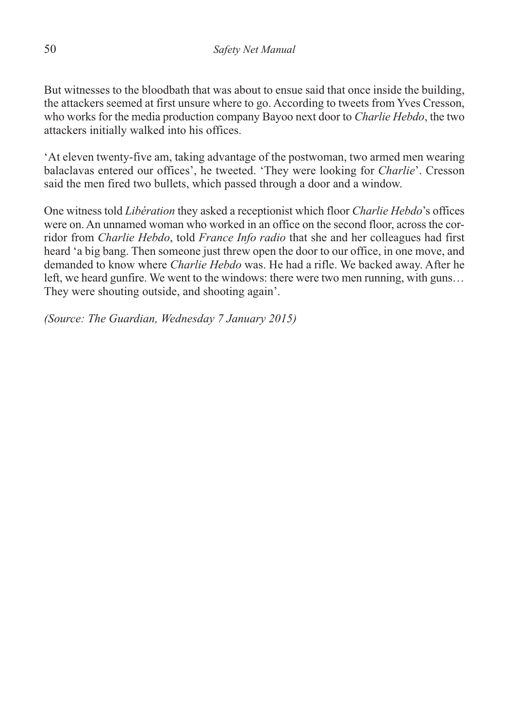But witnesses to the bloodbath that was about to ensue said that once inside the building, the attackers seemed at first unsure where to go. According to tweets from Yves Cresson, who works for the media production company Bayoo next door to *Charlie Hebdo*, the two attackers initially walked into his offices.

'At eleven twenty-five am, taking advantage of the postwoman, two armed men wearing balaclavas entered our offices', he tweeted. 'They were looking for *Charlie*'. Cresson said the men fired two bullets, which passed through a door and a window.

One witness told *Libération* they asked a receptionist which floor *Charlie Hebdo*'s offices were on. An unnamed woman who worked in an office on the second floor, across the corridor from *Charlie Hebdo*, told *France Info radio* that she and her colleagues had first heard 'a big bang. Then someone just threw open the door to our office, in one move, and demanded to know where *Charlie Hebdo* was. He had a rifle. We backed away. After he left, we heard gunfire. We went to the windows: there were two men running, with guns… They were shouting outside, and shooting again'.

*(Source: The Guardian, Wednesday 7 January 2015)*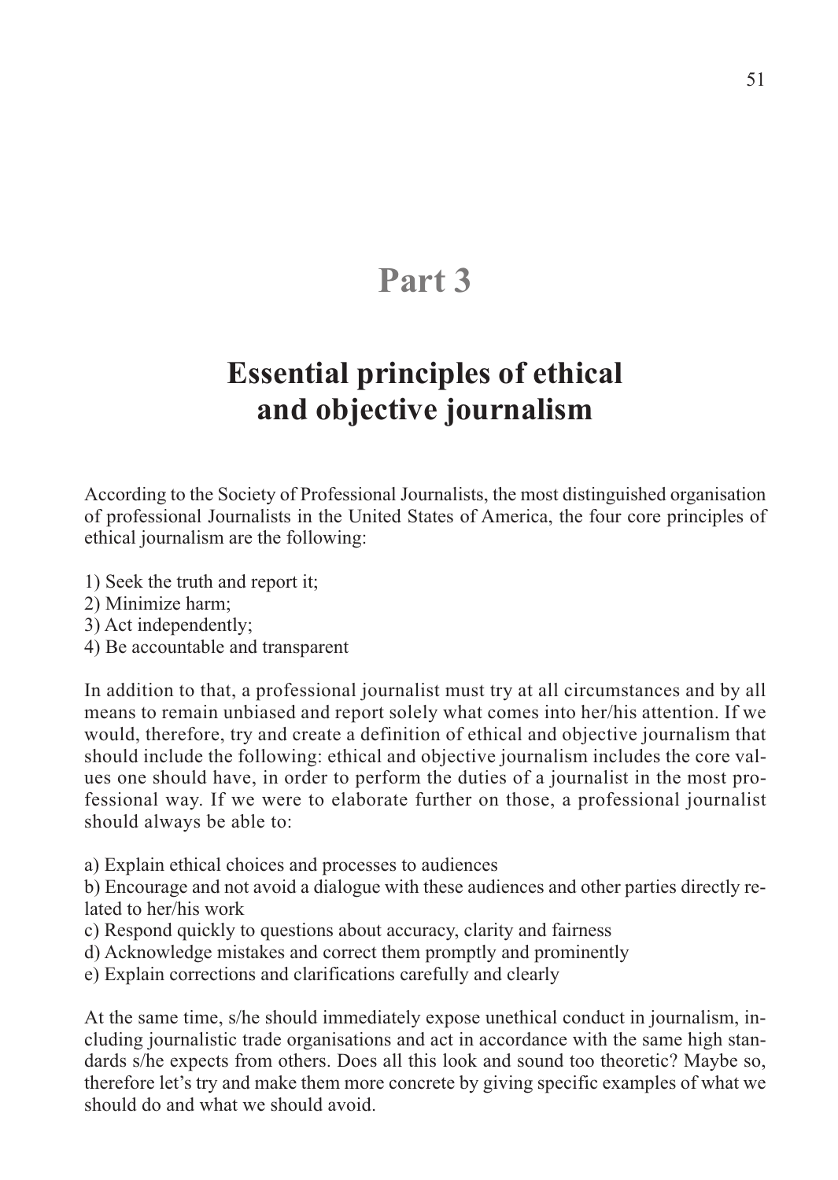# Part 3

## Essential principles of ethical and objective journalism

According to the Society of Professional Journalists, the most distinguished organisation of professional Journalists in the United States of America, the four core principles of ethical journalism are the following:

1) Seek the truth and report it;
2) Minimize harm;
3) Act independently;
4) Be accountable and transparent

In addition to that, a professional journalist must try at all circumstances and by all means to remain unbiased and report solely what comes into her/his attention. If we would, therefore, try and create a definition of ethical and objective journalism that should include the following: ethical and objective journalism includes the core values one should have, in order to perform the duties of a journalist in the most professional way. If we were to elaborate further on those, a professional journalist should always be able to:

a) Explain ethical choices and processes to audiences
b) Encourage and not avoid a dialogue with these audiences and other parties directly related to her/his work
c) Respond quickly to questions about accuracy, clarity and fairness
d) Acknowledge mistakes and correct them promptly and prominently
e) Explain corrections and clarifications carefully and clearly

At the same time, s/he should immediately expose unethical conduct in journalism, including journalistic trade organisations and act in accordance with the same high standards s/he expects from others. Does all this look and sound too theoretic? Maybe so, therefore let's try and make them more concrete by giving specific examples of what we should do and what we should avoid.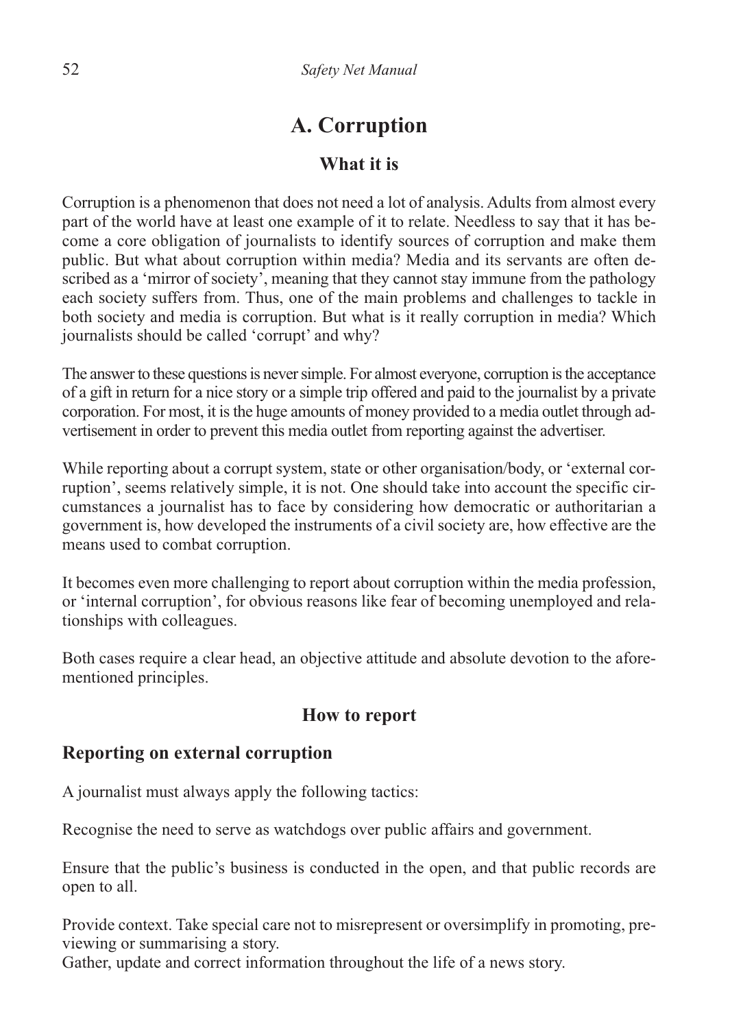# A. Corruption

## What it is

Corruption is a phenomenon that does not need a lot of analysis. Adults from almost every part of the world have at least one example of it to relate. Needless to say that it has become a core obligation of journalists to identify sources of corruption and make them public. But what about corruption within media? Media and its servants are often described as a 'mirror of society', meaning that they cannot stay immune from the pathology each society suffers from. Thus, one of the main problems and challenges to tackle in both society and media is corruption. But what is it really corruption in media? Which journalists should be called 'corrupt' and why?

The answer to these questions is never simple. For almost everyone, corruption is the acceptance of a gift in return for a nice story or a simple trip offered and paid to the journalist by a private corporation. For most, it is the huge amounts of money provided to a media outlet through advertisement in order to prevent this media outlet from reporting against the advertiser.

While reporting about a corrupt system, state or other organisation/body, or 'external corruption', seems relatively simple, it is not. One should take into account the specific circumstances a journalist has to face by considering how democratic or authoritarian a government is, how developed the instruments of a civil society are, how effective are the means used to combat corruption.

It becomes even more challenging to report about corruption within the media profession, or 'internal corruption', for obvious reasons like fear of becoming unemployed and relationships with colleagues.

Both cases require a clear head, an objective attitude and absolute devotion to the aforementioned principles.

## How to report

### Reporting on external corruption

A journalist must always apply the following tactics:

Recognise the need to serve as watchdogs over public affairs and government.

Ensure that the public's business is conducted in the open, and that public records are open to all.

Provide context. Take special care not to misrepresent or oversimplify in promoting, previewing or summarising a story.
Gather, update and correct information throughout the life of a news story.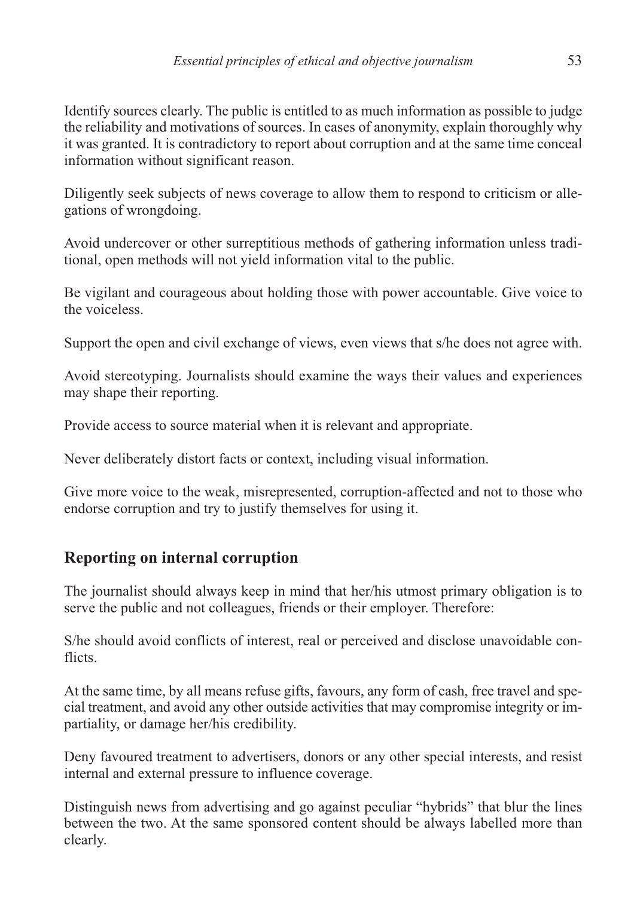Identify sources clearly. The public is entitled to as much information as possible to judge the reliability and motivations of sources. In cases of anonymity, explain thoroughly why it was granted. It is contradictory to report about corruption and at the same time conceal information without significant reason.

Diligently seek subjects of news coverage to allow them to respond to criticism or allegations of wrongdoing.

Avoid undercover or other surreptitious methods of gathering information unless traditional, open methods will not yield information vital to the public.

Be vigilant and courageous about holding those with power accountable. Give voice to the voiceless.

Support the open and civil exchange of views, even views that s/he does not agree with.

Avoid stereotyping. Journalists should examine the ways their values and experiences may shape their reporting.

Provide access to source material when it is relevant and appropriate.

Never deliberately distort facts or context, including visual information.

Give more voice to the weak, misrepresented, corruption-affected and not to those who endorse corruption and try to justify themselves for using it.

## Reporting on internal corruption

The journalist should always keep in mind that her/his utmost primary obligation is to serve the public and not colleagues, friends or their employer. Therefore:

S/he should avoid conflicts of interest, real or perceived and disclose unavoidable conflicts.

At the same time, by all means refuse gifts, favours, any form of cash, free travel and special treatment, and avoid any other outside activities that may compromise integrity or impartiality, or damage her/his credibility.

Deny favoured treatment to advertisers, donors or any other special interests, and resist internal and external pressure to influence coverage.

Distinguish news from advertising and go against peculiar "hybrids" that blur the lines between the two. At the same sponsored content should be always labelled more than clearly.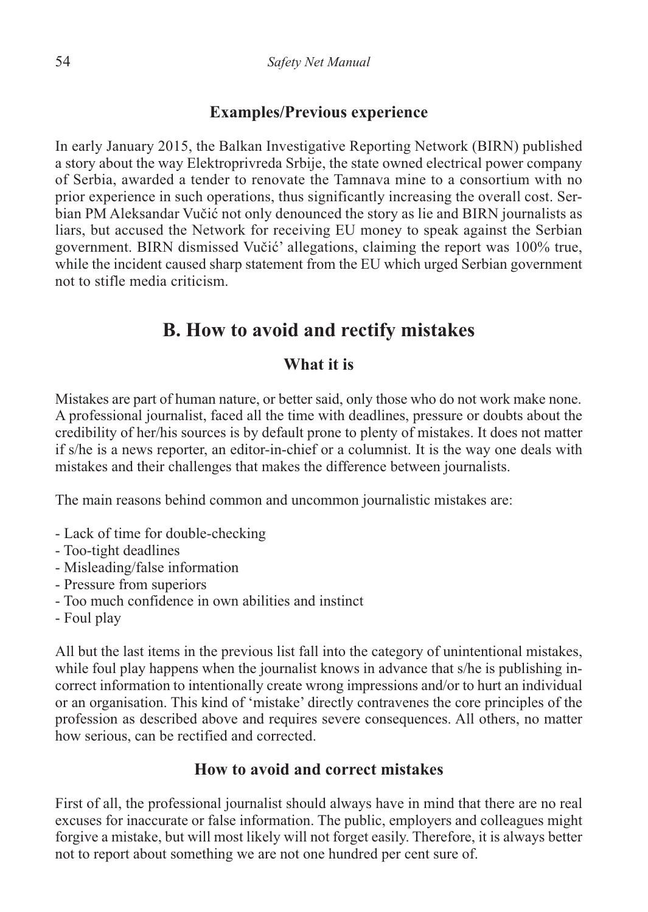### Examples/Previous experience

In early January 2015, the Balkan Investigative Reporting Network (BIRN) published a story about the way Elektroprivreda Srbije, the state owned electrical power company of Serbia, awarded a tender to renovate the Tamnava mine to a consortium with no prior experience in such operations, thus significantly increasing the overall cost. Serbian PM Aleksandar Vučić not only denounced the story as lie and BIRN journalists as liars, but accused the Network for receiving EU money to speak against the Serbian government. BIRN dismissed Vučić' allegations, claiming the report was 100% true, while the incident caused sharp statement from the EU which urged Serbian government not to stifle media criticism.

## B. How to avoid and rectify mistakes

### What it is

Mistakes are part of human nature, or better said, only those who do not work make none. A professional journalist, faced all the time with deadlines, pressure or doubts about the credibility of her/his sources is by default prone to plenty of mistakes. It does not matter if s/he is a news reporter, an editor-in-chief or a columnist. It is the way one deals with mistakes and their challenges that makes the difference between journalists.

The main reasons behind common and uncommon journalistic mistakes are:

- Lack of time for double-checking
- Too-tight deadlines
- Misleading/false information
- Pressure from superiors
- Too much confidence in own abilities and instinct
- Foul play

All but the last items in the previous list fall into the category of unintentional mistakes, while foul play happens when the journalist knows in advance that s/he is publishing incorrect information to intentionally create wrong impressions and/or to hurt an individual or an organisation. This kind of 'mistake' directly contravenes the core principles of the profession as described above and requires severe consequences. All others, no matter how serious, can be rectified and corrected.

### How to avoid and correct mistakes

First of all, the professional journalist should always have in mind that there are no real excuses for inaccurate or false information. The public, employers and colleagues might forgive a mistake, but will most likely will not forget easily. Therefore, it is always better not to report about something we are not one hundred per cent sure of.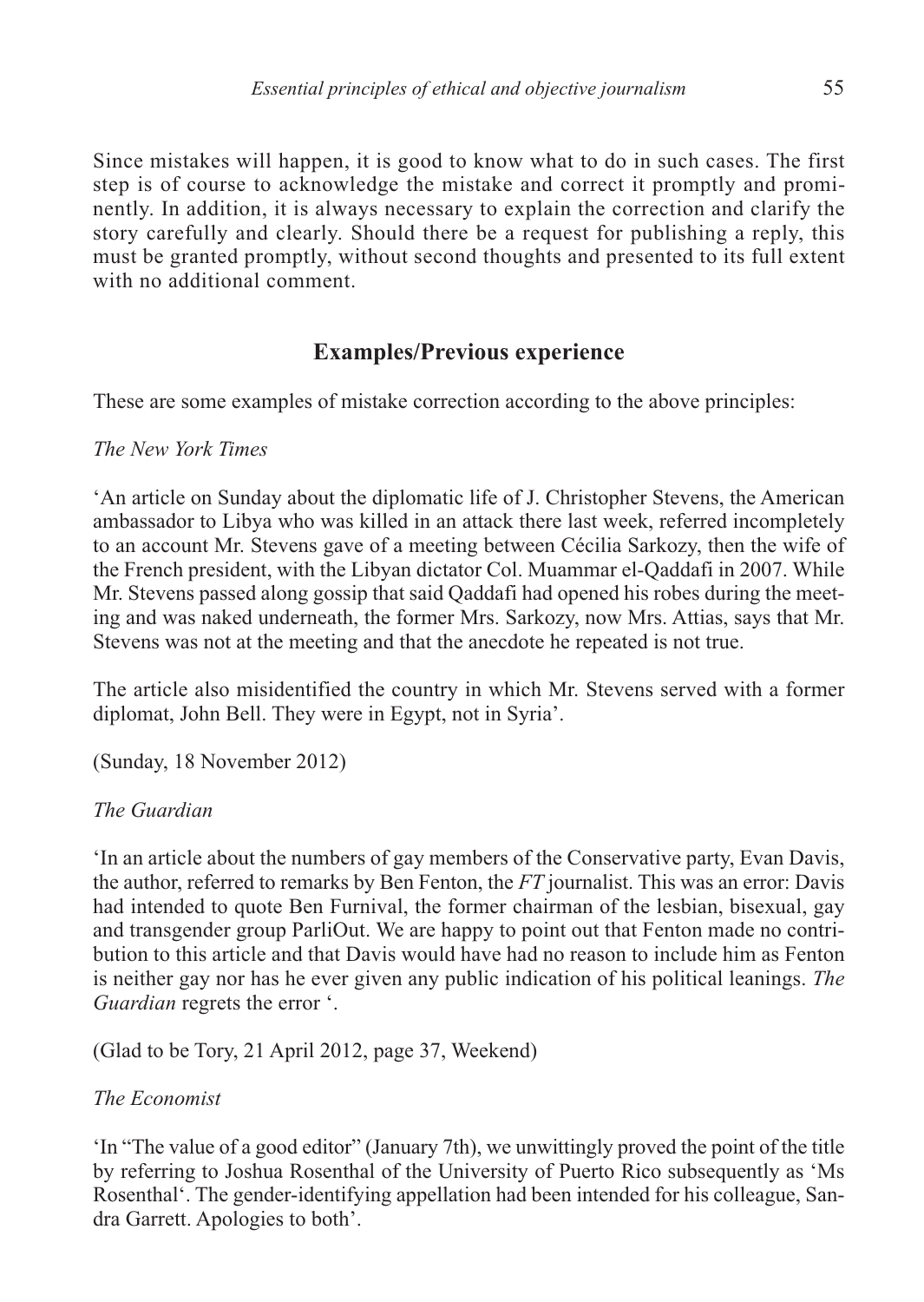Since mistakes will happen, it is good to know what to do in such cases. The first step is of course to acknowledge the mistake and correct it promptly and prominently. In addition, it is always necessary to explain the correction and clarify the story carefully and clearly. Should there be a request for publishing a reply, this must be granted promptly, without second thoughts and presented to its full extent with no additional comment.

## Examples/Previous experience

These are some examples of mistake correction according to the above principles:

*The New York Times*

'An article on Sunday about the diplomatic life of J. Christopher Stevens, the American ambassador to Libya who was killed in an attack there last week, referred incompletely to an account Mr. Stevens gave of a meeting between Cécilia Sarkozy, then the wife of the French president, with the Libyan dictator Col. Muammar el-Qaddafi in 2007. While Mr. Stevens passed along gossip that said Qaddafi had opened his robes during the meeting and was naked underneath, the former Mrs. Sarkozy, now Mrs. Attias, says that Mr. Stevens was not at the meeting and that the anecdote he repeated is not true.

The article also misidentified the country in which Mr. Stevens served with a former diplomat, John Bell. They were in Egypt, not in Syria'.

(Sunday, 18 November 2012)

*The Guardian*

'In an article about the numbers of gay members of the Conservative party, Evan Davis, the author, referred to remarks by Ben Fenton, the *FT* journalist. This was an error: Davis had intended to quote Ben Furnival, the former chairman of the lesbian, bisexual, gay and transgender group ParliOut. We are happy to point out that Fenton made no contribution to this article and that Davis would have had no reason to include him as Fenton is neither gay nor has he ever given any public indication of his political leanings. *The Guardian* regrets the error '.

(Glad to be Tory, 21 April 2012, page 37, Weekend)

*The Economist*

'In "The value of a good editor" (January 7th), we unwittingly proved the point of the title by referring to Joshua Rosenthal of the University of Puerto Rico subsequently as 'Ms Rosenthal'. The gender-identifying appellation had been intended for his colleague, Sandra Garrett. Apologies to both'.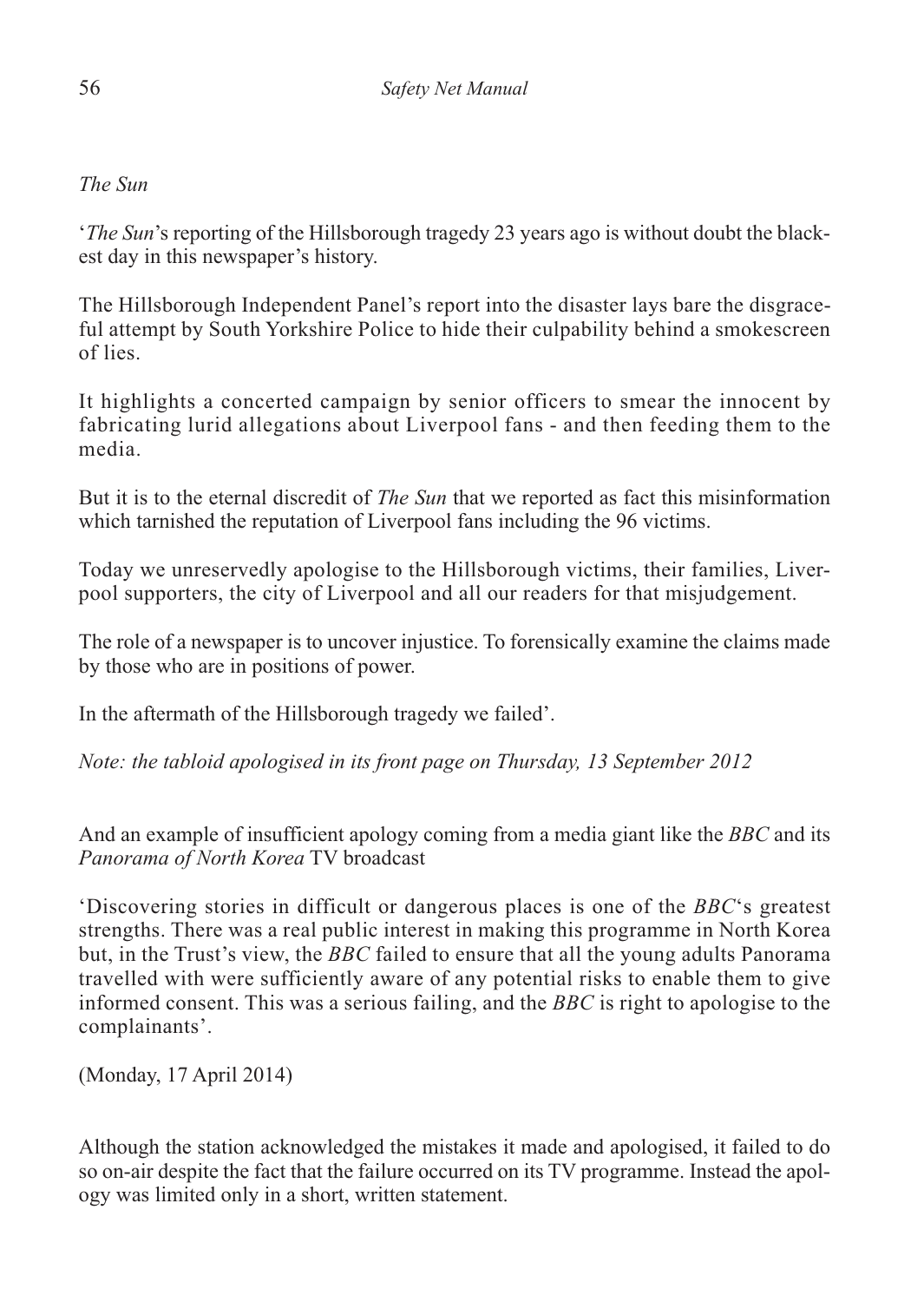*The Sun*

'*The Sun*'s reporting of the Hillsborough tragedy 23 years ago is without doubt the blackest day in this newspaper's history.

The Hillsborough Independent Panel's report into the disaster lays bare the disgraceful attempt by South Yorkshire Police to hide their culpability behind a smokescreen of lies.

It highlights a concerted campaign by senior officers to smear the innocent by fabricating lurid allegations about Liverpool fans - and then feeding them to the media.

But it is to the eternal discredit of *The Sun* that we reported as fact this misinformation which tarnished the reputation of Liverpool fans including the 96 victims.

Today we unreservedly apologise to the Hillsborough victims, their families, Liverpool supporters, the city of Liverpool and all our readers for that misjudgement.

The role of a newspaper is to uncover injustice. To forensically examine the claims made by those who are in positions of power.

In the aftermath of the Hillsborough tragedy we failed'.

*Note: the tabloid apologised in its front page on Thursday, 13 September 2012*

And an example of insufficient apology coming from a media giant like the *BBC* and its *Panorama of North Korea* TV broadcast

'Discovering stories in difficult or dangerous places is one of the *BBC*'s greatest strengths. There was a real public interest in making this programme in North Korea but, in the Trust's view, the *BBC* failed to ensure that all the young adults Panorama travelled with were sufficiently aware of any potential risks to enable them to give informed consent. This was a serious failing, and the *BBC* is right to apologise to the complainants'.

(Monday, 17 April 2014)

Although the station acknowledged the mistakes it made and apologised, it failed to do so on-air despite the fact that the failure occurred on its TV programme. Instead the apology was limited only in a short, written statement.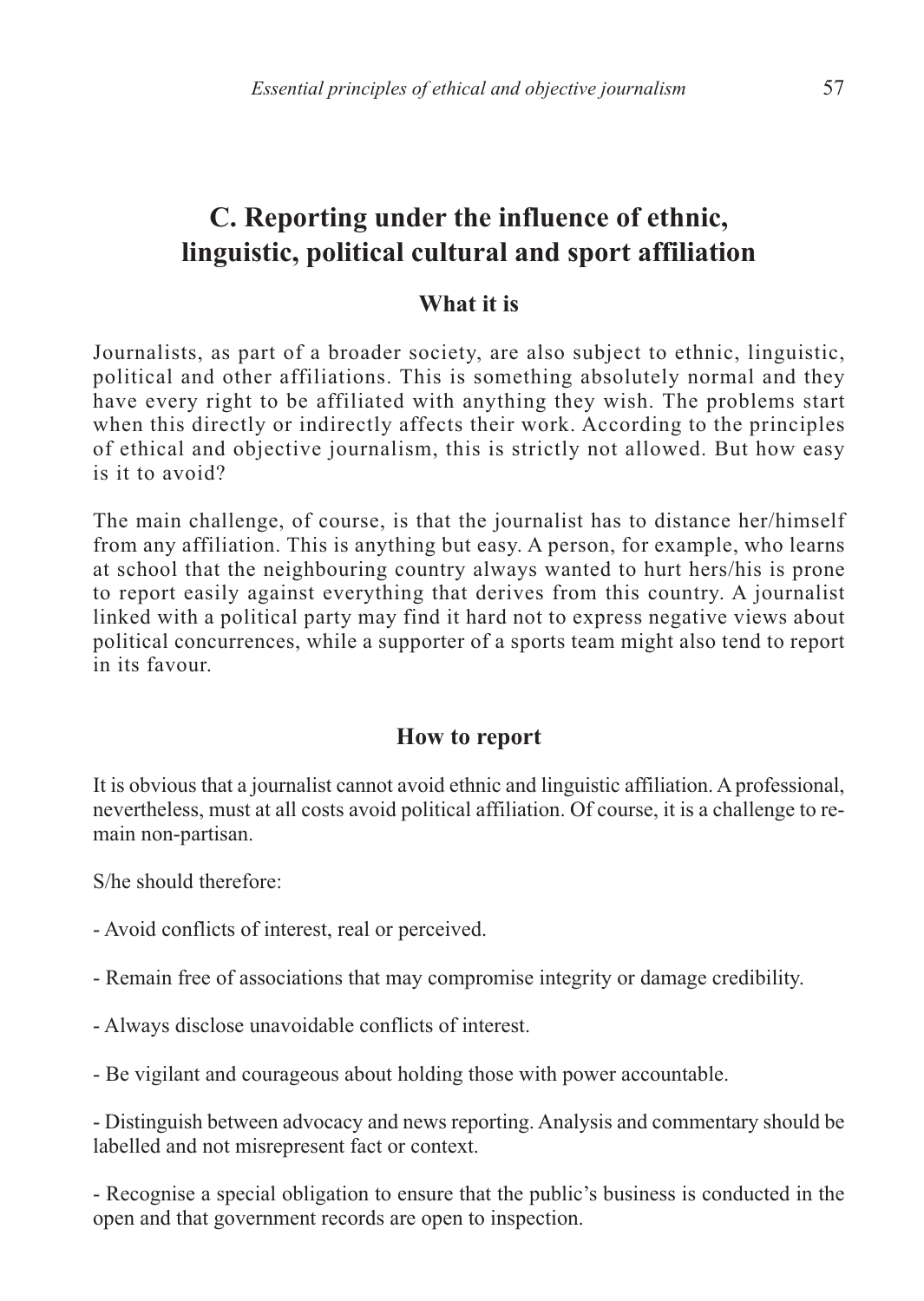## C. Reporting under the influence of ethnic, linguistic, political cultural and sport affiliation

### What it is

Journalists, as part of a broader society, are also subject to ethnic, linguistic, political and other affiliations. This is something absolutely normal and they have every right to be affiliated with anything they wish. The problems start when this directly or indirectly affects their work. According to the principles of ethical and objective journalism, this is strictly not allowed. But how easy is it to avoid?

The main challenge, of course, is that the journalist has to distance her/himself from any affiliation. This is anything but easy. A person, for example, who learns at school that the neighbouring country always wanted to hurt hers/his is prone to report easily against everything that derives from this country. A journalist linked with a political party may find it hard not to express negative views about political concurrences, while a supporter of a sports team might also tend to report in its favour.

### How to report

It is obvious that a journalist cannot avoid ethnic and linguistic affiliation. A professional, nevertheless, must at all costs avoid political affiliation. Of course, it is a challenge to remain non-partisan.

S/he should therefore:

- Avoid conflicts of interest, real or perceived.

- Remain free of associations that may compromise integrity or damage credibility.

- Always disclose unavoidable conflicts of interest.

- Be vigilant and courageous about holding those with power accountable.

- Distinguish between advocacy and news reporting. Analysis and commentary should be labelled and not misrepresent fact or context.

- Recognise a special obligation to ensure that the public's business is conducted in the open and that government records are open to inspection.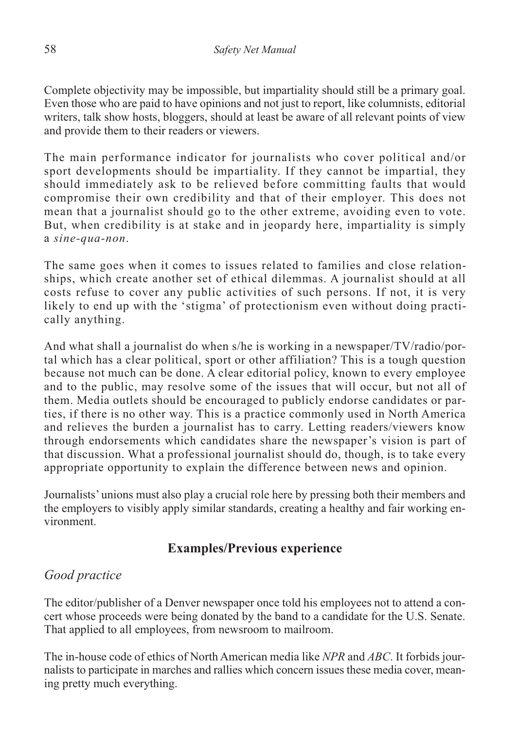Complete objectivity may be impossible, but impartiality should still be a primary goal. Even those who are paid to have opinions and not just to report, like columnists, editorial writers, talk show hosts, bloggers, should at least be aware of all relevant points of view and provide them to their readers or viewers.

The main performance indicator for journalists who cover political and/or sport developments should be impartiality. If they cannot be impartial, they should immediately ask to be relieved before committing faults that would compromise their own credibility and that of their employer. This does not mean that a journalist should go to the other extreme, avoiding even to vote. But, when credibility is at stake and in jeopardy here, impartiality is simply a *sine-qua-non*.

The same goes when it comes to issues related to families and close relationships, which create another set of ethical dilemmas. A journalist should at all costs refuse to cover any public activities of such persons. If not, it is very likely to end up with the 'stigma' of protectionism even without doing practically anything.

And what shall a journalist do when s/he is working in a newspaper/TV/radio/portal which has a clear political, sport or other affiliation? This is a tough question because not much can be done. A clear editorial policy, known to every employee and to the public, may resolve some of the issues that will occur, but not all of them. Media outlets should be encouraged to publicly endorse candidates or parties, if there is no other way. This is a practice commonly used in North America and relieves the burden a journalist has to carry. Letting readers/viewers know through endorsements which candidates share the newspaper's vision is part of that discussion. What a professional journalist should do, though, is to take every appropriate opportunity to explain the difference between news and opinion.

Journalists' unions must also play a crucial role here by pressing both their members and the employers to visibly apply similar standards, creating a healthy and fair working environment.

## Examples/Previous experience

### *Good practice*

The editor/publisher of a Denver newspaper once told his employees not to attend a concert whose proceeds were being donated by the band to a candidate for the U.S. Senate. That applied to all employees, from newsroom to mailroom.

The in-house code of ethics of North American media like *NPR* and *ABC*. It forbids journalists to participate in marches and rallies which concern issues these media cover, meaning pretty much everything.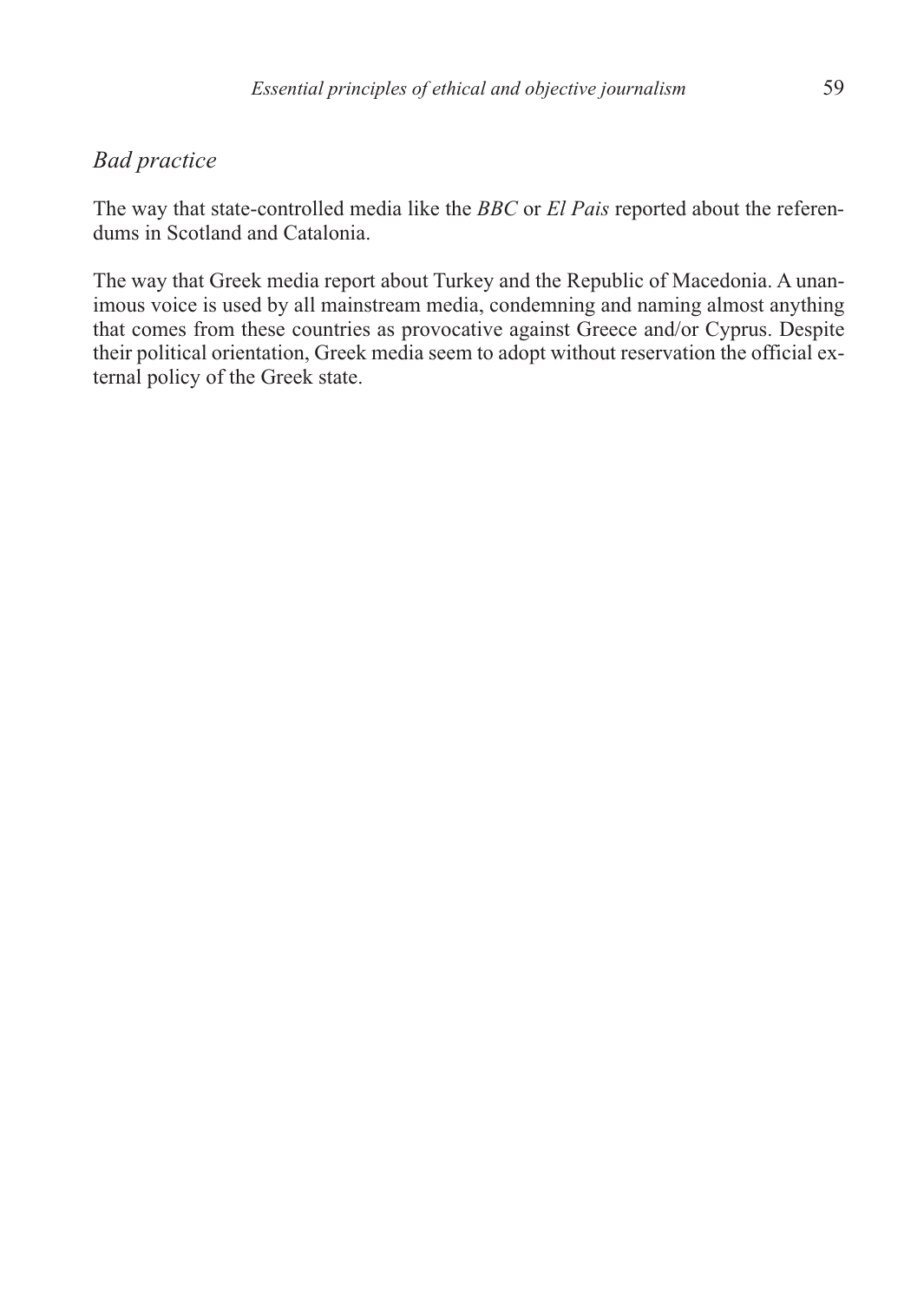## *Bad practice*

The way that state-controlled media like the *BBC* or *El Pais* reported about the referendums in Scotland and Catalonia.

The way that Greek media report about Turkey and the Republic of Macedonia. A unanimous voice is used by all mainstream media, condemning and naming almost anything that comes from these countries as provocative against Greece and/or Cyprus. Despite their political orientation, Greek media seem to adopt without reservation the official external policy of the Greek state.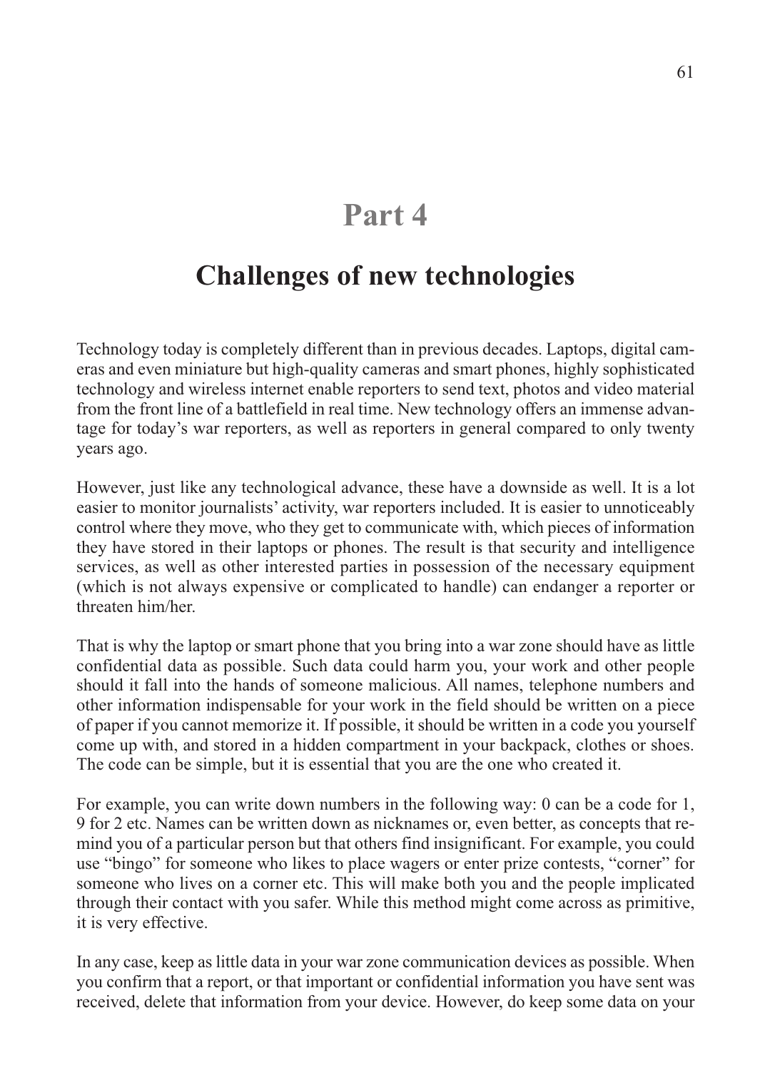# Part 4

## Challenges of new technologies

Technology today is completely different than in previous decades. Laptops, digital cameras and even miniature but high-quality cameras and smart phones, highly sophisticated technology and wireless internet enable reporters to send text, photos and video material from the front line of a battlefield in real time. New technology offers an immense advantage for today's war reporters, as well as reporters in general compared to only twenty years ago.

However, just like any technological advance, these have a downside as well. It is a lot easier to monitor journalists' activity, war reporters included. It is easier to unnoticeably control where they move, who they get to communicate with, which pieces of information they have stored in their laptops or phones. The result is that security and intelligence services, as well as other interested parties in possession of the necessary equipment (which is not always expensive or complicated to handle) can endanger a reporter or threaten him/her.

That is why the laptop or smart phone that you bring into a war zone should have as little confidential data as possible. Such data could harm you, your work and other people should it fall into the hands of someone malicious. All names, telephone numbers and other information indispensable for your work in the field should be written on a piece of paper if you cannot memorize it. If possible, it should be written in a code you yourself come up with, and stored in a hidden compartment in your backpack, clothes or shoes. The code can be simple, but it is essential that you are the one who created it.

For example, you can write down numbers in the following way: 0 can be a code for 1, 9 for 2 etc. Names can be written down as nicknames or, even better, as concepts that remind you of a particular person but that others find insignificant. For example, you could use "bingo" for someone who likes to place wagers or enter prize contests, "corner" for someone who lives on a corner etc. This will make both you and the people implicated through their contact with you safer. While this method might come across as primitive, it is very effective.

In any case, keep as little data in your war zone communication devices as possible. When you confirm that a report, or that important or confidential information you have sent was received, delete that information from your device. However, do keep some data on your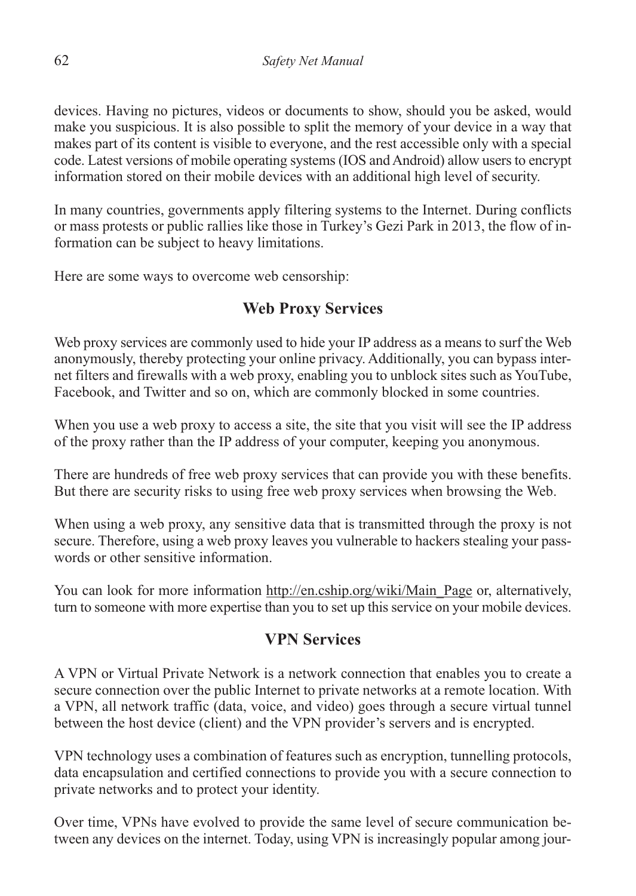devices. Having no pictures, videos or documents to show, should you be asked, would make you suspicious. It is also possible to split the memory of your device in a way that makes part of its content is visible to everyone, and the rest accessible only with a special code. Latest versions of mobile operating systems (IOS and Android) allow users to encrypt information stored on their mobile devices with an additional high level of security.

In many countries, governments apply filtering systems to the Internet. During conflicts or mass protests or public rallies like those in Turkey's Gezi Park in 2013, the flow of information can be subject to heavy limitations.

Here are some ways to overcome web censorship:

## Web Proxy Services

Web proxy services are commonly used to hide your IP address as a means to surf the Web anonymously, thereby protecting your online privacy. Additionally, you can bypass internet filters and firewalls with a web proxy, enabling you to unblock sites such as YouTube, Facebook, and Twitter and so on, which are commonly blocked in some countries.

When you use a web proxy to access a site, the site that you visit will see the IP address of the proxy rather than the IP address of your computer, keeping you anonymous.

There are hundreds of free web proxy services that can provide you with these benefits. But there are security risks to using free web proxy services when browsing the Web.

When using a web proxy, any sensitive data that is transmitted through the proxy is not secure. Therefore, using a web proxy leaves you vulnerable to hackers stealing your passwords or other sensitive information.

You can look for more information http://en.cship.org/wiki/Main_Page or, alternatively, turn to someone with more expertise than you to set up this service on your mobile devices.

## VPN Services

A VPN or Virtual Private Network is a network connection that enables you to create a secure connection over the public Internet to private networks at a remote location. With a VPN, all network traffic (data, voice, and video) goes through a secure virtual tunnel between the host device (client) and the VPN provider's servers and is encrypted.

VPN technology uses a combination of features such as encryption, tunnelling protocols, data encapsulation and certified connections to provide you with a secure connection to private networks and to protect your identity.

Over time, VPNs have evolved to provide the same level of secure communication between any devices on the internet. Today, using VPN is increasingly popular among jour-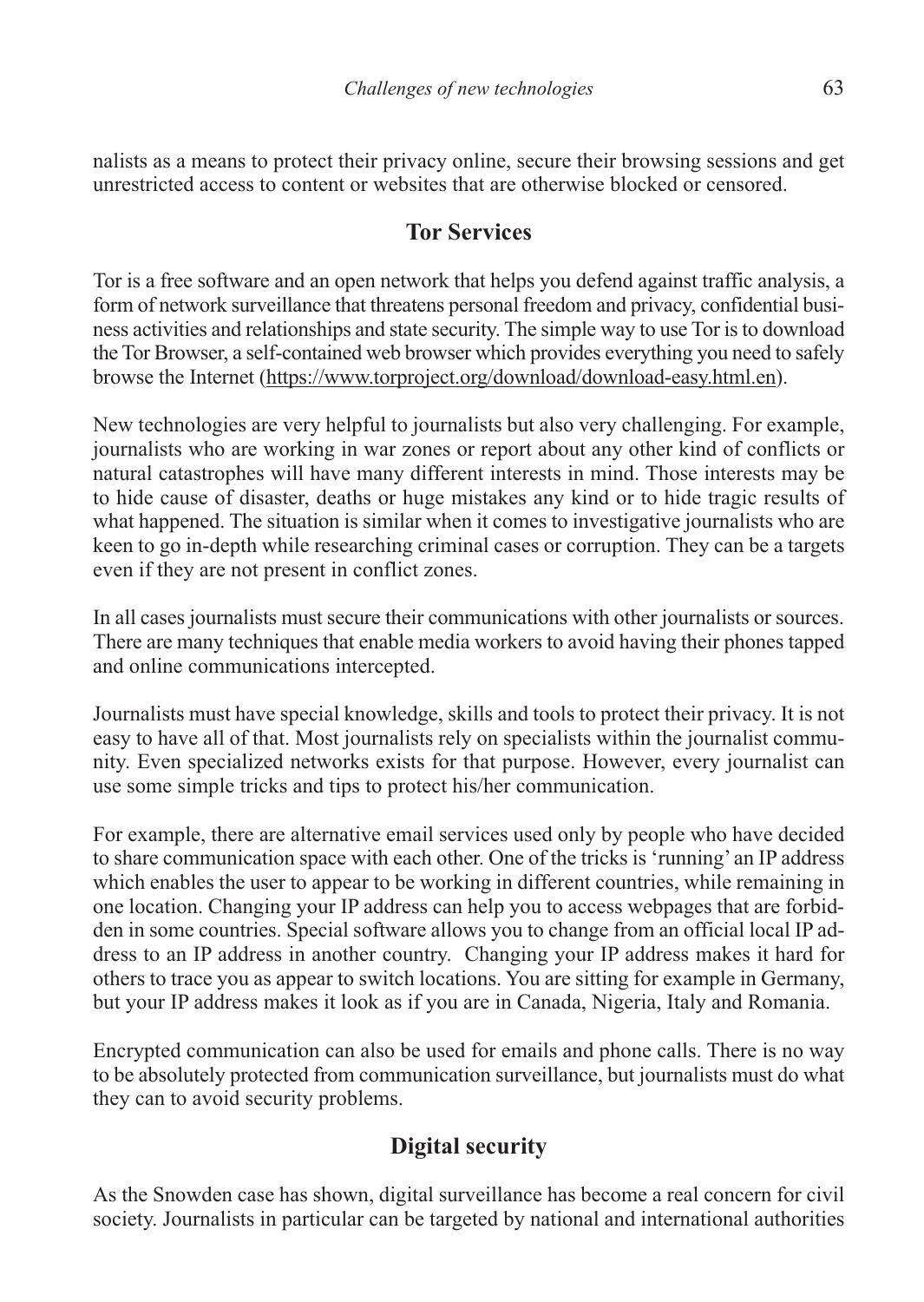nalists as a means to protect their privacy online, secure their browsing sessions and get unrestricted access to content or websites that are otherwise blocked or censored.

## Tor Services

Tor is a free software and an open network that helps you defend against traffic analysis, a form of network surveillance that threatens personal freedom and privacy, confidential business activities and relationships and state security. The simple way to use Tor is to download the Tor Browser, a self-contained web browser which provides everything you need to safely browse the Internet (https://www.torproject.org/download/download-easy.html.en).

New technologies are very helpful to journalists but also very challenging. For example, journalists who are working in war zones or report about any other kind of conflicts or natural catastrophes will have many different interests in mind. Those interests may be to hide cause of disaster, deaths or huge mistakes any kind or to hide tragic results of what happened. The situation is similar when it comes to investigative journalists who are keen to go in-depth while researching criminal cases or corruption. They can be a targets even if they are not present in conflict zones.

In all cases journalists must secure their communications with other journalists or sources. There are many techniques that enable media workers to avoid having their phones tapped and online communications intercepted.

Journalists must have special knowledge, skills and tools to protect their privacy. It is not easy to have all of that. Most journalists rely on specialists within the journalist community. Even specialized networks exists for that purpose. However, every journalist can use some simple tricks and tips to protect his/her communication.

For example, there are alternative email services used only by people who have decided to share communication space with each other. One of the tricks is 'running' an IP address which enables the user to appear to be working in different countries, while remaining in one location. Changing your IP address can help you to access webpages that are forbidden in some countries. Special software allows you to change from an official local IP address to an IP address in another country. Changing your IP address makes it hard for others to trace you as appear to switch locations. You are sitting for example in Germany, but your IP address makes it look as if you are in Canada, Nigeria, Italy and Romania.

Encrypted communication can also be used for emails and phone calls. There is no way to be absolutely protected from communication surveillance, but journalists must do what they can to avoid security problems.

## Digital security

As the Snowden case has shown, digital surveillance has become a real concern for civil society. Journalists in particular can be targeted by national and international authorities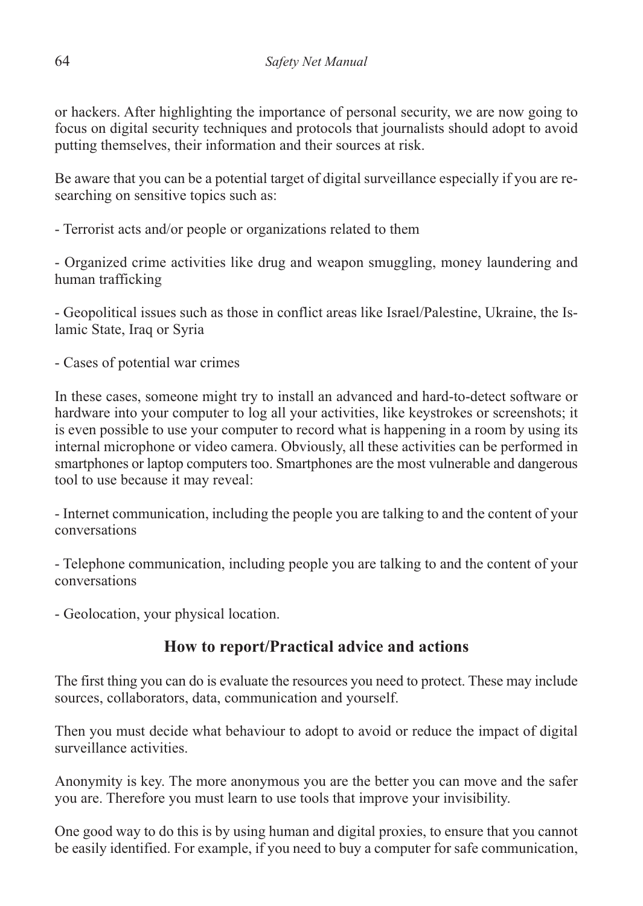or hackers. After highlighting the importance of personal security, we are now going to focus on digital security techniques and protocols that journalists should adopt to avoid putting themselves, their information and their sources at risk.

Be aware that you can be a potential target of digital surveillance especially if you are researching on sensitive topics such as:

- Terrorist acts and/or people or organizations related to them

- Organized crime activities like drug and weapon smuggling, money laundering and human trafficking

- Geopolitical issues such as those in conflict areas like Israel/Palestine, Ukraine, the Islamic State, Iraq or Syria

- Cases of potential war crimes

In these cases, someone might try to install an advanced and hard-to-detect software or hardware into your computer to log all your activities, like keystrokes or screenshots; it is even possible to use your computer to record what is happening in a room by using its internal microphone or video camera. Obviously, all these activities can be performed in smartphones or laptop computers too. Smartphones are the most vulnerable and dangerous tool to use because it may reveal:

- Internet communication, including the people you are talking to and the content of your conversations

- Telephone communication, including people you are talking to and the content of your conversations

- Geolocation, your physical location.

## How to report/Practical advice and actions

The first thing you can do is evaluate the resources you need to protect. These may include sources, collaborators, data, communication and yourself.

Then you must decide what behaviour to adopt to avoid or reduce the impact of digital surveillance activities.

Anonymity is key. The more anonymous you are the better you can move and the safer you are. Therefore you must learn to use tools that improve your invisibility.

One good way to do this is by using human and digital proxies, to ensure that you cannot be easily identified. For example, if you need to buy a computer for safe communication,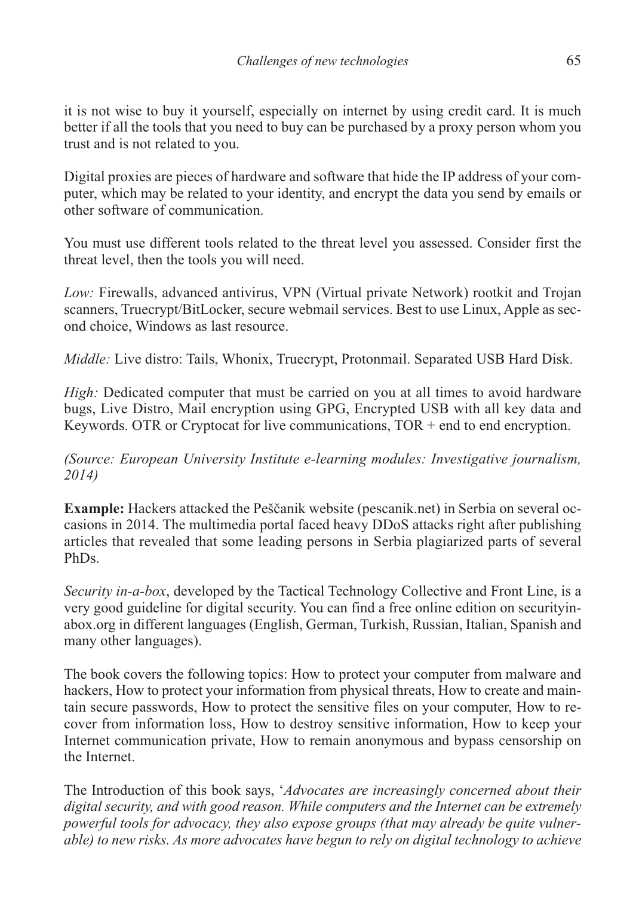it is not wise to buy it yourself, especially on internet by using credit card. It is much better if all the tools that you need to buy can be purchased by a proxy person whom you trust and is not related to you.

Digital proxies are pieces of hardware and software that hide the IP address of your computer, which may be related to your identity, and encrypt the data you send by emails or other software of communication.

You must use different tools related to the threat level you assessed. Consider first the threat level, then the tools you will need.

*Low:* Firewalls, advanced antivirus, VPN (Virtual private Network) rootkit and Trojan scanners, Truecrypt/BitLocker, secure webmail services. Best to use Linux, Apple as second choice, Windows as last resource.

*Middle:* Live distro: Tails, Whonix, Truecrypt, Protonmail. Separated USB Hard Disk.

*High:* Dedicated computer that must be carried on you at all times to avoid hardware bugs, Live Distro, Mail encryption using GPG, Encrypted USB with all key data and Keywords. OTR or Cryptocat for live communications, TOR + end to end encryption.

*(Source: European University Institute e-learning modules: Investigative journalism, 2014)*

**Example:** Hackers attacked the Peščanik website (pescanik.net) in Serbia on several occasions in 2014. The multimedia portal faced heavy DDoS attacks right after publishing articles that revealed that some leading persons in Serbia plagiarized parts of several PhDs.

*Security in-a-box*, developed by the Tactical Technology Collective and Front Line, is a very good guideline for digital security. You can find a free online edition on securityinabox.org in different languages (English, German, Turkish, Russian, Italian, Spanish and many other languages).

The book covers the following topics: How to protect your computer from malware and hackers, How to protect your information from physical threats, How to create and maintain secure passwords, How to protect the sensitive files on your computer, How to recover from information loss, How to destroy sensitive information, How to keep your Internet communication private, How to remain anonymous and bypass censorship on the Internet.

The Introduction of this book says, '*Advocates are increasingly concerned about their digital security, and with good reason. While computers and the Internet can be extremely powerful tools for advocacy, they also expose groups (that may already be quite vulnerable) to new risks. As more advocates have begun to rely on digital technology to achieve*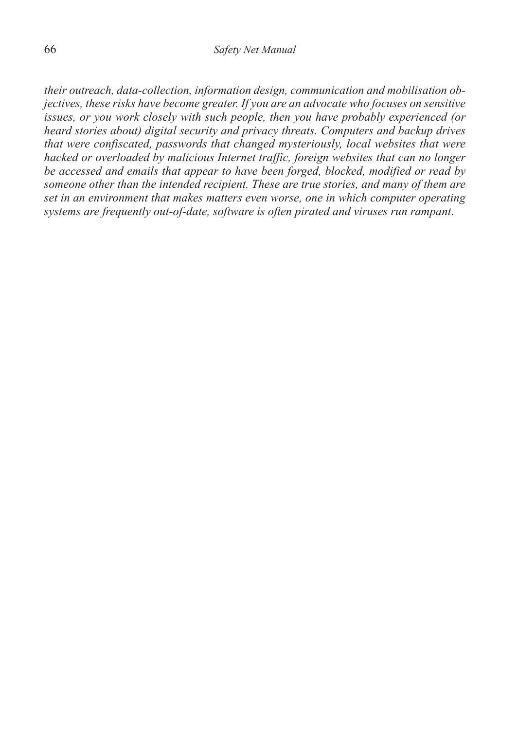*their outreach, data-collection, information design, communication and mobilisation objectives, these risks have become greater. If you are an advocate who focuses on sensitive issues, or you work closely with such people, then you have probably experienced (or heard stories about) digital security and privacy threats. Computers and backup drives that were confiscated, passwords that changed mysteriously, local websites that were hacked or overloaded by malicious Internet traffic, foreign websites that can no longer be accessed and emails that appear to have been forged, blocked, modified or read by someone other than the intended recipient. These are true stories, and many of them are set in an environment that makes matters even worse, one in which computer operating systems are frequently out-of-date, software is often pirated and viruses run rampant.*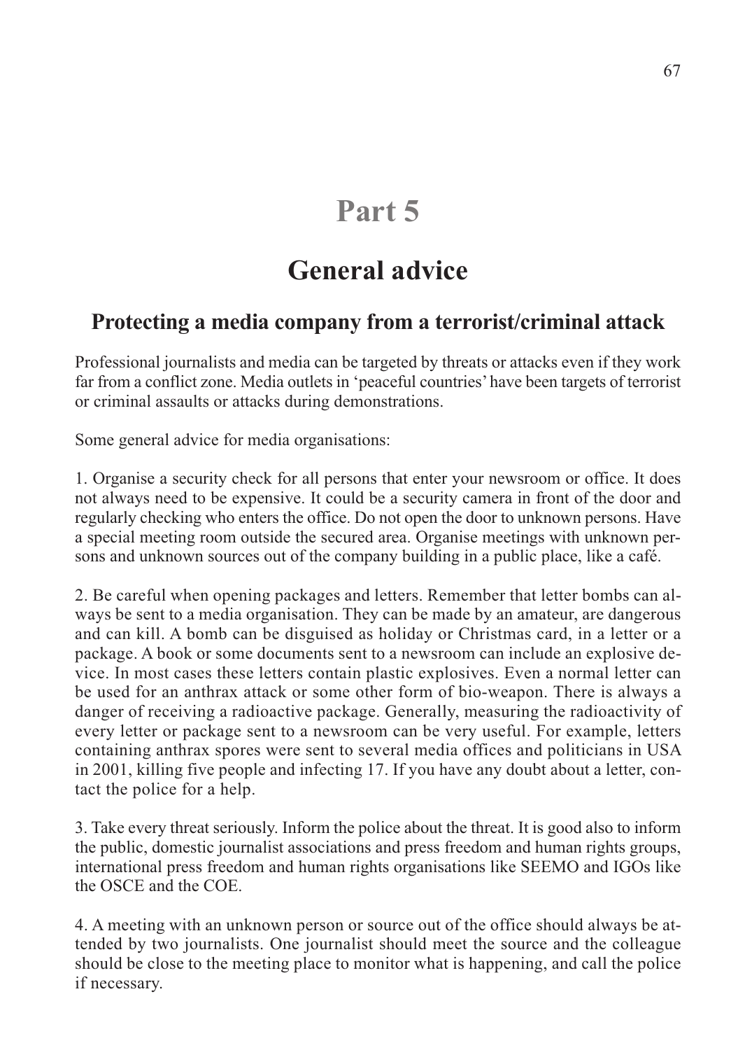# Part 5

# General advice

## Protecting a media company from a terrorist/criminal attack

Professional journalists and media can be targeted by threats or attacks even if they work far from a conflict zone. Media outlets in 'peaceful countries' have been targets of terrorist or criminal assaults or attacks during demonstrations.

Some general advice for media organisations:

1. Organise a security check for all persons that enter your newsroom or office. It does not always need to be expensive. It could be a security camera in front of the door and regularly checking who enters the office. Do not open the door to unknown persons. Have a special meeting room outside the secured area. Organise meetings with unknown persons and unknown sources out of the company building in a public place, like a café.

2. Be careful when opening packages and letters. Remember that letter bombs can always be sent to a media organisation. They can be made by an amateur, are dangerous and can kill. A bomb can be disguised as holiday or Christmas card, in a letter or a package. A book or some documents sent to a newsroom can include an explosive device. In most cases these letters contain plastic explosives. Even a normal letter can be used for an anthrax attack or some other form of bio-weapon. There is always a danger of receiving a radioactive package. Generally, measuring the radioactivity of every letter or package sent to a newsroom can be very useful. For example, letters containing anthrax spores were sent to several media offices and politicians in USA in 2001, killing five people and infecting 17. If you have any doubt about a letter, contact the police for a help.

3. Take every threat seriously. Inform the police about the threat. It is good also to inform the public, domestic journalist associations and press freedom and human rights groups, international press freedom and human rights organisations like SEEMO and IGOs like the OSCE and the COE.

4. A meeting with an unknown person or source out of the office should always be attended by two journalists. One journalist should meet the source and the colleague should be close to the meeting place to monitor what is happening, and call the police if necessary.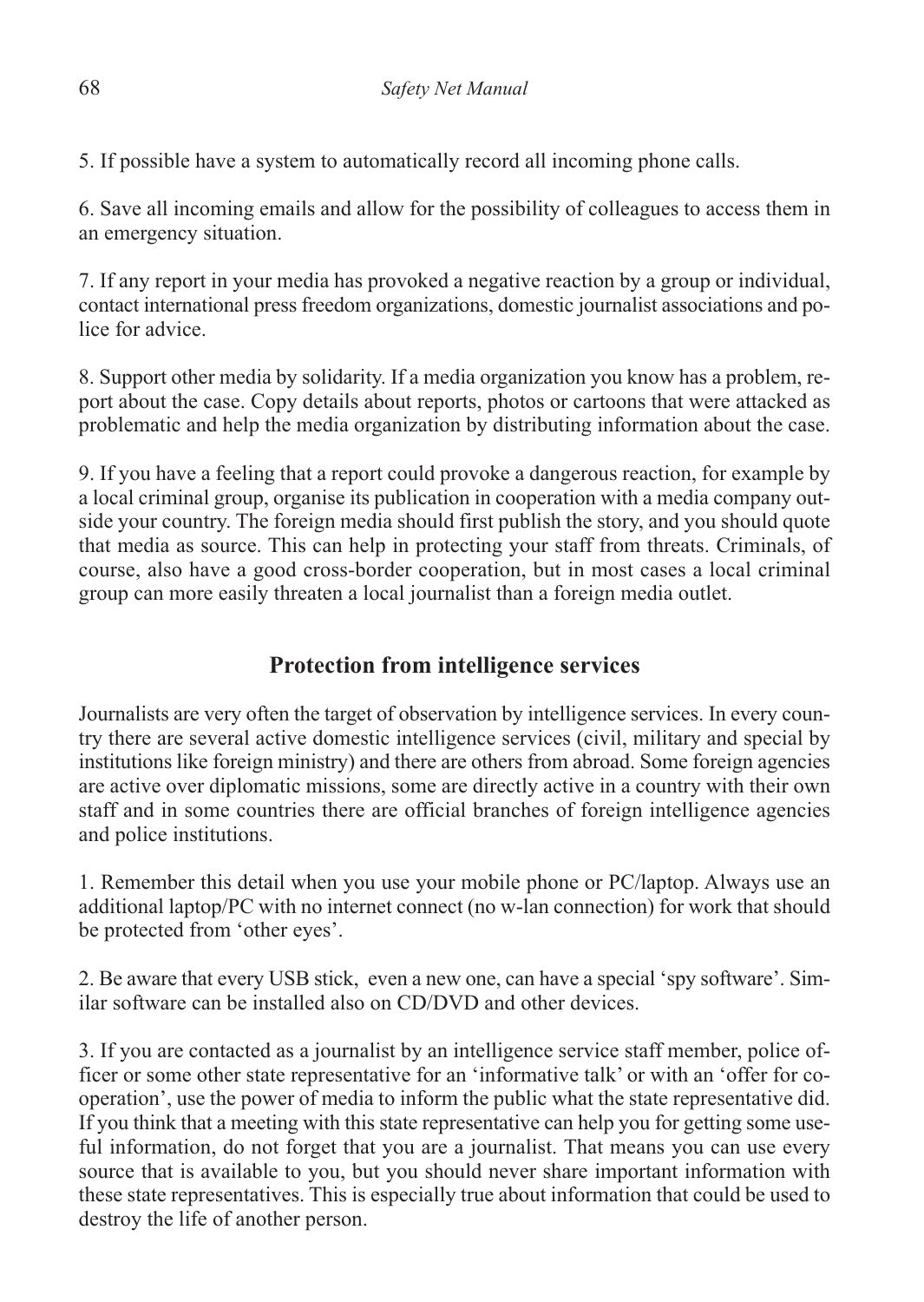5. If possible have a system to automatically record all incoming phone calls.

6. Save all incoming emails and allow for the possibility of colleagues to access them in an emergency situation.

7. If any report in your media has provoked a negative reaction by a group or individual, contact international press freedom organizations, domestic journalist associations and police for advice.

8. Support other media by solidarity. If a media organization you know has a problem, report about the case. Copy details about reports, photos or cartoons that were attacked as problematic and help the media organization by distributing information about the case.

9. If you have a feeling that a report could provoke a dangerous reaction, for example by a local criminal group, organise its publication in cooperation with a media company outside your country. The foreign media should first publish the story, and you should quote that media as source. This can help in protecting your staff from threats. Criminals, of course, also have a good cross-border cooperation, but in most cases a local criminal group can more easily threaten a local journalist than a foreign media outlet.

## Protection from intelligence services

Journalists are very often the target of observation by intelligence services. In every country there are several active domestic intelligence services (civil, military and special by institutions like foreign ministry) and there are others from abroad. Some foreign agencies are active over diplomatic missions, some are directly active in a country with their own staff and in some countries there are official branches of foreign intelligence agencies and police institutions.

1. Remember this detail when you use your mobile phone or PC/laptop. Always use an additional laptop/PC with no internet connect (no w-lan connection) for work that should be protected from 'other eyes'.

2. Be aware that every USB stick, even a new one, can have a special 'spy software'. Similar software can be installed also on CD/DVD and other devices.

3. If you are contacted as a journalist by an intelligence service staff member, police officer or some other state representative for an 'informative talk' or with an 'offer for co-operation', use the power of media to inform the public what the state representative did. If you think that a meeting with this state representative can help you for getting some useful information, do not forget that you are a journalist. That means you can use every source that is available to you, but you should never share important information with these state representatives. This is especially true about information that could be used to destroy the life of another person.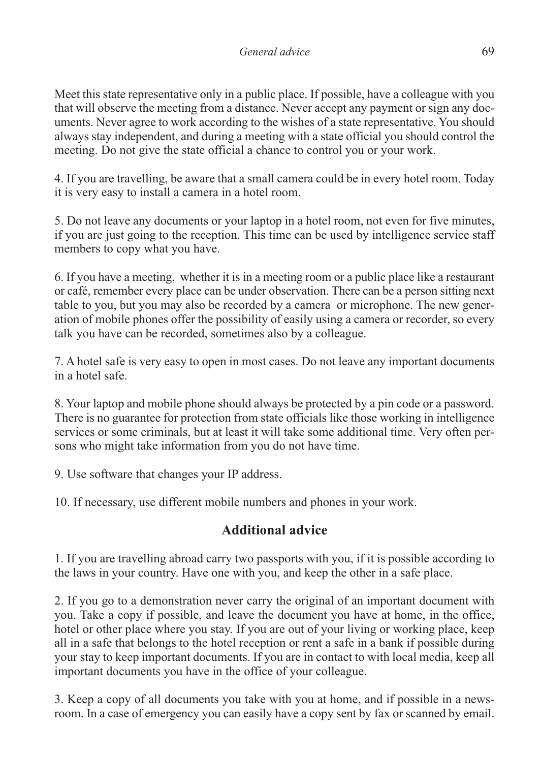Meet this state representative only in a public place. If possible, have a colleague with you that will observe the meeting from a distance. Never accept any payment or sign any documents. Never agree to work according to the wishes of a state representative. You should always stay independent, and during a meeting with a state official you should control the meeting. Do not give the state official a chance to control you or your work.

4. If you are travelling, be aware that a small camera could be in every hotel room. Today it is very easy to install a camera in a hotel room.

5. Do not leave any documents or your laptop in a hotel room, not even for five minutes, if you are just going to the reception. This time can be used by intelligence service staff members to copy what you have.

6. If you have a meeting, whether it is in a meeting room or a public place like a restaurant or café, remember every place can be under observation. There can be a person sitting next table to you, but you may also be recorded by a camera or microphone. The new generation of mobile phones offer the possibility of easily using a camera or recorder, so every talk you have can be recorded, sometimes also by a colleague.

7. A hotel safe is very easy to open in most cases. Do not leave any important documents in a hotel safe.

8. Your laptop and mobile phone should always be protected by a pin code or a password. There is no guarantee for protection from state officials like those working in intelligence services or some criminals, but at least it will take some additional time. Very often persons who might take information from you do not have time.

9. Use software that changes your IP address.

10. If necessary, use different mobile numbers and phones in your work.

## Additional advice

1. If you are travelling abroad carry two passports with you, if it is possible according to the laws in your country. Have one with you, and keep the other in a safe place.

2. If you go to a demonstration never carry the original of an important document with you. Take a copy if possible, and leave the document you have at home, in the office, hotel or other place where you stay. If you are out of your living or working place, keep all in a safe that belongs to the hotel reception or rent a safe in a bank if possible during your stay to keep important documents. If you are in contact to with local media, keep all important documents you have in the office of your colleague.

3. Keep a copy of all documents you take with you at home, and if possible in a newsroom. In a case of emergency you can easily have a copy sent by fax or scanned by email.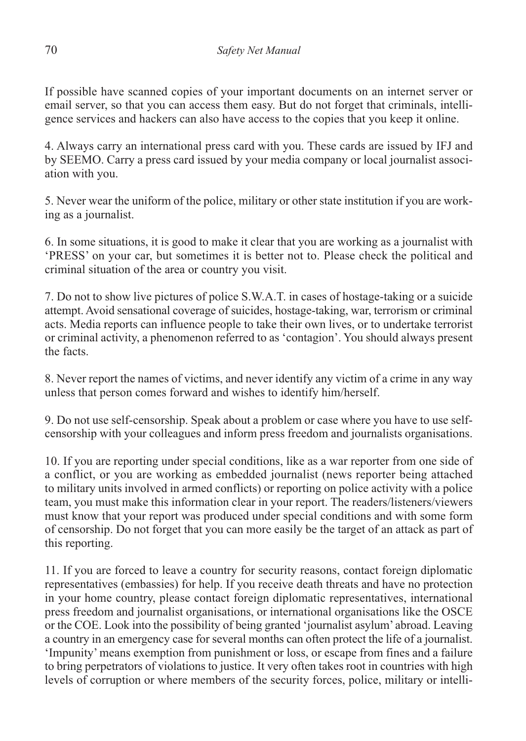If possible have scanned copies of your important documents on an internet server or email server, so that you can access them easy. But do not forget that criminals, intelligence services and hackers can also have access to the copies that you keep it online.

4. Always carry an international press card with you. These cards are issued by IFJ and by SEEMO. Carry a press card issued by your media company or local journalist association with you.

5. Never wear the uniform of the police, military or other state institution if you are working as a journalist.

6. In some situations, it is good to make it clear that you are working as a journalist with 'PRESS' on your car, but sometimes it is better not to. Please check the political and criminal situation of the area or country you visit.

7. Do not to show live pictures of police S.W.A.T. in cases of hostage-taking or a suicide attempt. Avoid sensational coverage of suicides, hostage-taking, war, terrorism or criminal acts. Media reports can influence people to take their own lives, or to undertake terrorist or criminal activity, a phenomenon referred to as 'contagion'. You should always present the facts.

8. Never report the names of victims, and never identify any victim of a crime in any way unless that person comes forward and wishes to identify him/herself.

9. Do not use self-censorship. Speak about a problem or case where you have to use self-censorship with your colleagues and inform press freedom and journalists organisations.

10. If you are reporting under special conditions, like as a war reporter from one side of a conflict, or you are working as embedded journalist (news reporter being attached to military units involved in armed conflicts) or reporting on police activity with a police team, you must make this information clear in your report. The readers/listeners/viewers must know that your report was produced under special conditions and with some form of censorship. Do not forget that you can more easily be the target of an attack as part of this reporting.

11. If you are forced to leave a country for security reasons, contact foreign diplomatic representatives (embassies) for help. If you receive death threats and have no protection in your home country, please contact foreign diplomatic representatives, international press freedom and journalist organisations, or international organisations like the OSCE or the COE. Look into the possibility of being granted 'journalist asylum' abroad. Leaving a country in an emergency case for several months can often protect the life of a journalist. 'Impunity' means exemption from punishment or loss, or escape from fines and a failure to bring perpetrators of violations to justice. It very often takes root in countries with high levels of corruption or where members of the security forces, police, military or intelli-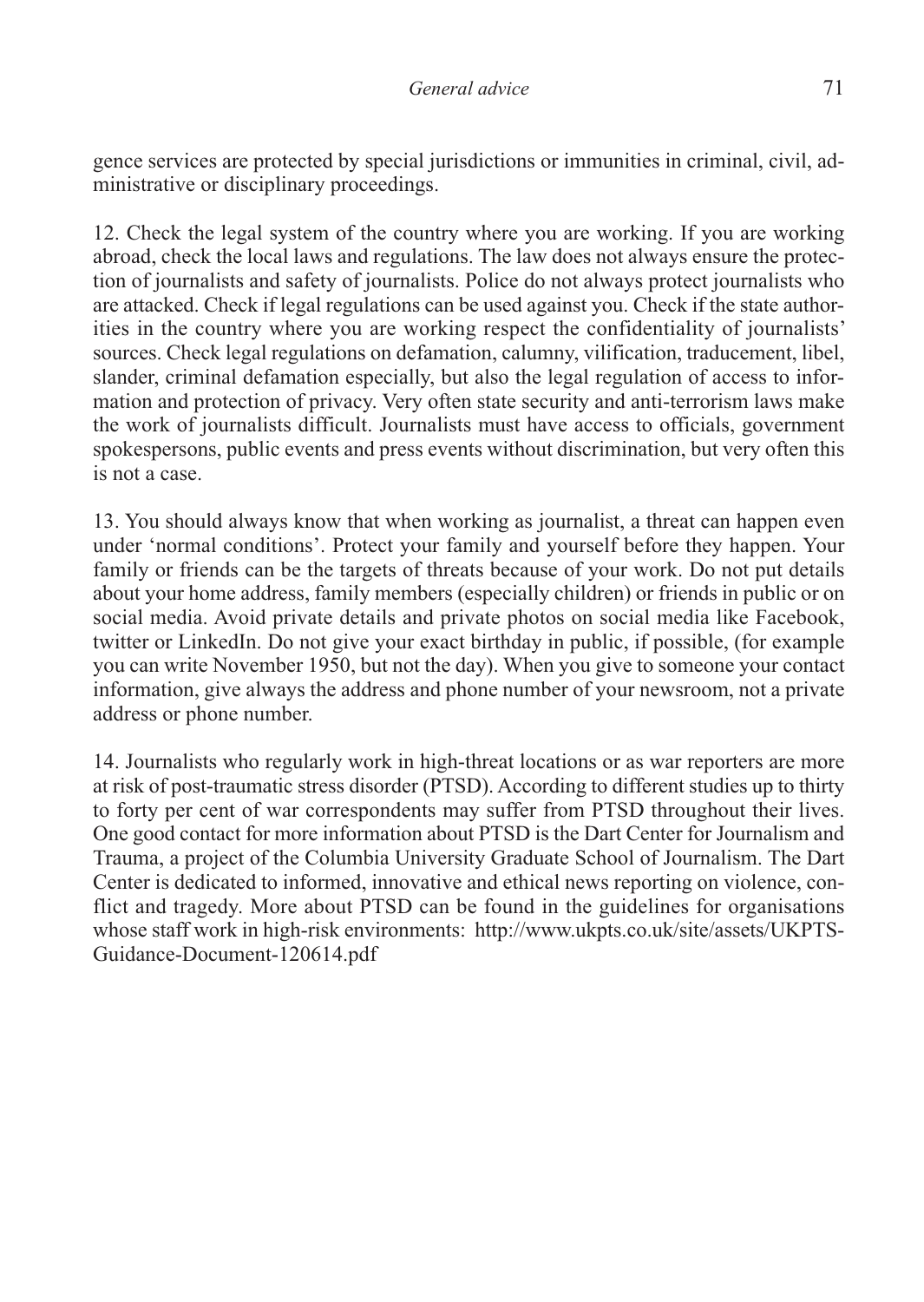gence services are protected by special jurisdictions or immunities in criminal, civil, administrative or disciplinary proceedings.

12. Check the legal system of the country where you are working. If you are working abroad, check the local laws and regulations. The law does not always ensure the protection of journalists and safety of journalists. Police do not always protect journalists who are attacked. Check if legal regulations can be used against you. Check if the state authorities in the country where you are working respect the confidentiality of journalists' sources. Check legal regulations on defamation, calumny, vilification, traducement, libel, slander, criminal defamation especially, but also the legal regulation of access to information and protection of privacy. Very often state security and anti-terrorism laws make the work of journalists difficult. Journalists must have access to officials, government spokespersons, public events and press events without discrimination, but very often this is not a case.

13. You should always know that when working as journalist, a threat can happen even under 'normal conditions'. Protect your family and yourself before they happen. Your family or friends can be the targets of threats because of your work. Do not put details about your home address, family members (especially children) or friends in public or on social media. Avoid private details and private photos on social media like Facebook, twitter or LinkedIn. Do not give your exact birthday in public, if possible, (for example you can write November 1950, but not the day). When you give to someone your contact information, give always the address and phone number of your newsroom, not a private address or phone number.

14. Journalists who regularly work in high-threat locations or as war reporters are more at risk of post-traumatic stress disorder (PTSD). According to different studies up to thirty to forty per cent of war correspondents may suffer from PTSD throughout their lives. One good contact for more information about PTSD is the Dart Center for Journalism and Trauma, a project of the Columbia University Graduate School of Journalism. The Dart Center is dedicated to informed, innovative and ethical news reporting on violence, conflict and tragedy. More about PTSD can be found in the guidelines for organisations whose staff work in high-risk environments: http://www.ukpts.co.uk/site/assets/UKPTS-Guidance-Document-120614.pdf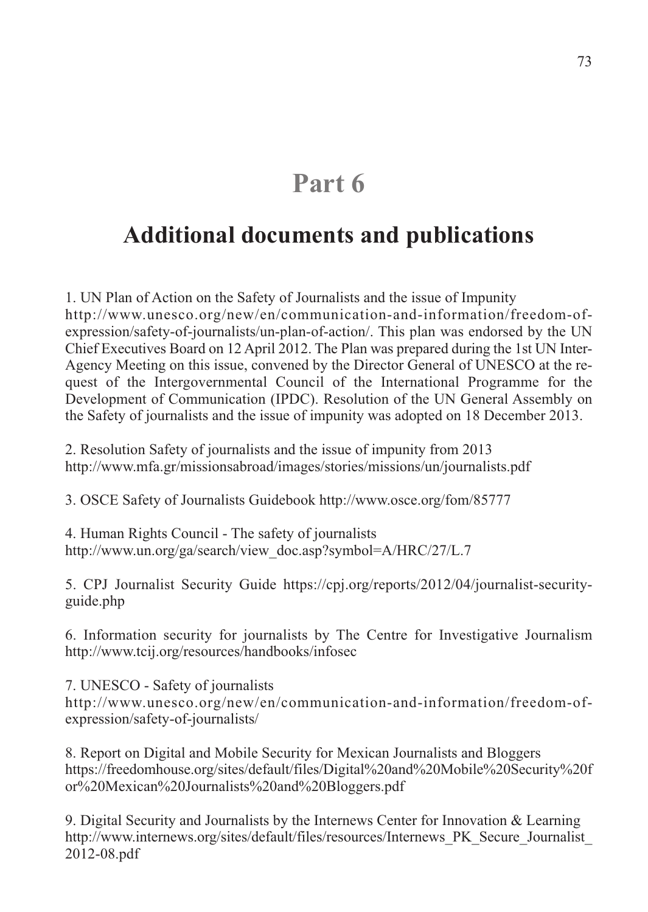# Part 6

## Additional documents and publications

1. UN Plan of Action on the Safety of Journalists and the issue of Impunity http://www.unesco.org/new/en/communication-and-information/freedom-of-expression/safety-of-journalists/un-plan-of-action/. This plan was endorsed by the UN Chief Executives Board on 12 April 2012. The Plan was prepared during the 1st UN Inter-Agency Meeting on this issue, convened by the Director General of UNESCO at the request of the Intergovernmental Council of the International Programme for the Development of Communication (IPDC). Resolution of the UN General Assembly on the Safety of journalists and the issue of impunity was adopted on 18 December 2013.

2. Resolution Safety of journalists and the issue of impunity from 2013 http://www.mfa.gr/missionsabroad/images/stories/missions/un/journalists.pdf

3. OSCE Safety of Journalists Guidebook http://www.osce.org/fom/85777

4. Human Rights Council - The safety of journalists http://www.un.org/ga/search/view_doc.asp?symbol=A/HRC/27/L.7

5. CPJ Journalist Security Guide https://cpj.org/reports/2012/04/journalist-security-guide.php

6. Information security for journalists by The Centre for Investigative Journalism http://www.tcij.org/resources/handbooks/infosec

7. UNESCO - Safety of journalists http://www.unesco.org/new/en/communication-and-information/freedom-of-expression/safety-of-journalists/

8. Report on Digital and Mobile Security for Mexican Journalists and Bloggers https://freedomhouse.org/sites/default/files/Digital%20and%20Mobile%20Security%20for%20Mexican%20Journalists%20and%20Bloggers.pdf

9. Digital Security and Journalists by the Internews Center for Innovation & Learning http://www.internews.org/sites/default/files/resources/Internews_PK_Secure_Journalist_2012-08.pdf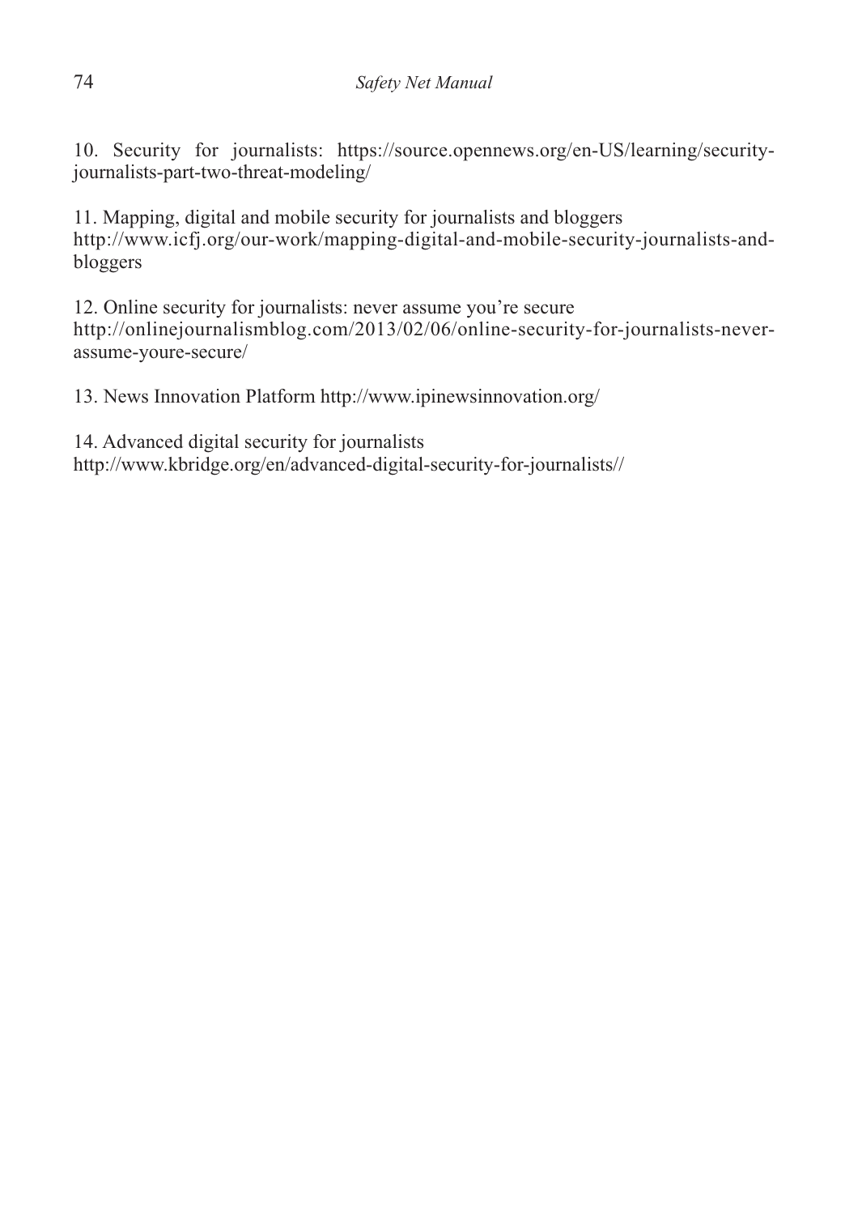10. Security for journalists: https://source.opennews.org/en-US/learning/security-journalists-part-two-threat-modeling/

11. Mapping, digital and mobile security for journalists and bloggers
http://www.icfj.org/our-work/mapping-digital-and-mobile-security-journalists-and-bloggers

12. Online security for journalists: never assume you're secure
http://onlinejournalismblog.com/2013/02/06/online-security-for-journalists-never-assume-youre-secure/

13. News Innovation Platform http://www.ipinewsinnovation.org/

14. Advanced digital security for journalists
http://www.kbridge.org/en/advanced-digital-security-for-journalists//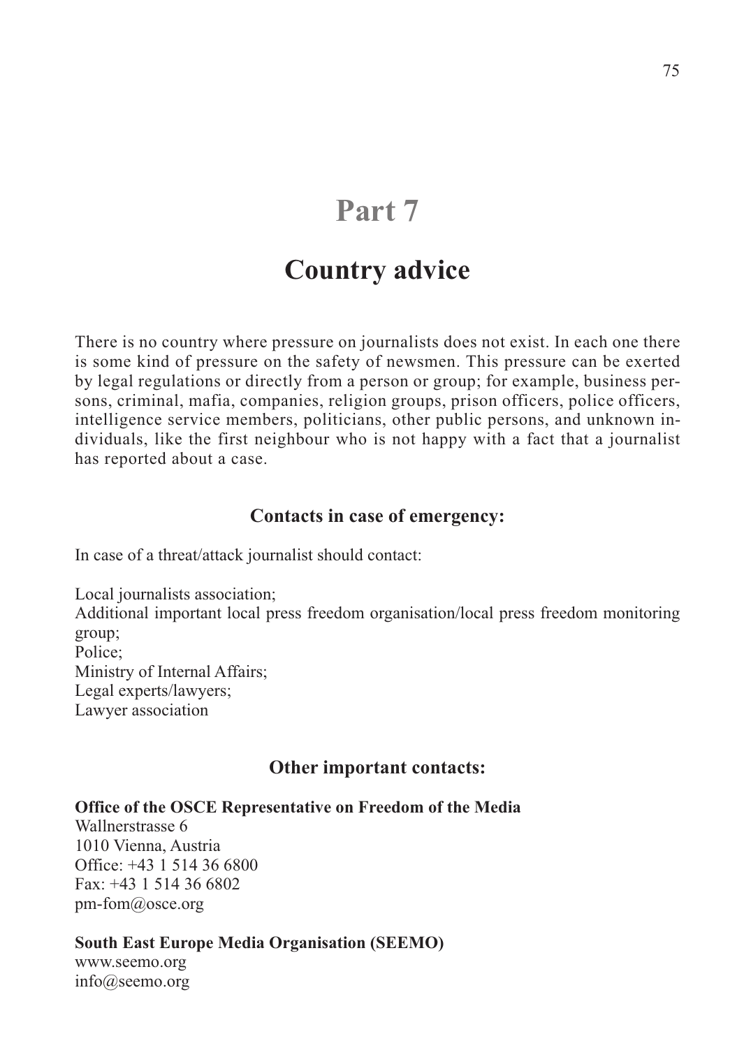# Part 7

## Country advice

There is no country where pressure on journalists does not exist. In each one there is some kind of pressure on the safety of newsmen. This pressure can be exerted by legal regulations or directly from a person or group; for example, business persons, criminal, mafia, companies, religion groups, prison officers, police officers, intelligence service members, politicians, other public persons, and unknown individuals, like the first neighbour who is not happy with a fact that a journalist has reported about a case.

### Contacts in case of emergency:

In case of a threat/attack journalist should contact:

Local journalists association;
Additional important local press freedom organisation/local press freedom monitoring group;
Police;
Ministry of Internal Affairs;
Legal experts/lawyers;
Lawyer association

### Other important contacts:

**Office of the OSCE Representative on Freedom of the Media**
Wallnerstrasse 6
1010 Vienna, Austria
Office: +43 1 514 36 6800
Fax: +43 1 514 36 6802
pm-fom@osce.org

**South East Europe Media Organisation (SEEMO)**
www.seemo.org
info@seemo.org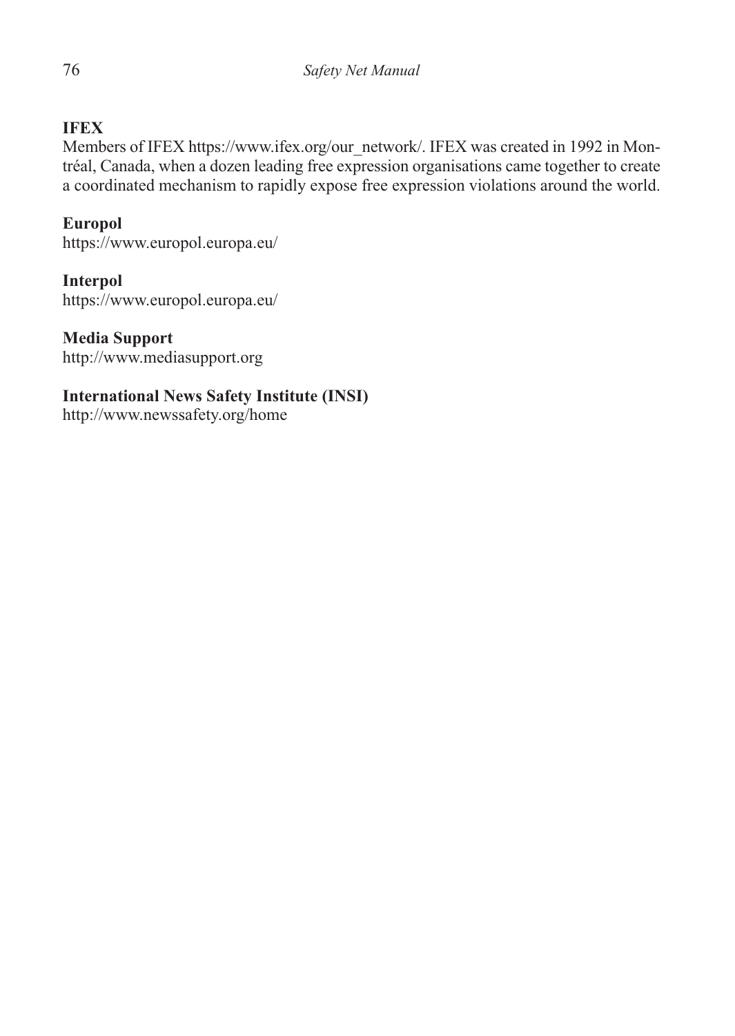**IFEX**

Members of IFEX https://www.ifex.org/our_network/. IFEX was created in 1992 in Montréal, Canada, when a dozen leading free expression organisations came together to create a coordinated mechanism to rapidly expose free expression violations around the world.

**Europol**

https://www.europol.europa.eu/

**Interpol**

https://www.europol.europa.eu/

**Media Support**

http://www.mediasupport.org

**International News Safety Institute (INSI)**

http://www.newssafety.org/home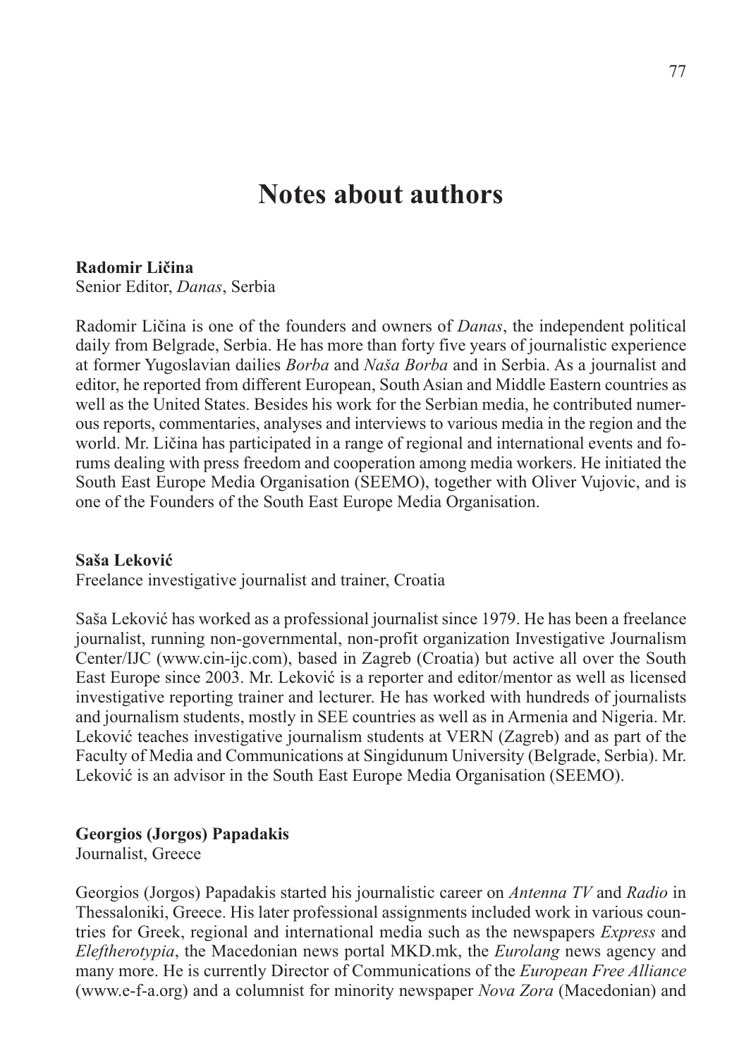# Notes about authors

**Radomir Ličina**
Senior Editor, *Danas*, Serbia

Radomir Ličina is one of the founders and owners of *Danas*, the independent political daily from Belgrade, Serbia. He has more than forty five years of journalistic experience at former Yugoslavian dailies *Borba* and *Naša Borba* and in Serbia. As a journalist and editor, he reported from different European, South Asian and Middle Eastern countries as well as the United States. Besides his work for the Serbian media, he contributed numerous reports, commentaries, analyses and interviews to various media in the region and the world. Mr. Ličina has participated in a range of regional and international events and forums dealing with press freedom and cooperation among media workers. He initiated the South East Europe Media Organisation (SEEMO), together with Oliver Vujovic, and is one of the Founders of the South East Europe Media Organisation.

**Saša Leković**
Freelance investigative journalist and trainer, Croatia

Saša Leković has worked as a professional journalist since 1979. He has been a freelance journalist, running non-governmental, non-profit organization Investigative Journalism Center/IJC (www.cin-ijc.com), based in Zagreb (Croatia) but active all over the South East Europe since 2003. Mr. Leković is a reporter and editor/mentor as well as licensed investigative reporting trainer and lecturer. He has worked with hundreds of journalists and journalism students, mostly in SEE countries as well as in Armenia and Nigeria. Mr. Leković teaches investigative journalism students at VERN (Zagreb) and as part of the Faculty of Media and Communications at Singidunum University (Belgrade, Serbia). Mr. Leković is an advisor in the South East Europe Media Organisation (SEEMO).

**Georgios (Jorgos) Papadakis**
Journalist, Greece

Georgios (Jorgos) Papadakis started his journalistic career on *Antenna TV* and *Radio* in Thessaloniki, Greece. His later professional assignments included work in various countries for Greek, regional and international media such as the newspapers *Express* and *Eleftherotypia*, the Macedonian news portal MKD.mk, the *Eurolang* news agency and many more. He is currently Director of Communications of the *European Free Alliance* (www.e-f-a.org) and a columnist for minority newspaper *Nova Zora* (Macedonian) and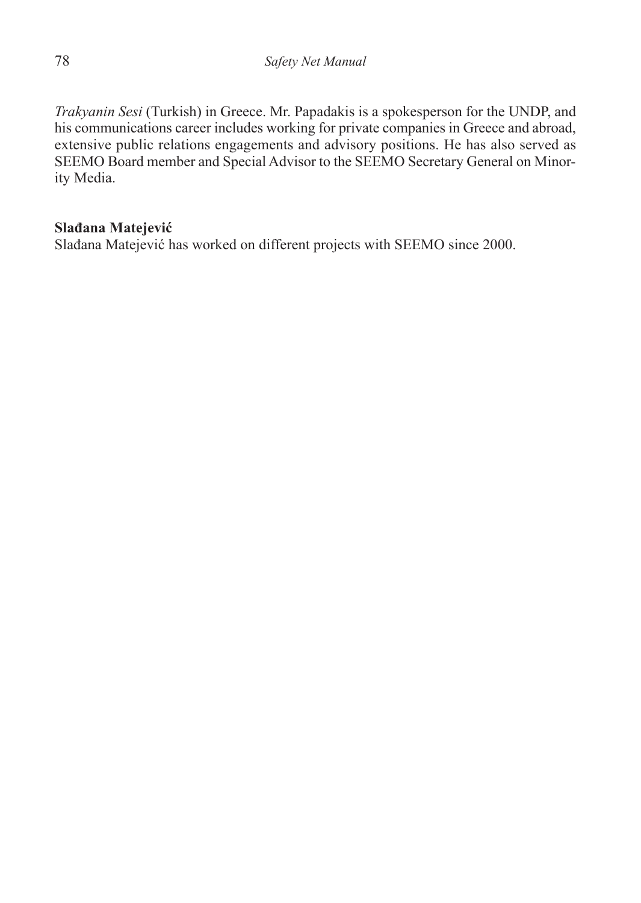*Trakyanin Sesi* (Turkish) in Greece. Mr. Papadakis is a spokesperson for the UNDP, and his communications career includes working for private companies in Greece and abroad, extensive public relations engagements and advisory positions. He has also served as SEEMO Board member and Special Advisor to the SEEMO Secretary General on Minority Media.

**Slađana Matejević**

Slađana Matejević has worked on different projects with SEEMO since 2000.